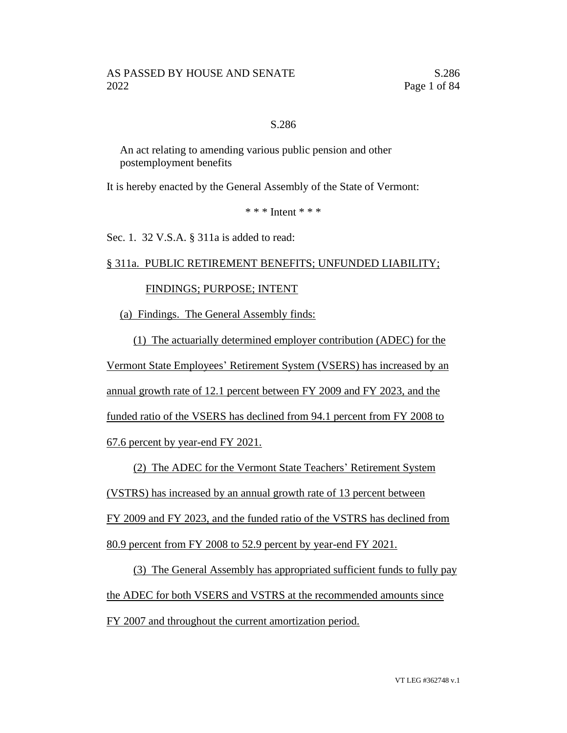S.286

An act relating to amending various public pension and other postemployment benefits

It is hereby enacted by the General Assembly of the State of Vermont:

\* \* \* Intent \* \* \*

Sec. 1. 32 V.S.A. § 311a is added to read:

§ 311a. PUBLIC RETIREMENT BENEFITS; UNFUNDED LIABILITY; FINDINGS; PURPOSE; INTENT

(a) Findings. The General Assembly finds:

(1) The actuarially determined employer contribution (ADEC) for the Vermont State Employees' Retirement System (VSERS) has increased by an annual growth rate of 12.1 percent between FY 2009 and FY 2023, and the funded ratio of the VSERS has declined from 94.1 percent from FY 2008 to 67.6 percent by year-end FY 2021.

(2) The ADEC for the Vermont State Teachers' Retirement System (VSTRS) has increased by an annual growth rate of 13 percent between FY 2009 and FY 2023, and the funded ratio of the VSTRS has declined from 80.9 percent from FY 2008 to 52.9 percent by year-end FY 2021.

(3) The General Assembly has appropriated sufficient funds to fully pay the ADEC for both VSERS and VSTRS at the recommended amounts since FY 2007 and throughout the current amortization period.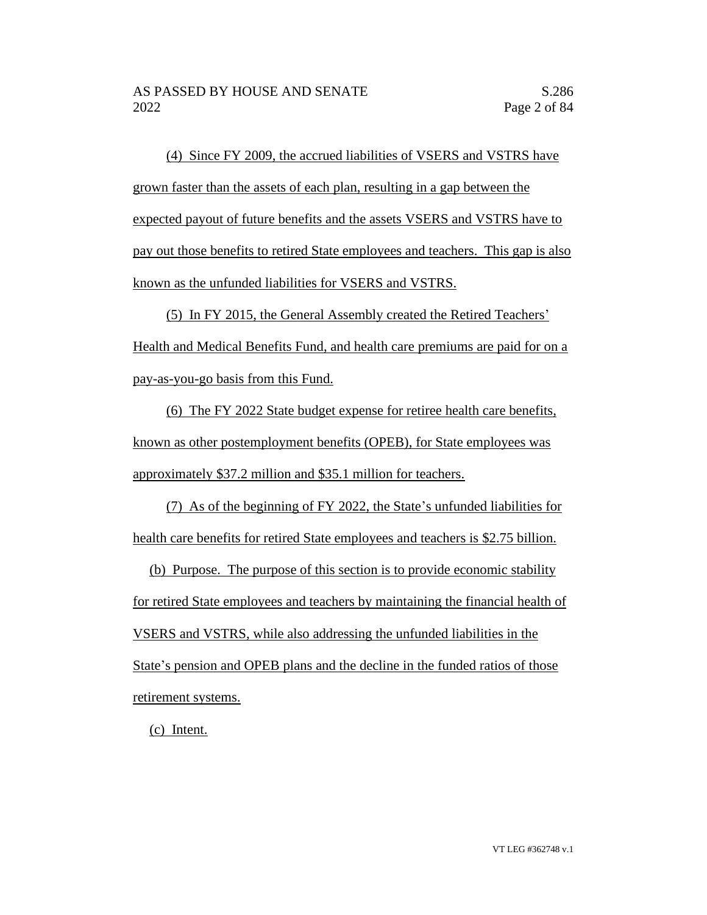(4) Since FY 2009, the accrued liabilities of VSERS and VSTRS have grown faster than the assets of each plan, resulting in a gap between the expected payout of future benefits and the assets VSERS and VSTRS have to pay out those benefits to retired State employees and teachers. This gap is also known as the unfunded liabilities for VSERS and VSTRS.

(5) In FY 2015, the General Assembly created the Retired Teachers' Health and Medical Benefits Fund, and health care premiums are paid for on a pay-as-you-go basis from this Fund.

(6) The FY 2022 State budget expense for retiree health care benefits, known as other postemployment benefits (OPEB), for State employees was approximately $37.2 million and $35.1 million for teachers.

(7) As of the beginning of FY 2022, the State's unfunded liabilities for health care benefits for retired State employees and teachers is $2.75 billion.

(b) Purpose. The purpose of this section is to provide economic stability for retired State employees and teachers by maintaining the financial health of VSERS and VSTRS, while also addressing the unfunded liabilities in the State's pension and OPEB plans and the decline in the funded ratios of those retirement systems.

(c) Intent.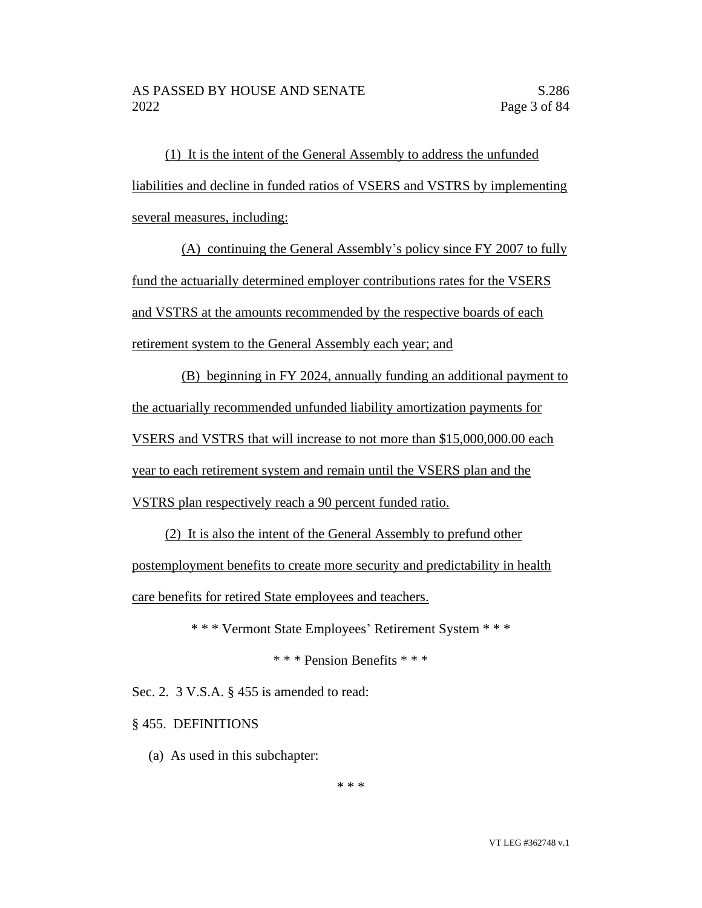(1) It is the intent of the General Assembly to address the unfunded liabilities and decline in funded ratios of VSERS and VSTRS by implementing several measures, including:

(A) continuing the General Assembly's policy since FY 2007 to fully fund the actuarially determined employer contributions rates for the VSERS and VSTRS at the amounts recommended by the respective boards of each retirement system to the General Assembly each year; and

(B) beginning in FY 2024, annually funding an additional payment to the actuarially recommended unfunded liability amortization payments for VSERS and VSTRS that will increase to not more than $15,000,000.00 each year to each retirement system and remain until the VSERS plan and the VSTRS plan respectively reach a 90 percent funded ratio.

(2) It is also the intent of the General Assembly to prefund other postemployment benefits to create more security and predictability in health care benefits for retired State employees and teachers.

\* \* \* Vermont State Employees' Retirement System \* \* \*

\* \* \* Pension Benefits \* \* \*

Sec. 2. 3 V.S.A. § 455 is amended to read:

§ 455. DEFINITIONS

(a) As used in this subchapter:

\* \* \*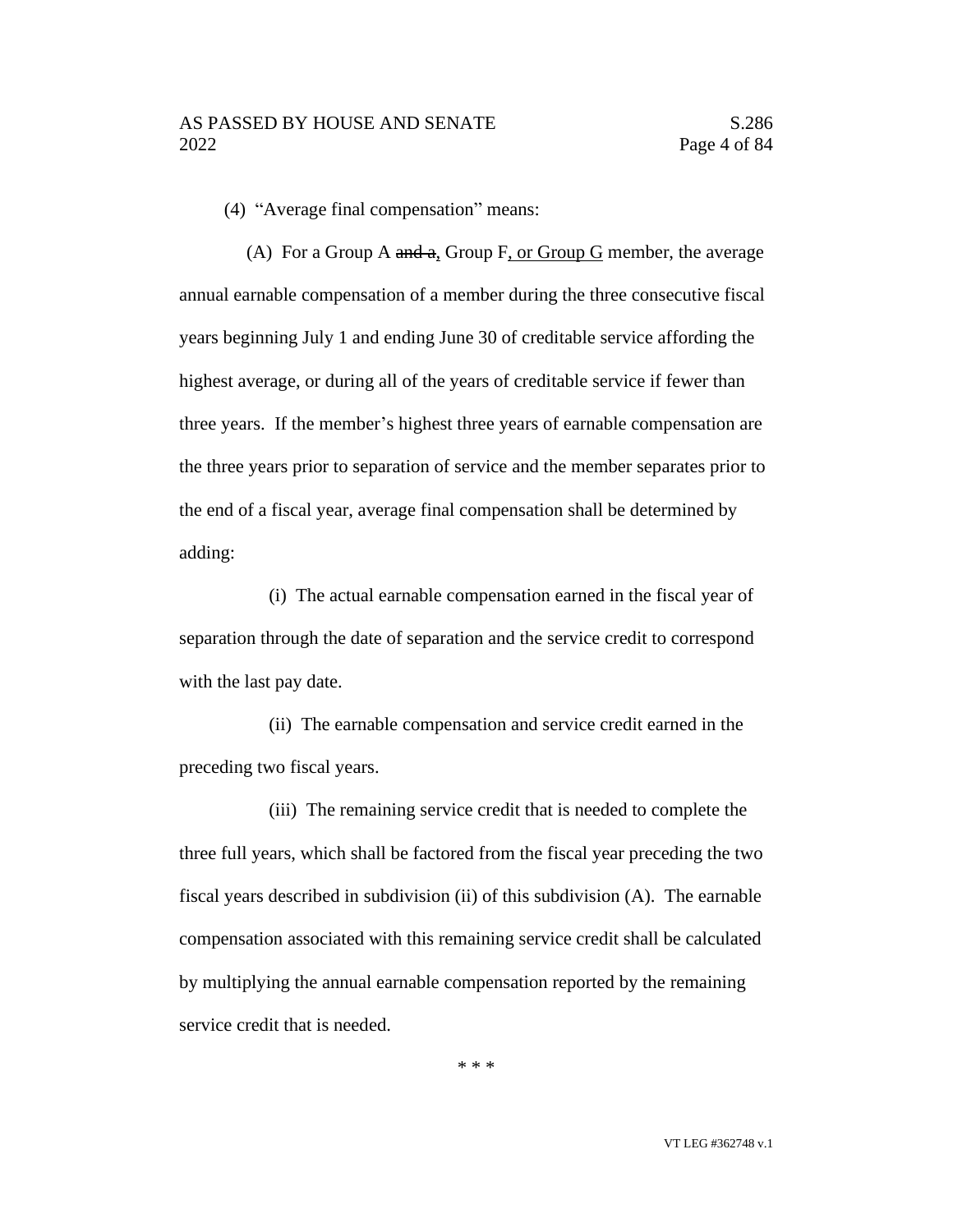(4) “Average final compensation” means:

(A) For a Group A ~~and a~~, Group F, or Group G member, the average annual earnable compensation of a member during the three consecutive fiscal years beginning July 1 and ending June 30 of creditable service affording the highest average, or during all of the years of creditable service if fewer than three years. If the member’s highest three years of earnable compensation are the three years prior to separation of service and the member separates prior to the end of a fiscal year, average final compensation shall be determined by adding:

(i) The actual earnable compensation earned in the fiscal year of separation through the date of separation and the service credit to correspond with the last pay date.

(ii) The earnable compensation and service credit earned in the preceding two fiscal years.

(iii) The remaining service credit that is needed to complete the three full years, which shall be factored from the fiscal year preceding the two fiscal years described in subdivision (ii) of this subdivision (A). The earnable compensation associated with this remaining service credit shall be calculated by multiplying the annual earnable compensation reported by the remaining service credit that is needed.

\* \* \*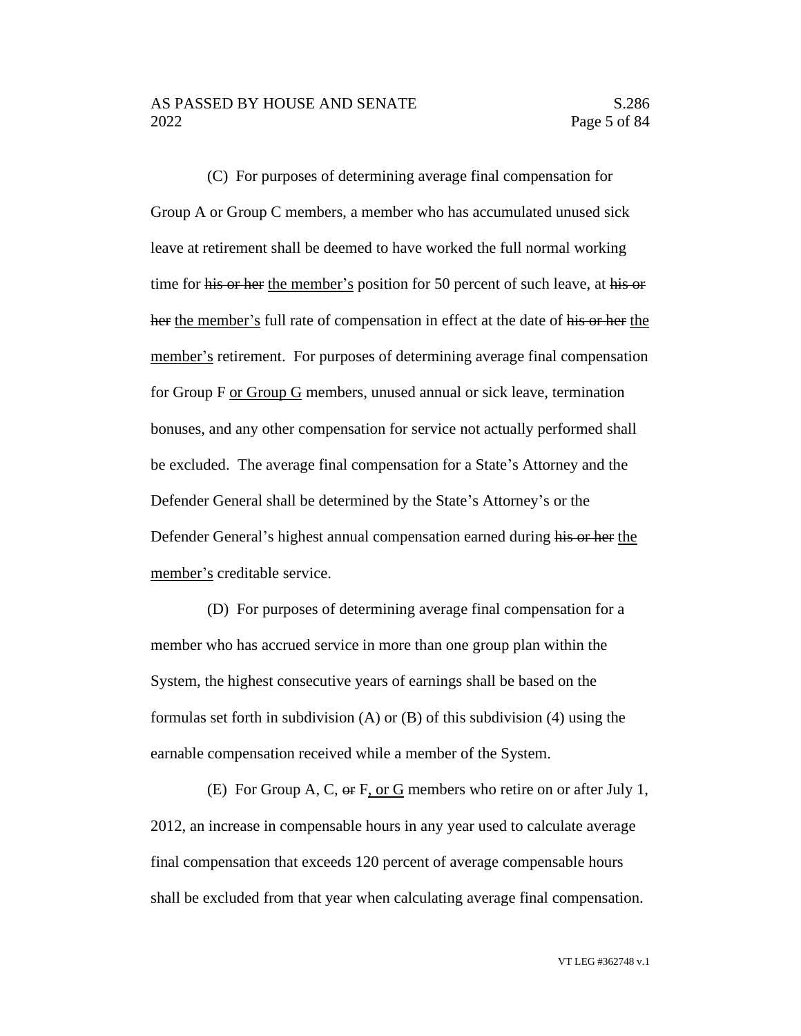(C) For purposes of determining average final compensation for Group A or Group C members, a member who has accumulated unused sick leave at retirement shall be deemed to have worked the full normal working time for ~~his or her~~ the member's position for 50 percent of such leave, at ~~his or her~~ the member's full rate of compensation in effect at the date of ~~his or her~~ the member's retirement. For purposes of determining average final compensation for Group F or Group G members, unused annual or sick leave, termination bonuses, and any other compensation for service not actually performed shall be excluded. The average final compensation for a State's Attorney and the Defender General shall be determined by the State's Attorney's or the Defender General's highest annual compensation earned during ~~his or her~~ the member's creditable service.

(D) For purposes of determining average final compensation for a member who has accrued service in more than one group plan within the System, the highest consecutive years of earnings shall be based on the formulas set forth in subdivision (A) or (B) of this subdivision (4) using the earnable compensation received while a member of the System.

(E) For Group A, C, ~~or~~ F, or G members who retire on or after July 1, 2012, an increase in compensable hours in any year used to calculate average final compensation that exceeds 120 percent of average compensable hours shall be excluded from that year when calculating average final compensation.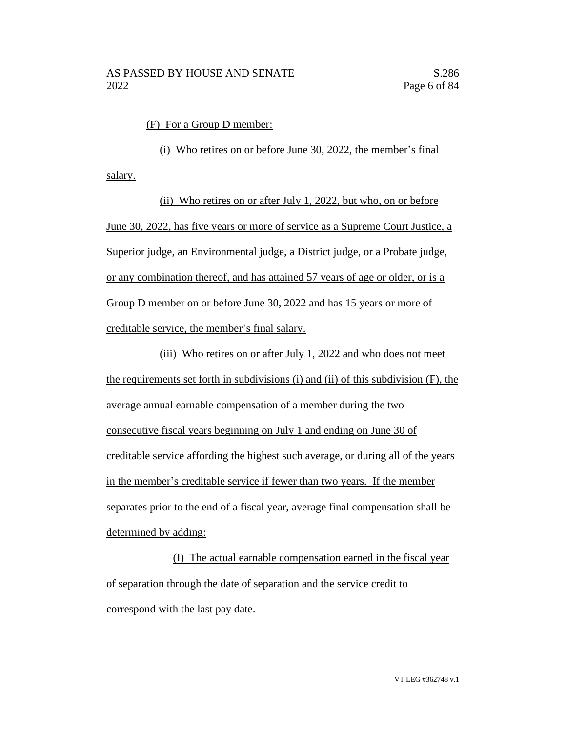(F) For a Group D member:

(i) Who retires on or before June 30, 2022, the member's final salary.

(ii) Who retires on or after July 1, 2022, but who, on or before June 30, 2022, has five years or more of service as a Supreme Court Justice, a Superior judge, an Environmental judge, a District judge, or a Probate judge, or any combination thereof, and has attained 57 years of age or older, or is a Group D member on or before June 30, 2022 and has 15 years or more of creditable service, the member's final salary.

(iii) Who retires on or after July 1, 2022 and who does not meet the requirements set forth in subdivisions (i) and (ii) of this subdivision (F), the average annual earnable compensation of a member during the two consecutive fiscal years beginning on July 1 and ending on June 30 of creditable service affording the highest such average, or during all of the years in the member's creditable service if fewer than two years. If the member separates prior to the end of a fiscal year, average final compensation shall be determined by adding:

(I) The actual earnable compensation earned in the fiscal year of separation through the date of separation and the service credit to correspond with the last pay date.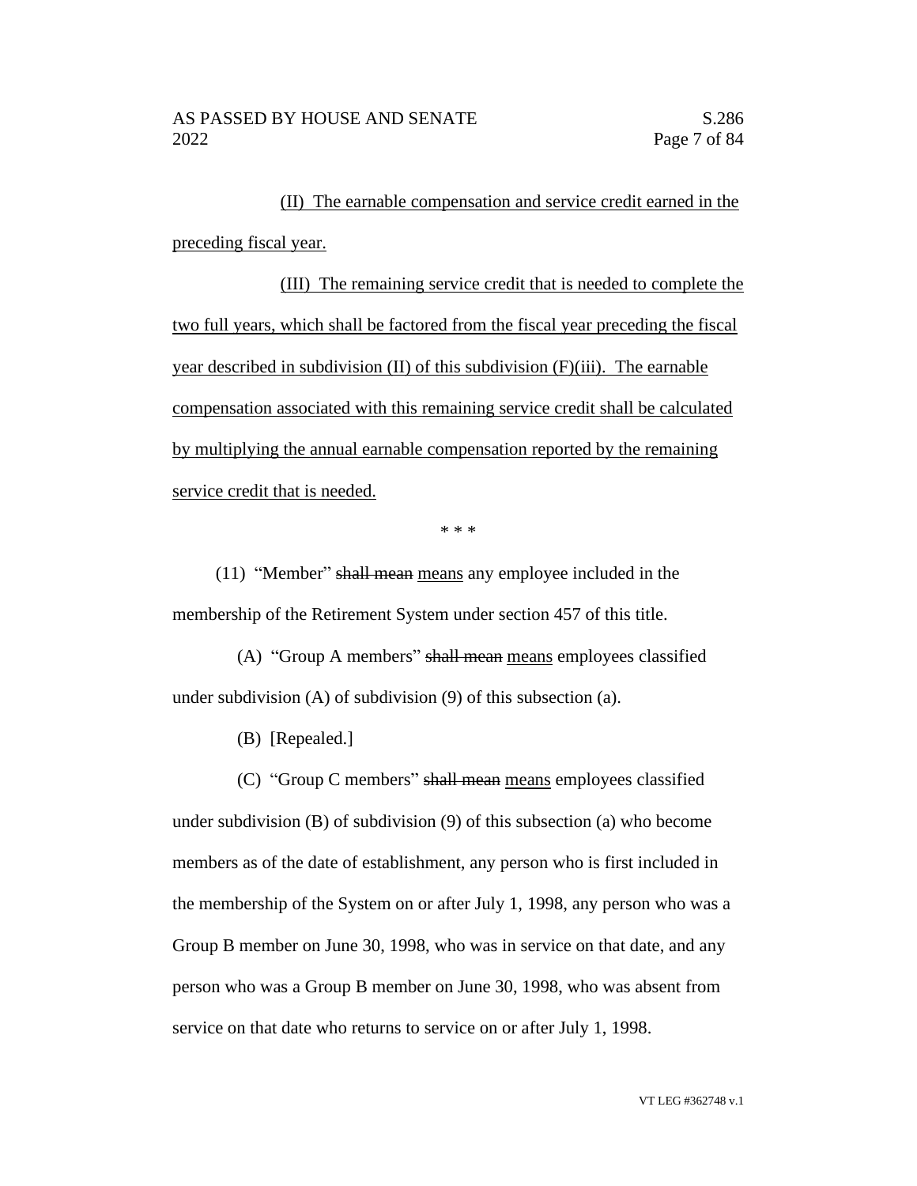(II) The earnable compensation and service credit earned in the preceding fiscal year.

(III) The remaining service credit that is needed to complete the two full years, which shall be factored from the fiscal year preceding the fiscal year described in subdivision (II) of this subdivision (F)(iii). The earnable compensation associated with this remaining service credit shall be calculated by multiplying the annual earnable compensation reported by the remaining service credit that is needed.

\* \* \*

(11) "Member" ~~shall mean~~ means any employee included in the membership of the Retirement System under section 457 of this title.

(A) "Group A members" ~~shall mean~~ means employees classified under subdivision (A) of subdivision (9) of this subsection (a).

(B) [Repealed.]

(C) "Group C members" ~~shall mean~~ means employees classified under subdivision (B) of subdivision (9) of this subsection (a) who become members as of the date of establishment, any person who is first included in the membership of the System on or after July 1, 1998, any person who was a Group B member on June 30, 1998, who was in service on that date, and any person who was a Group B member on June 30, 1998, who was absent from service on that date who returns to service on or after July 1, 1998.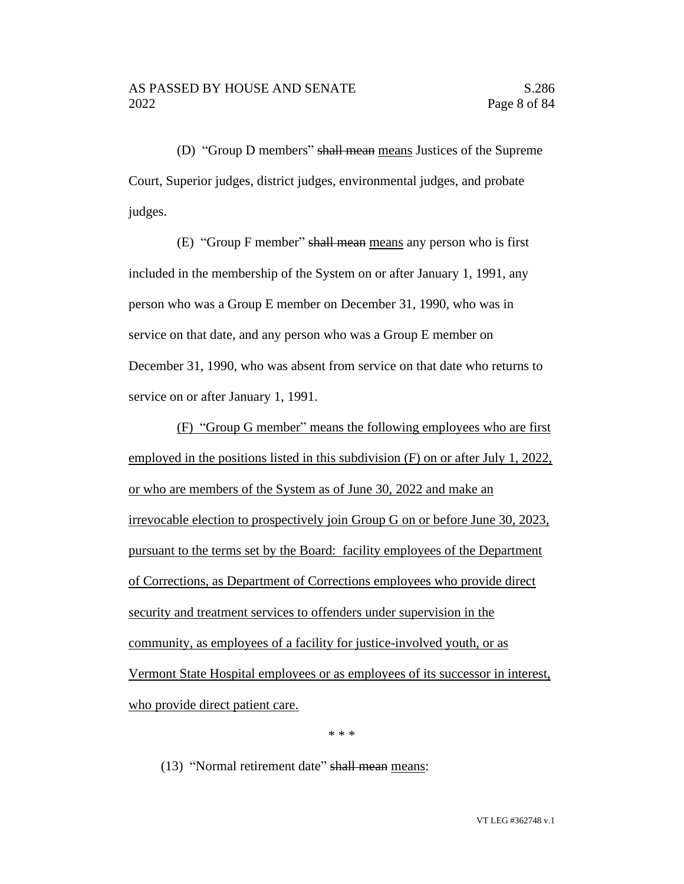(D) "Group D members" ~~shall mean~~ <u>means</u> Justices of the Supreme Court, Superior judges, district judges, environmental judges, and probate judges.

(E) "Group F member" ~~shall mean~~ <u>means</u> any person who is first included in the membership of the System on or after January 1, 1991, any person who was a Group E member on December 31, 1990, who was in service on that date, and any person who was a Group E member on December 31, 1990, who was absent from service on that date who returns to service on or after January 1, 1991.

<u>(F) "Group G member" means the following employees who are first employed in the positions listed in this subdivision (F) on or after July 1, 2022, or who are members of the System as of June 30, 2022 and make an irrevocable election to prospectively join Group G on or before June 30, 2023, pursuant to the terms set by the Board: facility employees of the Department of Corrections, as Department of Corrections employees who provide direct security and treatment services to offenders under supervision in the community, as employees of a facility for justice-involved youth, or as Vermont State Hospital employees or as employees of its successor in interest, who provide direct patient care.</u>

\* \* \*

(13) "Normal retirement date" ~~shall mean~~ <u>means</u>: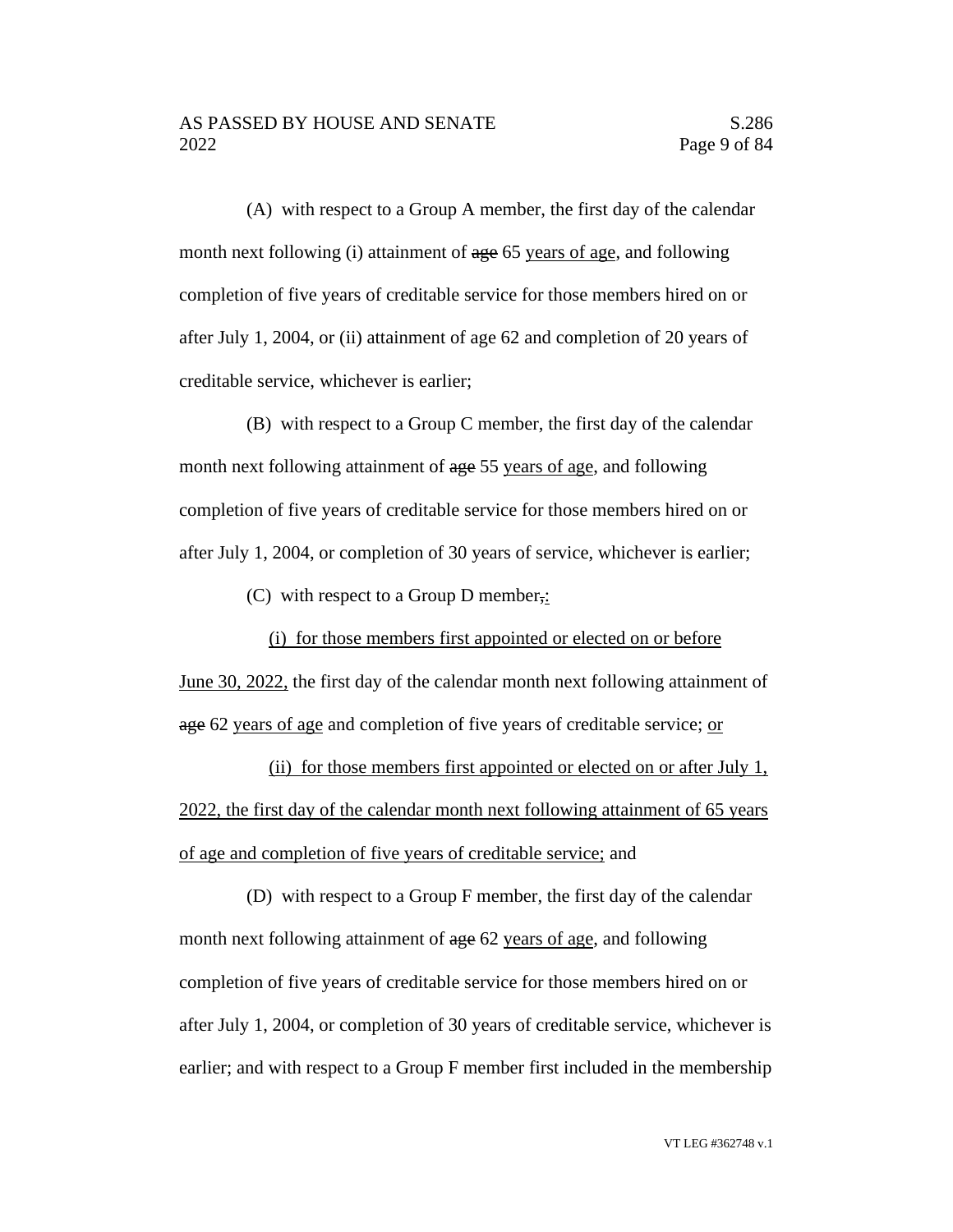(A) with respect to a Group A member, the first day of the calendar month next following (i) attainment of ~~age~~ 65 years of age, and following completion of five years of creditable service for those members hired on or after July 1, 2004, or (ii) attainment of age 62 and completion of 20 years of creditable service, whichever is earlier;

(B) with respect to a Group C member, the first day of the calendar month next following attainment of ~~age~~ 55 years of age, and following completion of five years of creditable service for those members hired on or after July 1, 2004, or completion of 30 years of service, whichever is earlier;

(C) with respect to a Group D member~~,~~:

(i) for those members first appointed or elected on or before June 30, 2022, the first day of the calendar month next following attainment of ~~age~~ 62 years of age and completion of five years of creditable service; or

(ii) for those members first appointed or elected on or after July 1, 2022, the first day of the calendar month next following attainment of 65 years of age and completion of five years of creditable service; and

(D) with respect to a Group F member, the first day of the calendar month next following attainment of ~~age~~ 62 years of age, and following completion of five years of creditable service for those members hired on or after July 1, 2004, or completion of 30 years of creditable service, whichever is earlier; and with respect to a Group F member first included in the membership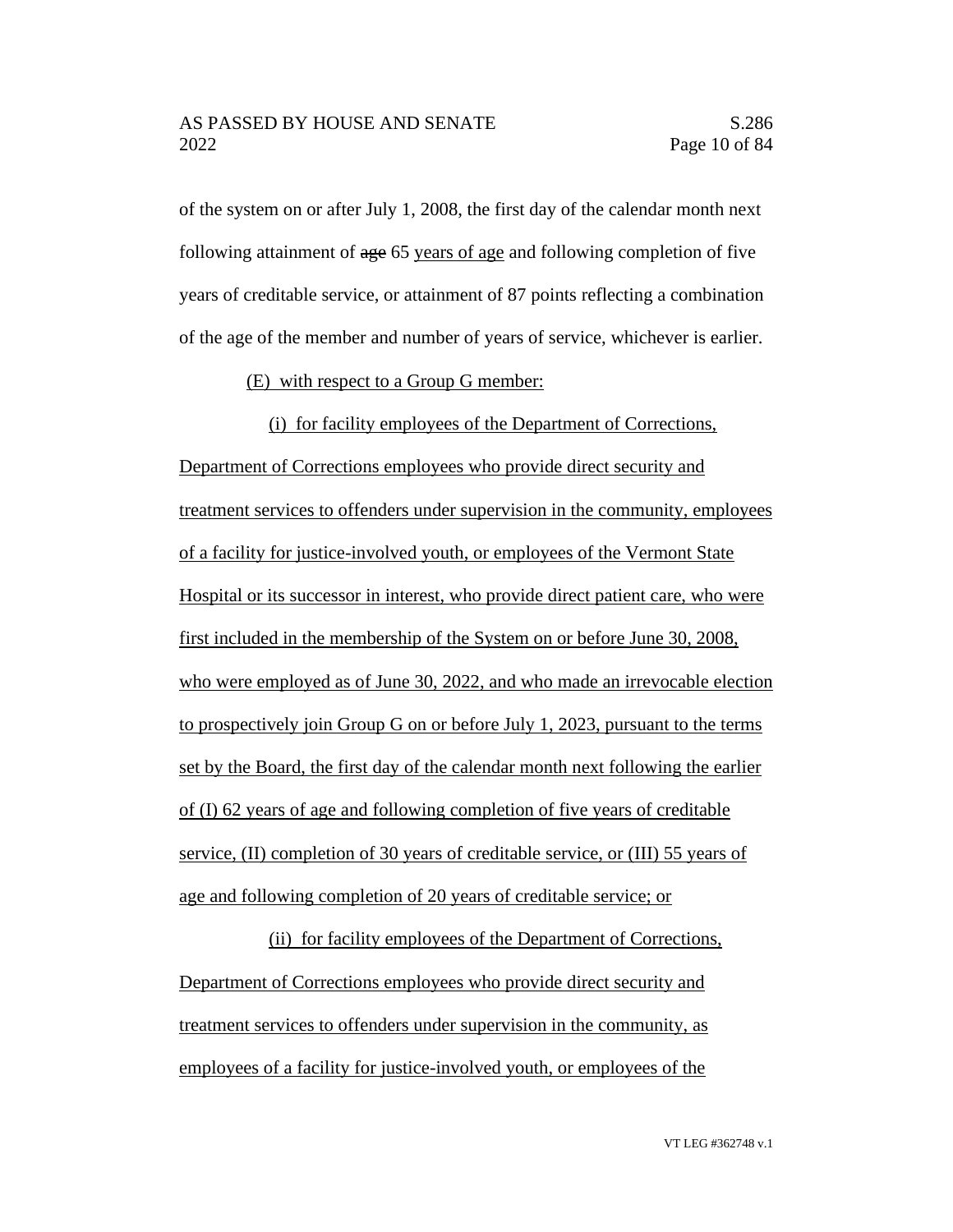of the system on or after July 1, 2008, the first day of the calendar month next following attainment of ~~age~~ 65 years of age and following completion of five years of creditable service, or attainment of 87 points reflecting a combination of the age of the member and number of years of service, whichever is earlier.

(E) with respect to a Group G member:

(i) for facility employees of the Department of Corrections, Department of Corrections employees who provide direct security and treatment services to offenders under supervision in the community, employees of a facility for justice-involved youth, or employees of the Vermont State Hospital or its successor in interest, who provide direct patient care, who were first included in the membership of the System on or before June 30, 2008, who were employed as of June 30, 2022, and who made an irrevocable election to prospectively join Group G on or before July 1, 2023, pursuant to the terms set by the Board, the first day of the calendar month next following the earlier of (I) 62 years of age and following completion of five years of creditable service, (II) completion of 30 years of creditable service, or (III) 55 years of age and following completion of 20 years of creditable service; or

(ii) for facility employees of the Department of Corrections, Department of Corrections employees who provide direct security and treatment services to offenders under supervision in the community, as employees of a facility for justice-involved youth, or employees of the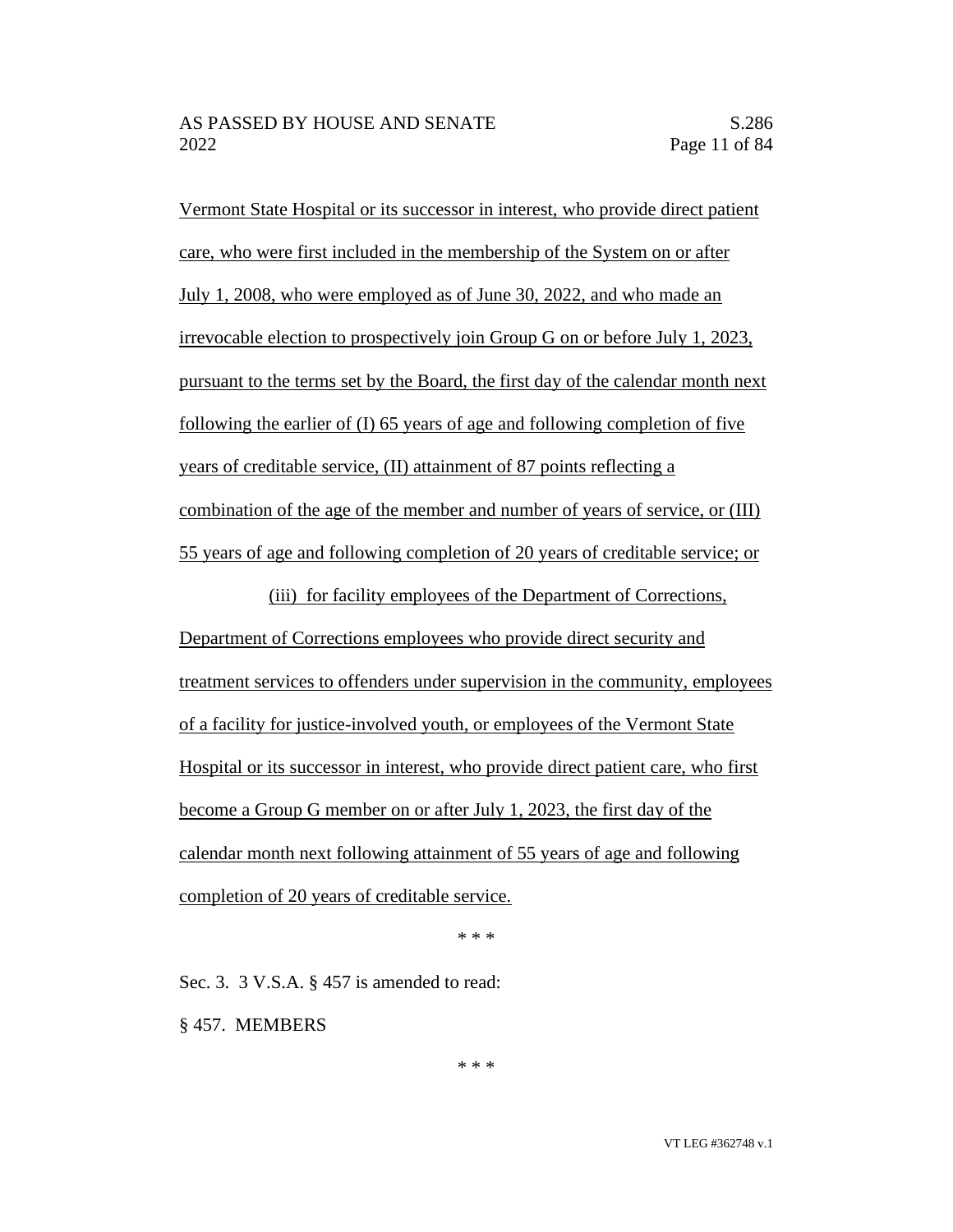Vermont State Hospital or its successor in interest, who provide direct patient care, who were first included in the membership of the System on or after July 1, 2008, who were employed as of June 30, 2022, and who made an irrevocable election to prospectively join Group G on or before July 1, 2023, pursuant to the terms set by the Board, the first day of the calendar month next following the earlier of (I) 65 years of age and following completion of five years of creditable service, (II) attainment of 87 points reflecting a combination of the age of the member and number of years of service, or (III) 55 years of age and following completion of 20 years of creditable service; or

(iii) for facility employees of the Department of Corrections, Department of Corrections employees who provide direct security and treatment services to offenders under supervision in the community, employees of a facility for justice-involved youth, or employees of the Vermont State Hospital or its successor in interest, who provide direct patient care, who first become a Group G member on or after July 1, 2023, the first day of the calendar month next following attainment of 55 years of age and following completion of 20 years of creditable service.

\* \* \*

Sec. 3. 3 V.S.A. § 457 is amended to read:

§ 457. MEMBERS

\* \* \*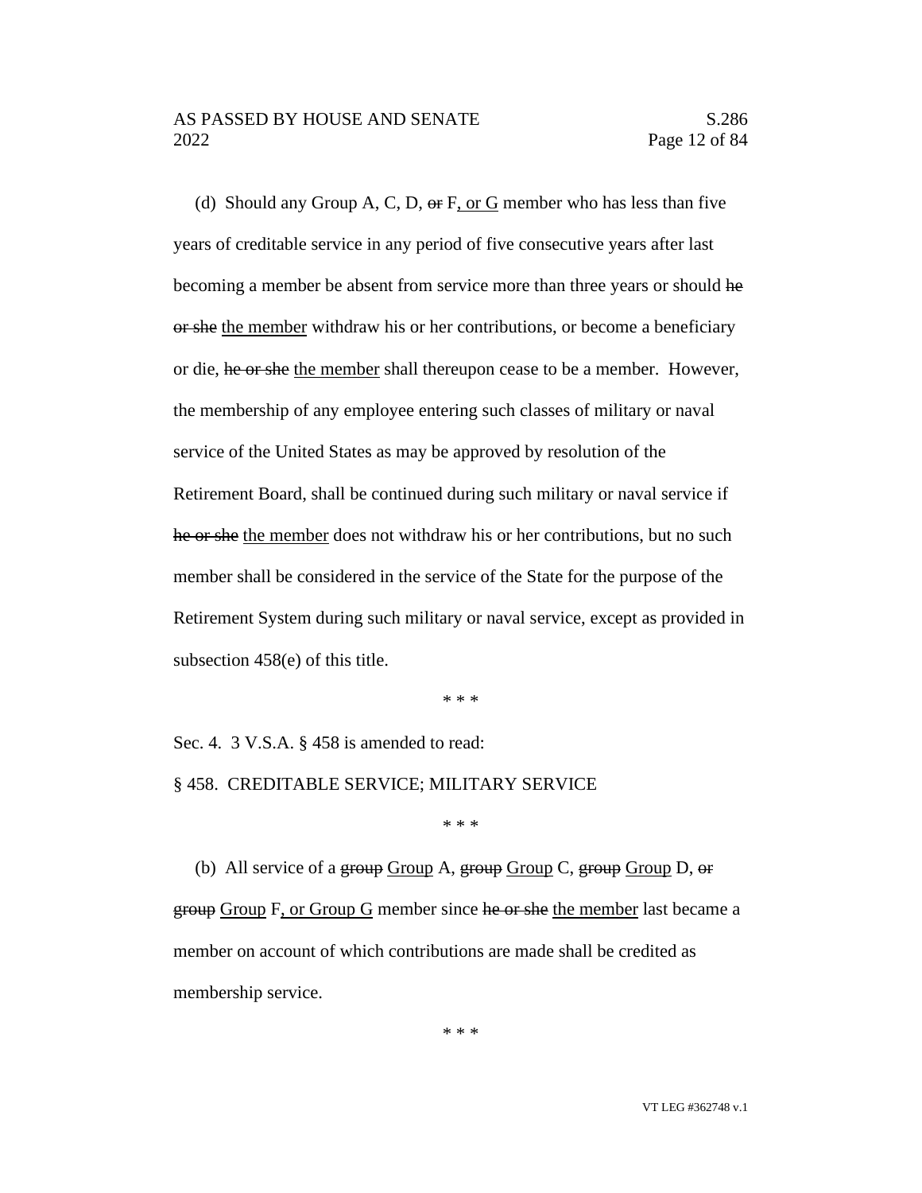(d) Should any Group A, C, D, ~~or~~ F, or G member who has less than five years of creditable service in any period of five consecutive years after last becoming a member be absent from service more than three years or should ~~he or she~~ the member withdraw his or her contributions, or become a beneficiary or die, ~~he or she~~ the member shall thereupon cease to be a member. However, the membership of any employee entering such classes of military or naval service of the United States as may be approved by resolution of the Retirement Board, shall be continued during such military or naval service if ~~he or she~~ the member does not withdraw his or her contributions, but no such member shall be considered in the service of the State for the purpose of the Retirement System during such military or naval service, except as provided in subsection 458(e) of this title.

\* \* \*

Sec. 4. 3 V.S.A. § 458 is amended to read:

§ 458. CREDITABLE SERVICE; MILITARY SERVICE

\* \* \*

(b) All service of a ~~group~~ Group A, ~~group~~ Group C, ~~group~~ Group D, ~~or group~~ Group F, or Group G member since ~~he or she~~ the member last became a member on account of which contributions are made shall be credited as membership service.

\* \* \*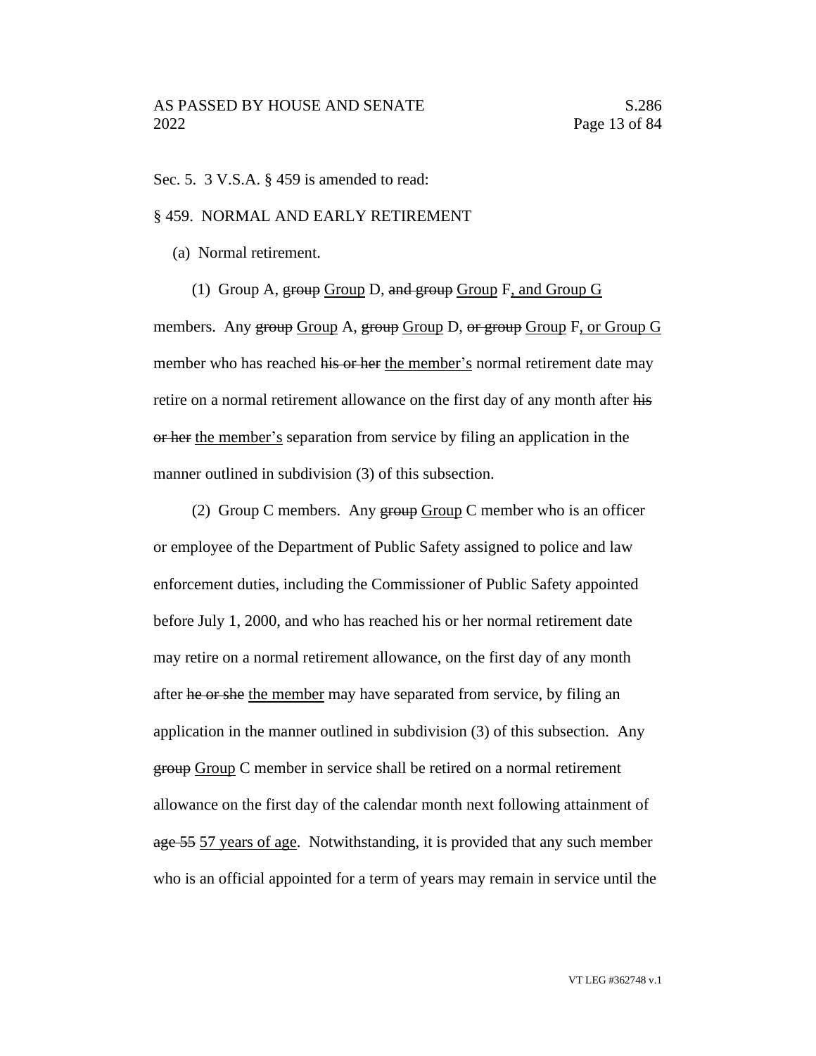Sec. 5. 3 V.S.A. § 459 is amended to read:

§ 459. NORMAL AND EARLY RETIREMENT

(a) Normal retirement.

(1) Group A, ~~group~~ Group D, ~~and group~~ Group F, and Group G members. Any ~~group~~ Group A, ~~group~~ Group D, ~~or group~~ Group F, or Group G member who has reached ~~his or her~~ the member's normal retirement date may retire on a normal retirement allowance on the first day of any month after ~~his or her~~ the member's separation from service by filing an application in the manner outlined in subdivision (3) of this subsection.

(2) Group C members. Any ~~group~~ Group C member who is an officer or employee of the Department of Public Safety assigned to police and law enforcement duties, including the Commissioner of Public Safety appointed before July 1, 2000, and who has reached his or her normal retirement date may retire on a normal retirement allowance, on the first day of any month after ~~he or she~~ the member may have separated from service, by filing an application in the manner outlined in subdivision (3) of this subsection. Any ~~group~~ Group C member in service shall be retired on a normal retirement allowance on the first day of the calendar month next following attainment of ~~age 55~~ 57 years of age. Notwithstanding, it is provided that any such member who is an official appointed for a term of years may remain in service until the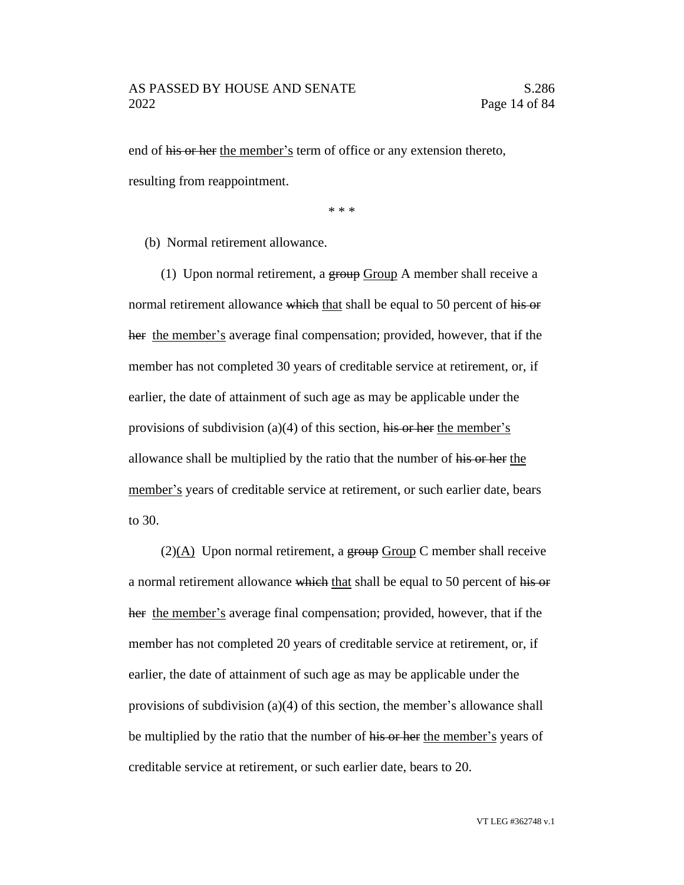end of ~~his or her~~ <u>the member's</u> term of office or any extension thereto, resulting from reappointment.

\* \* \*

(b) Normal retirement allowance.

(1) Upon normal retirement, a ~~group~~ <u>Group</u> A member shall receive a normal retirement allowance ~~which~~ <u>that</u> shall be equal to 50 percent of ~~his or her~~ <u>the member's</u> average final compensation; provided, however, that if the member has not completed 30 years of creditable service at retirement, or, if earlier, the date of attainment of such age as may be applicable under the provisions of subdivision (a)(4) of this section, ~~his or her~~ <u>the member's</u> allowance shall be multiplied by the ratio that the number of ~~his or her~~ <u>the member's</u> years of creditable service at retirement, or such earlier date, bears to 30.

(2)<u>(A)</u> Upon normal retirement, a ~~group~~ <u>Group</u> C member shall receive a normal retirement allowance ~~which~~ <u>that</u> shall be equal to 50 percent of ~~his or her~~ <u>the member's</u> average final compensation; provided, however, that if the member has not completed 20 years of creditable service at retirement, or, if earlier, the date of attainment of such age as may be applicable under the provisions of subdivision (a)(4) of this section, the member's allowance shall be multiplied by the ratio that the number of ~~his or her~~ <u>the member's</u> years of creditable service at retirement, or such earlier date, bears to 20.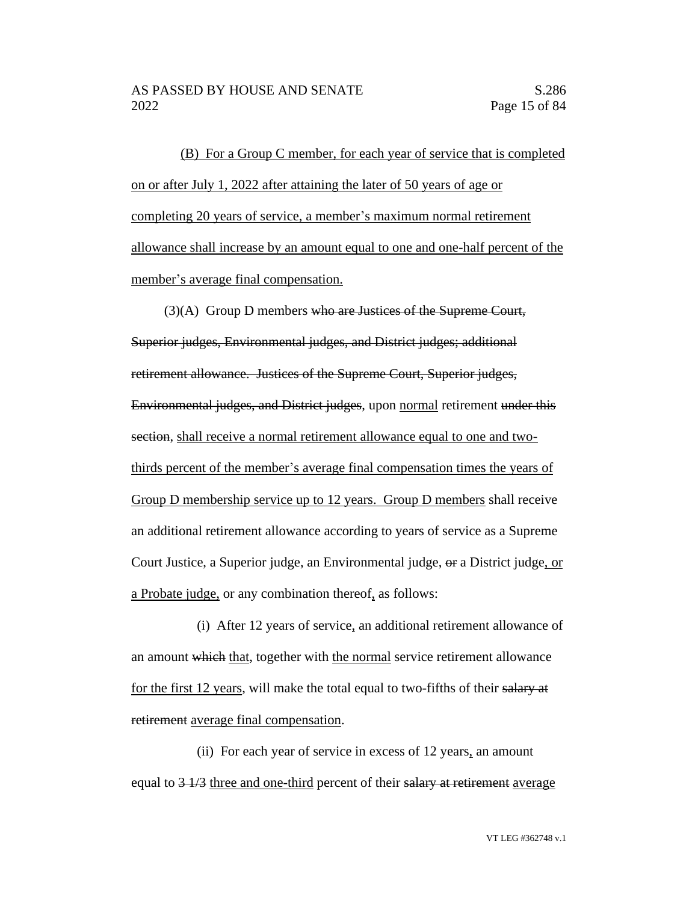(B) For a Group C member, for each year of service that is completed on or after July 1, 2022 after attaining the later of 50 years of age or completing 20 years of service, a member's maximum normal retirement allowance shall increase by an amount equal to one and one-half percent of the member's average final compensation.

(3)(A) Group D members who are Justices of the Supreme Court, Superior judges, Environmental judges, and District judges; additional retirement allowance. Justices of the Supreme Court, Superior judges, Environmental judges, and District judges, upon normal retirement under this section, shall receive a normal retirement allowance equal to one and two-thirds percent of the member's average final compensation times the years of Group D membership service up to 12 years. Group D members shall receive an additional retirement allowance according to years of service as a Supreme Court Justice, a Superior judge, an Environmental judge, or a District judge, or a Probate judge, or any combination thereof, as follows:

(i) After 12 years of service, an additional retirement allowance of an amount which that, together with the normal service retirement allowance for the first 12 years, will make the total equal to two-fifths of their salary at retirement average final compensation.

(ii) For each year of service in excess of 12 years, an amount equal to 3 1/3 three and one-third percent of their salary at retirement average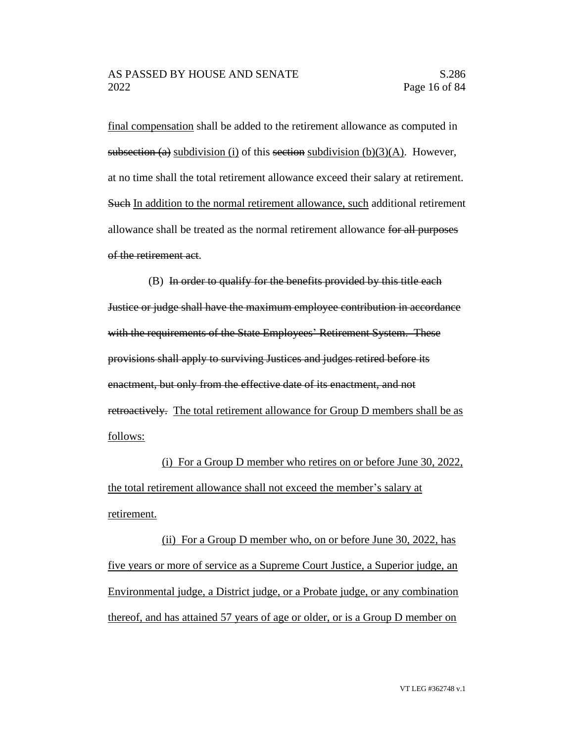final compensation shall be added to the retirement allowance as computed in ~~subsection (a)~~ subdivision (i) of this ~~section~~ subdivision (b)(3)(A). However, at no time shall the total retirement allowance exceed their salary at retirement. ~~Such~~ In addition to the normal retirement allowance, such additional retirement allowance shall be treated as the normal retirement allowance ~~for all purposes of the retirement act~~.

(B) ~~In order to qualify for the benefits provided by this title each Justice or judge shall have the maximum employee contribution in accordance with the requirements of the State Employees' Retirement System. These provisions shall apply to surviving Justices and judges retired before its enactment, but only from the effective date of its enactment, and not retroactively.~~ The total retirement allowance for Group D members shall be as follows:

(i) For a Group D member who retires on or before June 30, 2022, the total retirement allowance shall not exceed the member's salary at retirement.

(ii) For a Group D member who, on or before June 30, 2022, has five years or more of service as a Supreme Court Justice, a Superior judge, an Environmental judge, a District judge, or a Probate judge, or any combination thereof, and has attained 57 years of age or older, or is a Group D member on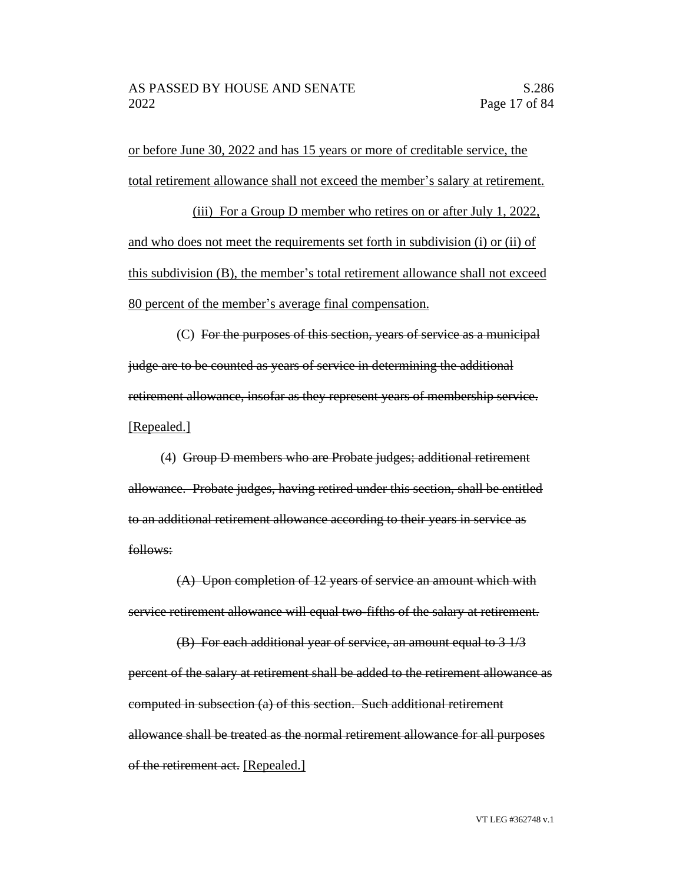or before June 30, 2022 and has 15 years or more of creditable service, the total retirement allowance shall not exceed the member's salary at retirement.

(iii) For a Group D member who retires on or after July 1, 2022, and who does not meet the requirements set forth in subdivision (i) or (ii) of this subdivision (B), the member's total retirement allowance shall not exceed 80 percent of the member's average final compensation.

(C) ~~For the purposes of this section, years of service as a municipal judge are to be counted as years of service in determining the additional retirement allowance, insofar as they represent years of membership service.~~ [Repealed.]

(4) ~~Group D members who are Probate judges; additional retirement allowance. Probate judges, having retired under this section, shall be entitled to an additional retirement allowance according to their years in service as follows:~~

~~(A) Upon completion of 12 years of service an amount which with service retirement allowance will equal two-fifths of the salary at retirement.~~

~~(B) For each additional year of service, an amount equal to 3 1/3 percent of the salary at retirement shall be added to the retirement allowance as computed in subsection (a) of this section. Such additional retirement allowance shall be treated as the normal retirement allowance for all purposes of the retirement act.~~ [Repealed.]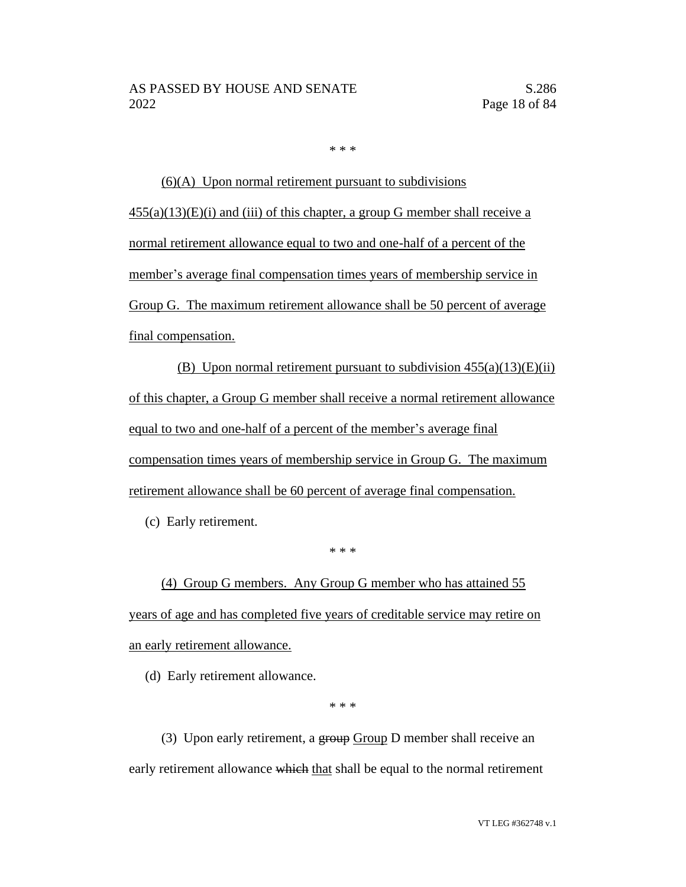\* \* \*

(6)(A) Upon normal retirement pursuant to subdivisions 455(a)(13)(E)(i) and (iii) of this chapter, a group G member shall receive a normal retirement allowance equal to two and one-half of a percent of the member's average final compensation times years of membership service in Group G. The maximum retirement allowance shall be 50 percent of average final compensation.

(B) Upon normal retirement pursuant to subdivision 455(a)(13)(E)(ii) of this chapter, a Group G member shall receive a normal retirement allowance equal to two and one-half of a percent of the member's average final compensation times years of membership service in Group G. The maximum retirement allowance shall be 60 percent of average final compensation.

(c) Early retirement.

\* \* \*

(4) Group G members. Any Group G member who has attained 55 years of age and has completed five years of creditable service may retire on an early retirement allowance.

(d) Early retirement allowance.

\* \* \*

(3) Upon early retirement, a ~~group~~ Group D member shall receive an early retirement allowance ~~which~~ that shall be equal to the normal retirement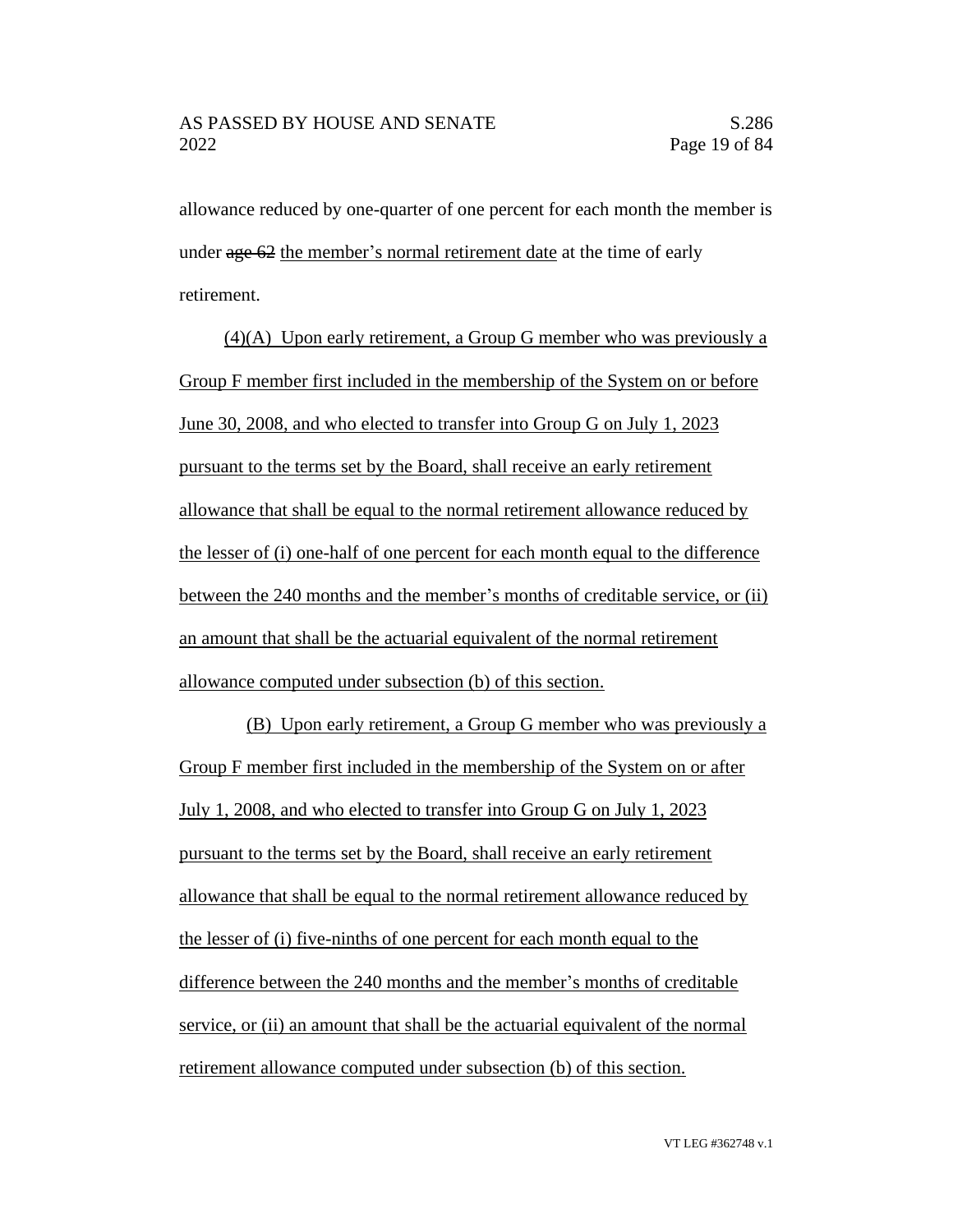allowance reduced by one-quarter of one percent for each month the member is under ~~age 62~~ the member's normal retirement date at the time of early retirement.

(4)(A) Upon early retirement, a Group G member who was previously a Group F member first included in the membership of the System on or before June 30, 2008, and who elected to transfer into Group G on July 1, 2023 pursuant to the terms set by the Board, shall receive an early retirement allowance that shall be equal to the normal retirement allowance reduced by the lesser of (i) one-half of one percent for each month equal to the difference between the 240 months and the member's months of creditable service, or (ii) an amount that shall be the actuarial equivalent of the normal retirement allowance computed under subsection (b) of this section.

(B) Upon early retirement, a Group G member who was previously a Group F member first included in the membership of the System on or after July 1, 2008, and who elected to transfer into Group G on July 1, 2023 pursuant to the terms set by the Board, shall receive an early retirement allowance that shall be equal to the normal retirement allowance reduced by the lesser of (i) five-ninths of one percent for each month equal to the difference between the 240 months and the member's months of creditable service, or (ii) an amount that shall be the actuarial equivalent of the normal retirement allowance computed under subsection (b) of this section.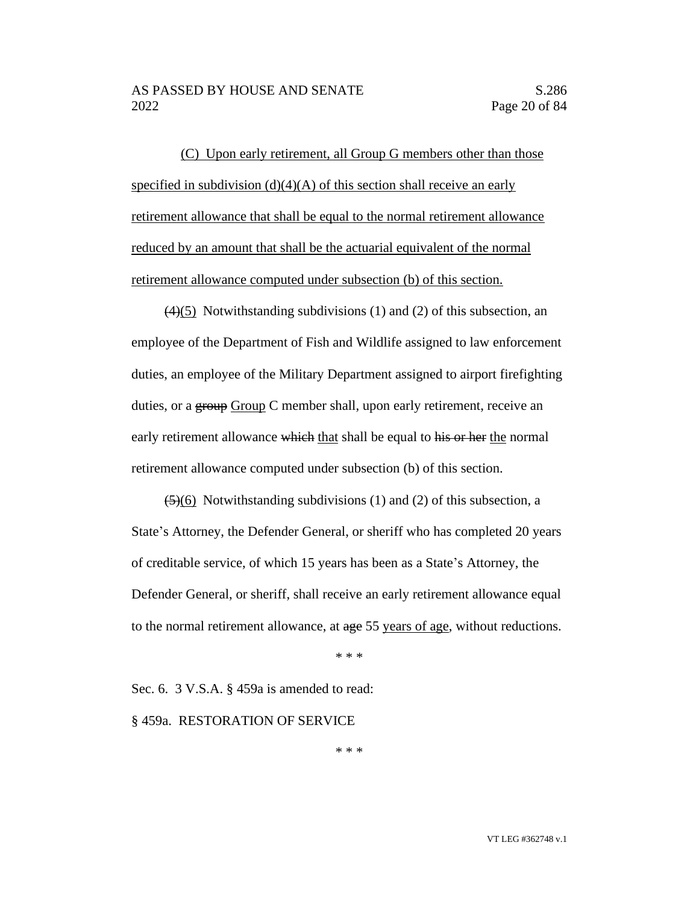(C) Upon early retirement, all Group G members other than those specified in subdivision (d)(4)(A) of this section shall receive an early retirement allowance that shall be equal to the normal retirement allowance reduced by an amount that shall be the actuarial equivalent of the normal retirement allowance computed under subsection (b) of this section.

~~(4)~~(5) Notwithstanding subdivisions (1) and (2) of this subsection, an employee of the Department of Fish and Wildlife assigned to law enforcement duties, an employee of the Military Department assigned to airport firefighting duties, or a ~~group~~ Group C member shall, upon early retirement, receive an early retirement allowance ~~which~~ that shall be equal to ~~his or her~~ the normal retirement allowance computed under subsection (b) of this section.

~~(5)~~(6) Notwithstanding subdivisions (1) and (2) of this subsection, a State's Attorney, the Defender General, or sheriff who has completed 20 years of creditable service, of which 15 years has been as a State's Attorney, the Defender General, or sheriff, shall receive an early retirement allowance equal to the normal retirement allowance, at ~~age~~ 55 years of age, without reductions.

\* \* \*

Sec. 6. 3 V.S.A. § 459a is amended to read:

§ 459a. RESTORATION OF SERVICE

\* \* \*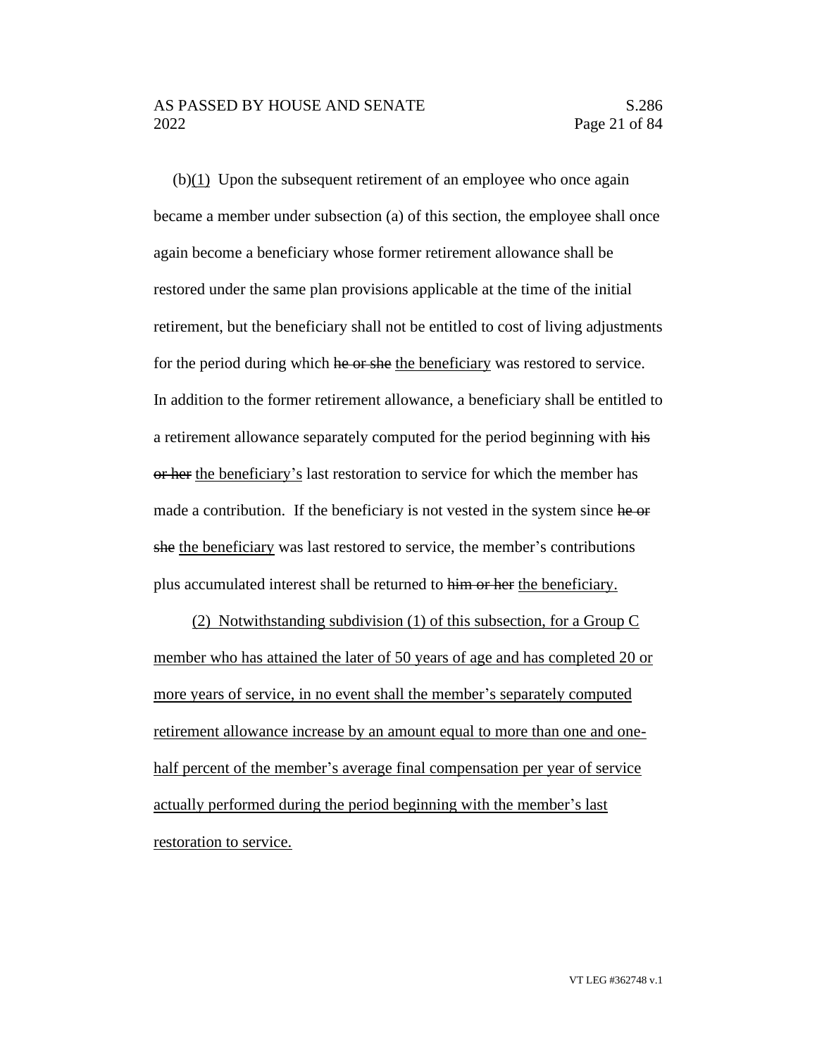(b)(1) Upon the subsequent retirement of an employee who once again became a member under subsection (a) of this section, the employee shall once again become a beneficiary whose former retirement allowance shall be restored under the same plan provisions applicable at the time of the initial retirement, but the beneficiary shall not be entitled to cost of living adjustments for the period during which ~~he or she~~ the beneficiary was restored to service. In addition to the former retirement allowance, a beneficiary shall be entitled to a retirement allowance separately computed for the period beginning with ~~his or her~~ the beneficiary's last restoration to service for which the member has made a contribution. If the beneficiary is not vested in the system since ~~he or she~~ the beneficiary was last restored to service, the member's contributions plus accumulated interest shall be returned to ~~him or her~~ the beneficiary.

(2) Notwithstanding subdivision (1) of this subsection, for a Group C member who has attained the later of 50 years of age and has completed 20 or more years of service, in no event shall the member's separately computed retirement allowance increase by an amount equal to more than one and one-half percent of the member's average final compensation per year of service actually performed during the period beginning with the member's last restoration to service.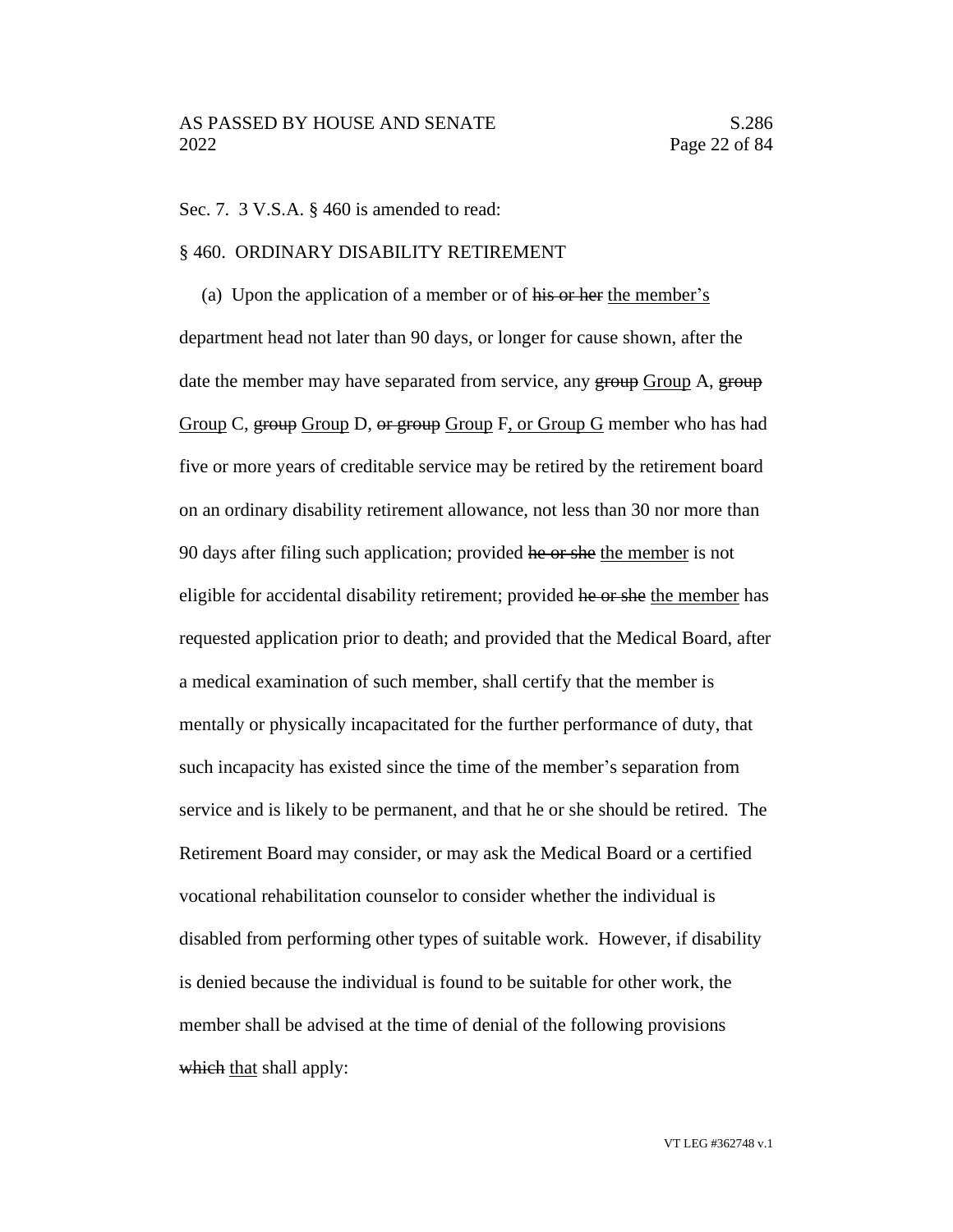Sec. 7. 3 V.S.A. § 460 is amended to read:

§ 460. ORDINARY DISABILITY RETIREMENT

(a) Upon the application of a member or of ~~his or her~~ the member's department head not later than 90 days, or longer for cause shown, after the date the member may have separated from service, any ~~group~~ Group A, ~~group~~ Group C, ~~group~~ Group D, ~~or group~~ Group F, or Group G member who has had five or more years of creditable service may be retired by the retirement board on an ordinary disability retirement allowance, not less than 30 nor more than 90 days after filing such application; provided ~~he or she~~ the member is not eligible for accidental disability retirement; provided ~~he or she~~ the member has requested application prior to death; and provided that the Medical Board, after a medical examination of such member, shall certify that the member is mentally or physically incapacitated for the further performance of duty, that such incapacity has existed since the time of the member's separation from service and is likely to be permanent, and that he or she should be retired. The Retirement Board may consider, or may ask the Medical Board or a certified vocational rehabilitation counselor to consider whether the individual is disabled from performing other types of suitable work. However, if disability is denied because the individual is found to be suitable for other work, the member shall be advised at the time of denial of the following provisions ~~which~~ that shall apply: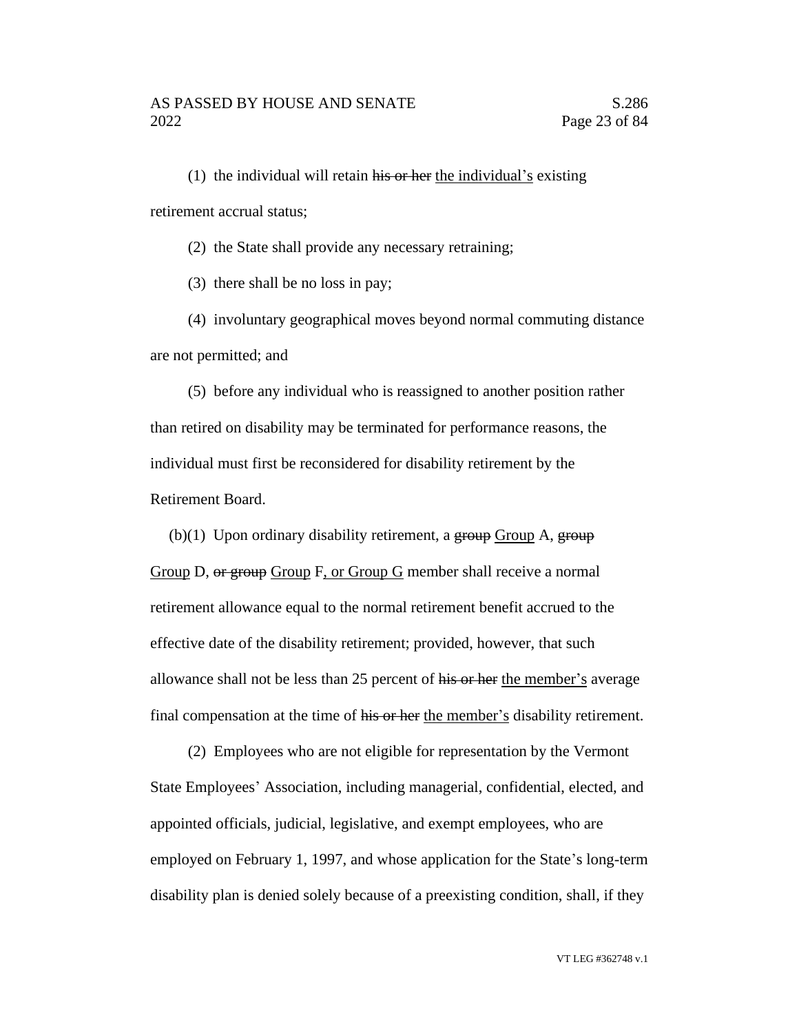(1) the individual will retain ~~his or her~~ the individual's existing retirement accrual status;

(2) the State shall provide any necessary retraining;

(3) there shall be no loss in pay;

(4) involuntary geographical moves beyond normal commuting distance are not permitted; and

(5) before any individual who is reassigned to another position rather than retired on disability may be terminated for performance reasons, the individual must first be reconsidered for disability retirement by the Retirement Board.

(b)(1) Upon ordinary disability retirement, a ~~group~~ Group A, ~~group~~ Group D, ~~or group~~ Group F, or Group G member shall receive a normal retirement allowance equal to the normal retirement benefit accrued to the effective date of the disability retirement; provided, however, that such allowance shall not be less than 25 percent of ~~his or her~~ the member's average final compensation at the time of ~~his or her~~ the member's disability retirement.

(2) Employees who are not eligible for representation by the Vermont State Employees' Association, including managerial, confidential, elected, and appointed officials, judicial, legislative, and exempt employees, who are employed on February 1, 1997, and whose application for the State's long-term disability plan is denied solely because of a preexisting condition, shall, if they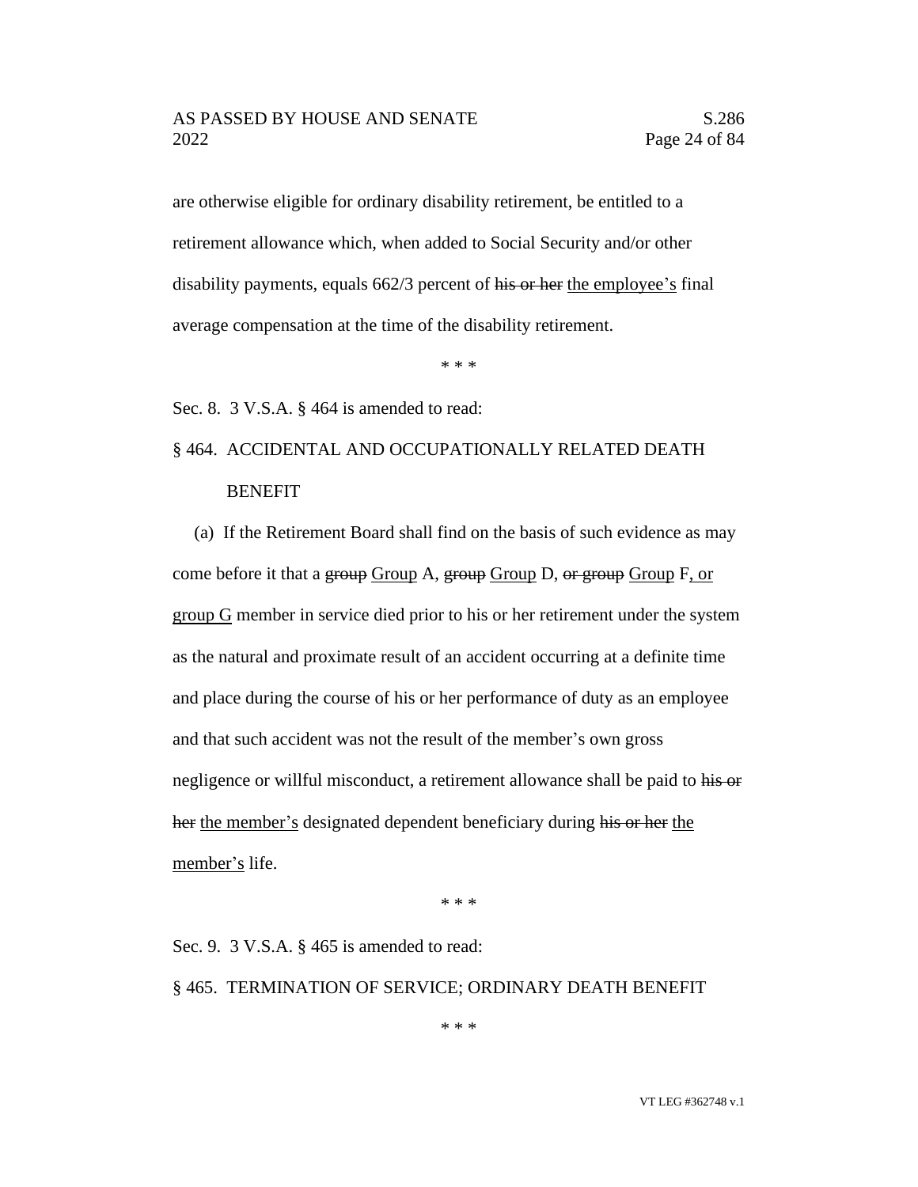are otherwise eligible for ordinary disability retirement, be entitled to a retirement allowance which, when added to Social Security and/or other disability payments, equals 662/3 percent of ~~his or her~~ <u>the employee's</u> final average compensation at the time of the disability retirement.

\* \* \*

Sec. 8. 3 V.S.A. § 464 is amended to read:

§ 464. ACCIDENTAL AND OCCUPATIONALLY RELATED DEATH BENEFIT

(a) If the Retirement Board shall find on the basis of such evidence as may come before it that a ~~group~~ <u>Group</u> A, ~~group~~ <u>Group</u> D, ~~or group~~ <u>Group</u> F<u>, or group G</u> member in service died prior to his or her retirement under the system as the natural and proximate result of an accident occurring at a definite time and place during the course of his or her performance of duty as an employee and that such accident was not the result of the member's own gross negligence or willful misconduct, a retirement allowance shall be paid to ~~his or her~~ <u>the member's</u> designated dependent beneficiary during ~~his or her~~ <u>the member's</u> life.

\* \* \*

Sec. 9. 3 V.S.A. § 465 is amended to read:

§ 465. TERMINATION OF SERVICE; ORDINARY DEATH BENEFIT

\* \* \*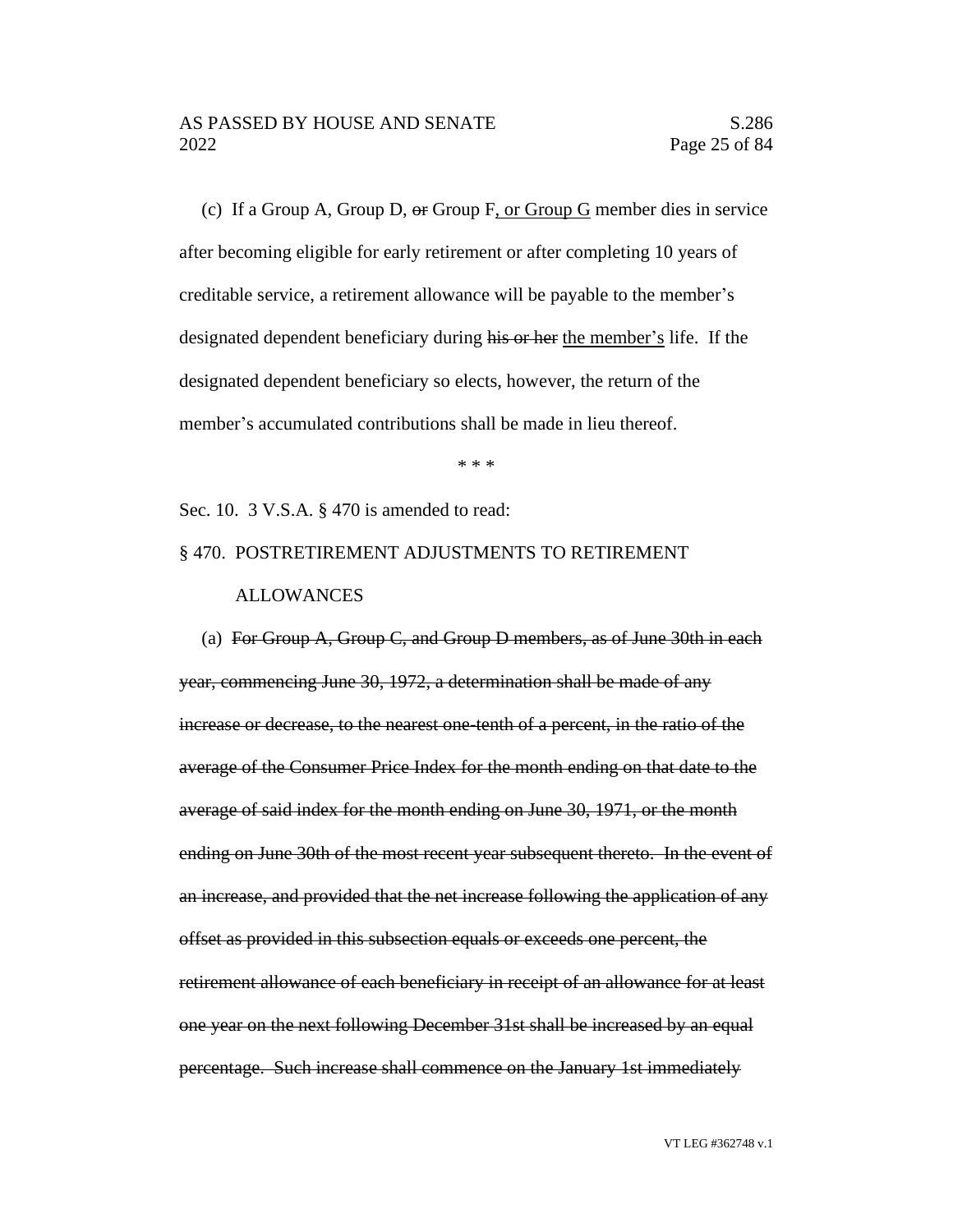(c) If a Group A, Group D, ~~or~~ Group F, or Group G member dies in service after becoming eligible for early retirement or after completing 10 years of creditable service, a retirement allowance will be payable to the member's designated dependent beneficiary during ~~his or her~~ the member's life. If the designated dependent beneficiary so elects, however, the return of the member's accumulated contributions shall be made in lieu thereof.

\* \* \*

Sec. 10. 3 V.S.A. § 470 is amended to read:

§ 470. POSTRETIREMENT ADJUSTMENTS TO RETIREMENT ALLOWANCES

(a) ~~For Group A, Group C, and Group D members, as of June 30th in each year, commencing June 30, 1972, a determination shall be made of any increase or decrease, to the nearest one-tenth of a percent, in the ratio of the average of the Consumer Price Index for the month ending on that date to the average of said index for the month ending on June 30, 1971, or the month ending on June 30th of the most recent year subsequent thereto. In the event of an increase, and provided that the net increase following the application of any offset as provided in this subsection equals or exceeds one percent, the retirement allowance of each beneficiary in receipt of an allowance for at least one year on the next following December 31st shall be increased by an equal percentage. Such increase shall commence on the January 1st immediately~~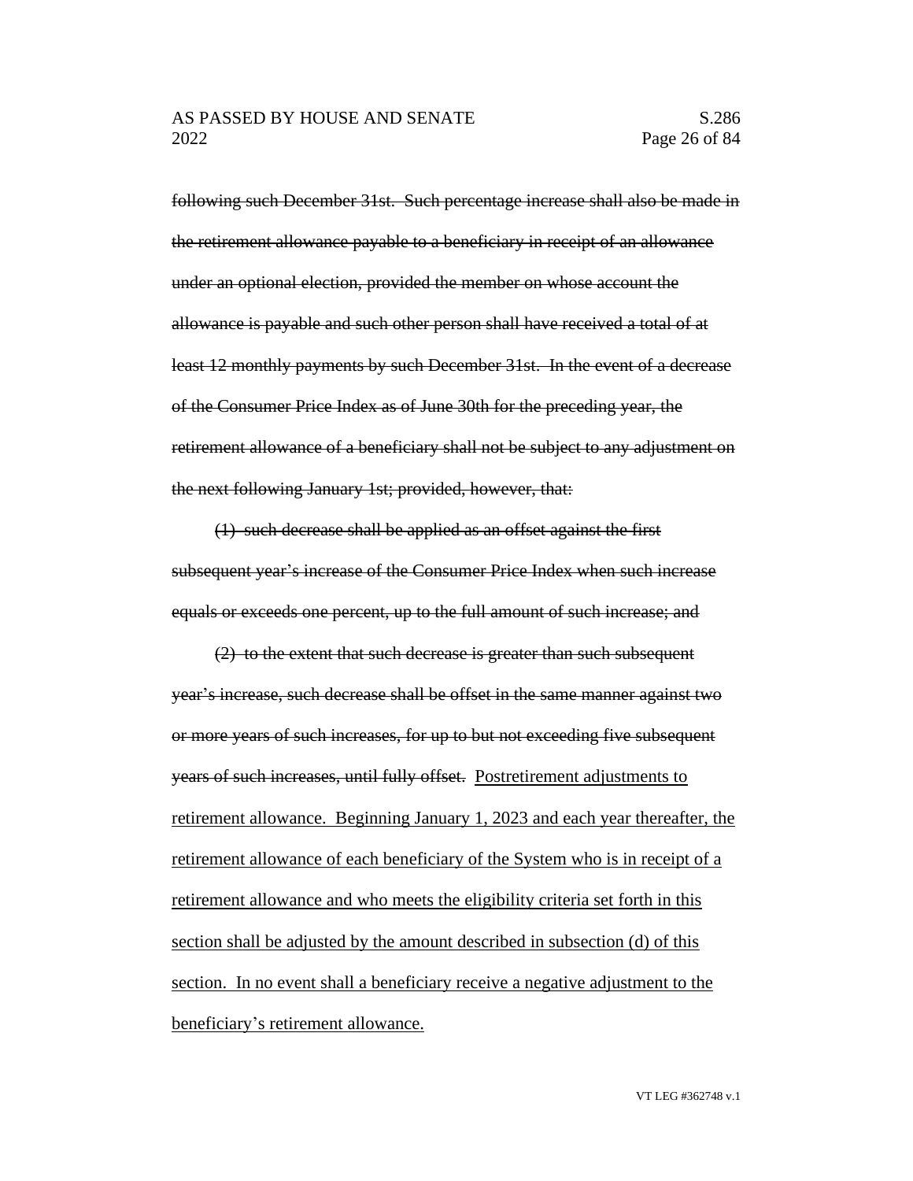~~following such December 31st. Such percentage increase shall also be made in the retirement allowance payable to a beneficiary in receipt of an allowance under an optional election, provided the member on whose account the allowance is payable and such other person shall have received a total of at least 12 monthly payments by such December 31st. In the event of a decrease of the Consumer Price Index as of June 30th for the preceding year, the retirement allowance of a beneficiary shall not be subject to any adjustment on the next following January 1st; provided, however, that:~~

~~(1) such decrease shall be applied as an offset against the first subsequent year's increase of the Consumer Price Index when such increase equals or exceeds one percent, up to the full amount of such increase; and~~

~~(2) to the extent that such decrease is greater than such subsequent year's increase, such decrease shall be offset in the same manner against two or more years of such increases, for up to but not exceeding five subsequent years of such increases, until fully offset.~~ <u>Postretirement adjustments to retirement allowance. Beginning January 1, 2023 and each year thereafter, the retirement allowance of each beneficiary of the System who is in receipt of a retirement allowance and who meets the eligibility criteria set forth in this section shall be adjusted by the amount described in subsection (d) of this section. In no event shall a beneficiary receive a negative adjustment to the beneficiary's retirement allowance.</u>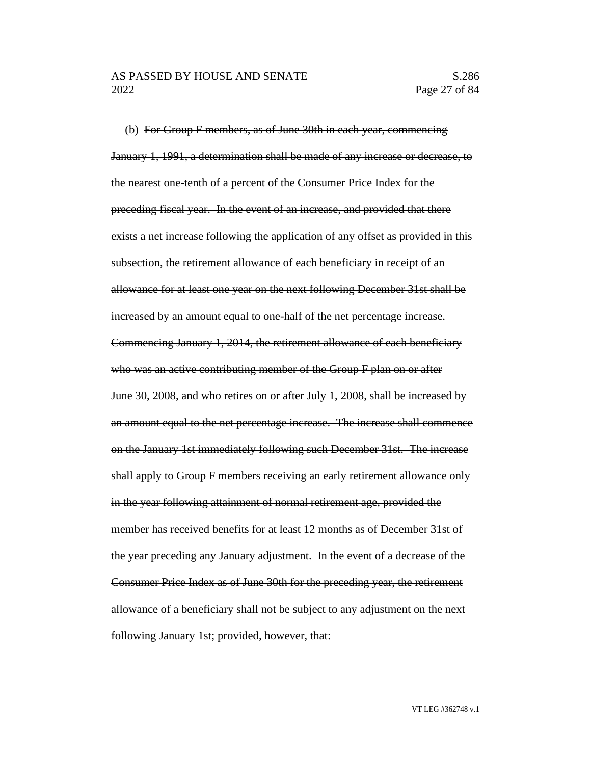(b) ~~For Group F members, as of June 30th in each year, commencing January 1, 1991, a determination shall be made of any increase or decrease, to the nearest one-tenth of a percent of the Consumer Price Index for the preceding fiscal year. In the event of an increase, and provided that there exists a net increase following the application of any offset as provided in this subsection, the retirement allowance of each beneficiary in receipt of an allowance for at least one year on the next following December 31st shall be increased by an amount equal to one-half of the net percentage increase. Commencing January 1, 2014, the retirement allowance of each beneficiary who was an active contributing member of the Group F plan on or after June 30, 2008, and who retires on or after July 1, 2008, shall be increased by an amount equal to the net percentage increase. The increase shall commence on the January 1st immediately following such December 31st. The increase shall apply to Group F members receiving an early retirement allowance only in the year following attainment of normal retirement age, provided the member has received benefits for at least 12 months as of December 31st of the year preceding any January adjustment. In the event of a decrease of the Consumer Price Index as of June 30th for the preceding year, the retirement allowance of a beneficiary shall not be subject to any adjustment on the next following January 1st; provided, however, that:~~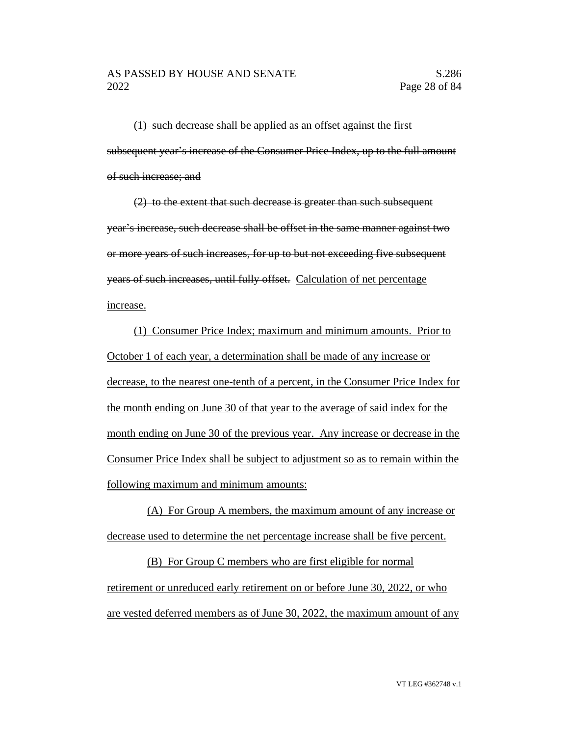~~(1) such decrease shall be applied as an offset against the first subsequent year's increase of the Consumer Price Index, up to the full amount of such increase; and~~

~~(2) to the extent that such decrease is greater than such subsequent year's increase, such decrease shall be offset in the same manner against two or more years of such increases, for up to but not exceeding five subsequent years of such increases, until fully offset.~~ <u>Calculation of net percentage increase.</u>

<u>(1) Consumer Price Index; maximum and minimum amounts. Prior to October 1 of each year, a determination shall be made of any increase or decrease, to the nearest one-tenth of a percent, in the Consumer Price Index for the month ending on June 30 of that year to the average of said index for the month ending on June 30 of the previous year. Any increase or decrease in the Consumer Price Index shall be subject to adjustment so as to remain within the following maximum and minimum amounts:</u>

<u>(A) For Group A members, the maximum amount of any increase or decrease used to determine the net percentage increase shall be five percent.</u>

<u>(B) For Group C members who are first eligible for normal retirement or unreduced early retirement on or before June 30, 2022, or who are vested deferred members as of June 30, 2022, the maximum amount of any</u>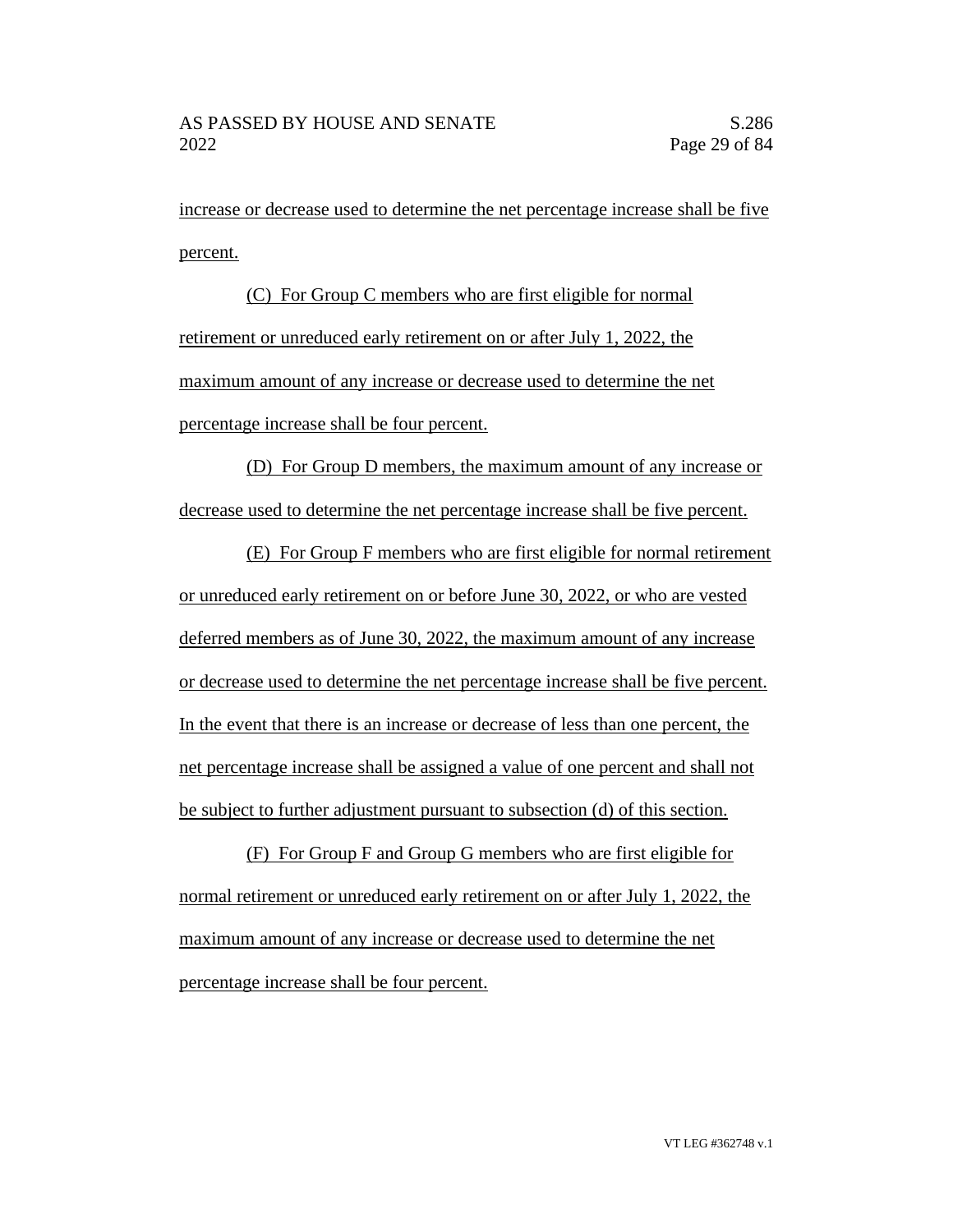increase or decrease used to determine the net percentage increase shall be five percent.

(C) For Group C members who are first eligible for normal retirement or unreduced early retirement on or after July 1, 2022, the maximum amount of any increase or decrease used to determine the net percentage increase shall be four percent.

(D) For Group D members, the maximum amount of any increase or decrease used to determine the net percentage increase shall be five percent.

(E) For Group F members who are first eligible for normal retirement or unreduced early retirement on or before June 30, 2022, or who are vested deferred members as of June 30, 2022, the maximum amount of any increase or decrease used to determine the net percentage increase shall be five percent. In the event that there is an increase or decrease of less than one percent, the net percentage increase shall be assigned a value of one percent and shall not be subject to further adjustment pursuant to subsection (d) of this section.

(F) For Group F and Group G members who are first eligible for normal retirement or unreduced early retirement on or after July 1, 2022, the maximum amount of any increase or decrease used to determine the net percentage increase shall be four percent.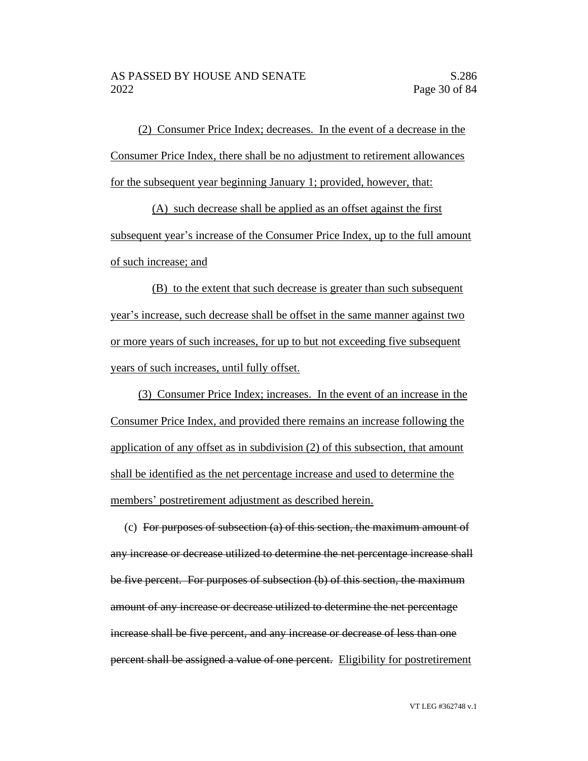(2) Consumer Price Index; decreases. In the event of a decrease in the Consumer Price Index, there shall be no adjustment to retirement allowances for the subsequent year beginning January 1; provided, however, that:

(A) such decrease shall be applied as an offset against the first subsequent year's increase of the Consumer Price Index, up to the full amount of such increase; and

(B) to the extent that such decrease is greater than such subsequent year's increase, such decrease shall be offset in the same manner against two or more years of such increases, for up to but not exceeding five subsequent years of such increases, until fully offset.

(3) Consumer Price Index; increases. In the event of an increase in the Consumer Price Index, and provided there remains an increase following the application of any offset as in subdivision (2) of this subsection, that amount shall be identified as the net percentage increase and used to determine the members' postretirement adjustment as described herein.

(c) ~~For purposes of subsection (a) of this section, the maximum amount of any increase or decrease utilized to determine the net percentage increase shall be five percent. For purposes of subsection (b) of this section, the maximum amount of any increase or decrease utilized to determine the net percentage increase shall be five percent, and any increase or decrease of less than one percent shall be assigned a value of one percent.~~ Eligibility for postretirement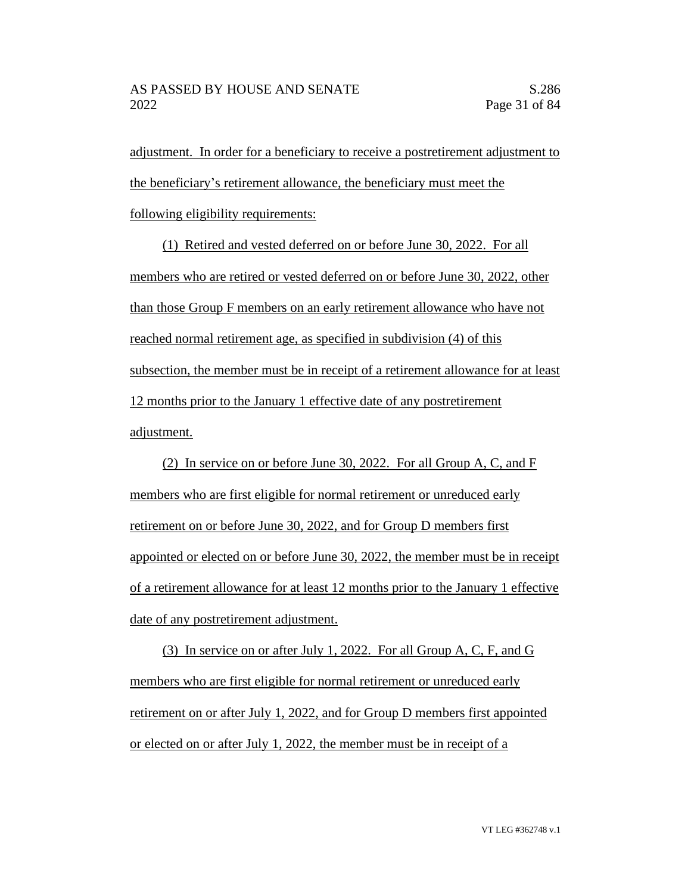adjustment. In order for a beneficiary to receive a postretirement adjustment to the beneficiary's retirement allowance, the beneficiary must meet the following eligibility requirements:

(1) Retired and vested deferred on or before June 30, 2022. For all members who are retired or vested deferred on or before June 30, 2022, other than those Group F members on an early retirement allowance who have not reached normal retirement age, as specified in subdivision (4) of this subsection, the member must be in receipt of a retirement allowance for at least 12 months prior to the January 1 effective date of any postretirement adjustment.

(2) In service on or before June 30, 2022. For all Group A, C, and F members who are first eligible for normal retirement or unreduced early retirement on or before June 30, 2022, and for Group D members first appointed or elected on or before June 30, 2022, the member must be in receipt of a retirement allowance for at least 12 months prior to the January 1 effective date of any postretirement adjustment.

(3) In service on or after July 1, 2022. For all Group A, C, F, and G members who are first eligible for normal retirement or unreduced early retirement on or after July 1, 2022, and for Group D members first appointed or elected on or after July 1, 2022, the member must be in receipt of a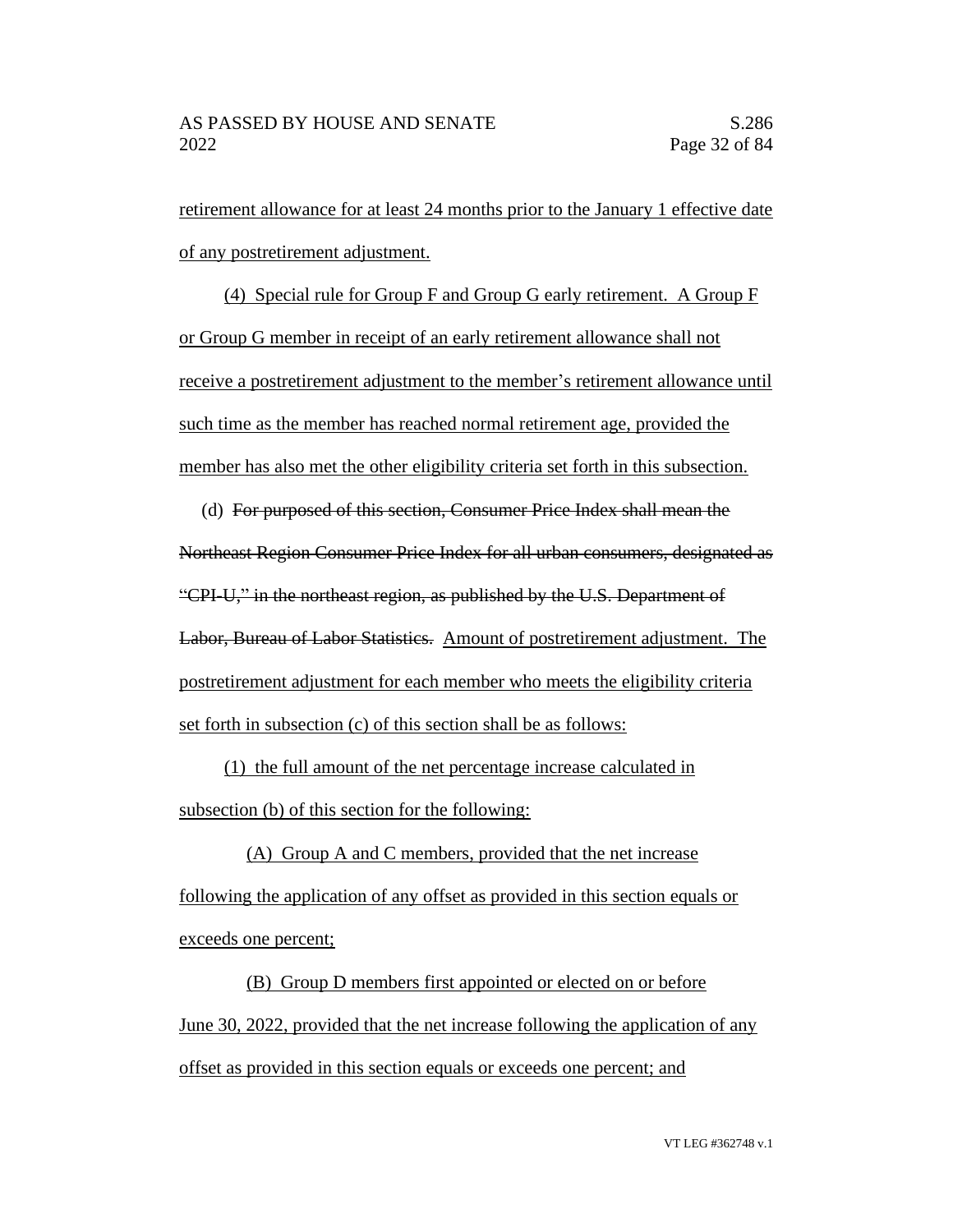retirement allowance for at least 24 months prior to the January 1 effective date of any postretirement adjustment.

(4) Special rule for Group F and Group G early retirement. A Group F or Group G member in receipt of an early retirement allowance shall not receive a postretirement adjustment to the member's retirement allowance until such time as the member has reached normal retirement age, provided the member has also met the other eligibility criteria set forth in this subsection.

(d) ~~For purposed of this section, Consumer Price Index shall mean the Northeast Region Consumer Price Index for all urban consumers, designated as "CPI-U," in the northeast region, as published by the U.S. Department of Labor, Bureau of Labor Statistics.~~ Amount of postretirement adjustment. The postretirement adjustment for each member who meets the eligibility criteria set forth in subsection (c) of this section shall be as follows:

(1) the full amount of the net percentage increase calculated in subsection (b) of this section for the following:

(A) Group A and C members, provided that the net increase following the application of any offset as provided in this section equals or exceeds one percent;

(B) Group D members first appointed or elected on or before June 30, 2022, provided that the net increase following the application of any offset as provided in this section equals or exceeds one percent; and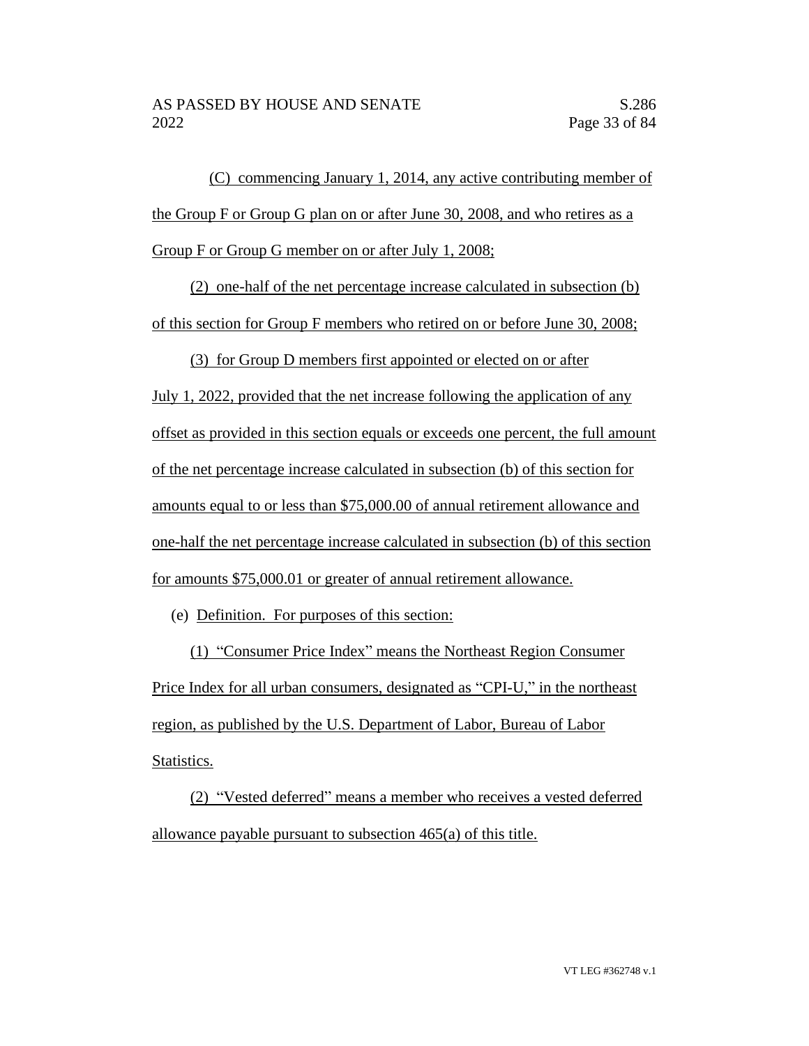(C) commencing January 1, 2014, any active contributing member of the Group F or Group G plan on or after June 30, 2008, and who retires as a Group F or Group G member on or after July 1, 2008;

(2) one-half of the net percentage increase calculated in subsection (b) of this section for Group F members who retired on or before June 30, 2008;

(3) for Group D members first appointed or elected on or after July 1, 2022, provided that the net increase following the application of any offset as provided in this section equals or exceeds one percent, the full amount of the net percentage increase calculated in subsection (b) of this section for amounts equal to or less than $75,000.00 of annual retirement allowance and one-half the net percentage increase calculated in subsection (b) of this section for amounts $75,000.01 or greater of annual retirement allowance.

(e) Definition. For purposes of this section:

(1) "Consumer Price Index" means the Northeast Region Consumer Price Index for all urban consumers, designated as "CPI-U," in the northeast region, as published by the U.S. Department of Labor, Bureau of Labor Statistics.

(2) "Vested deferred" means a member who receives a vested deferred allowance payable pursuant to subsection 465(a) of this title.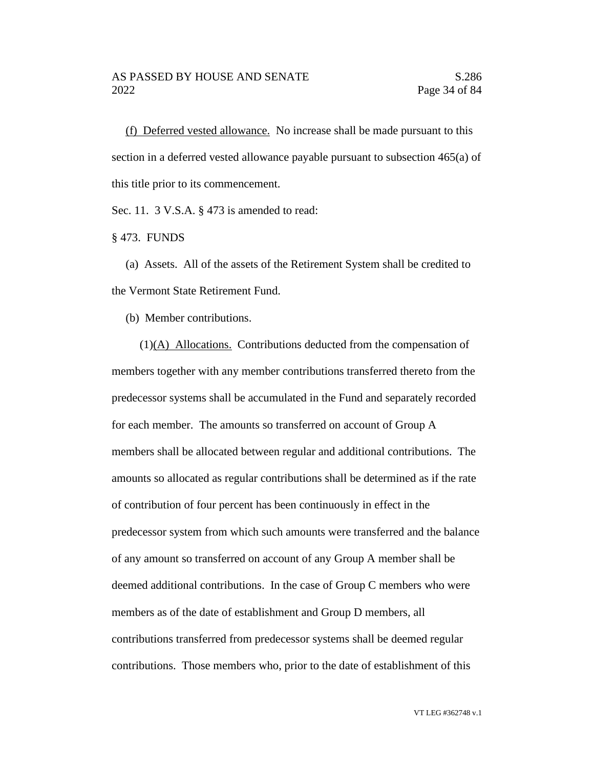(f) Deferred vested allowance. No increase shall be made pursuant to this section in a deferred vested allowance payable pursuant to subsection 465(a) of this title prior to its commencement.

Sec. 11. 3 V.S.A. § 473 is amended to read:

§ 473. FUNDS

(a) Assets. All of the assets of the Retirement System shall be credited to the Vermont State Retirement Fund.

(b) Member contributions.

(1)(A) Allocations. Contributions deducted from the compensation of members together with any member contributions transferred thereto from the predecessor systems shall be accumulated in the Fund and separately recorded for each member. The amounts so transferred on account of Group A members shall be allocated between regular and additional contributions. The amounts so allocated as regular contributions shall be determined as if the rate of contribution of four percent has been continuously in effect in the predecessor system from which such amounts were transferred and the balance of any amount so transferred on account of any Group A member shall be deemed additional contributions. In the case of Group C members who were members as of the date of establishment and Group D members, all contributions transferred from predecessor systems shall be deemed regular contributions. Those members who, prior to the date of establishment of this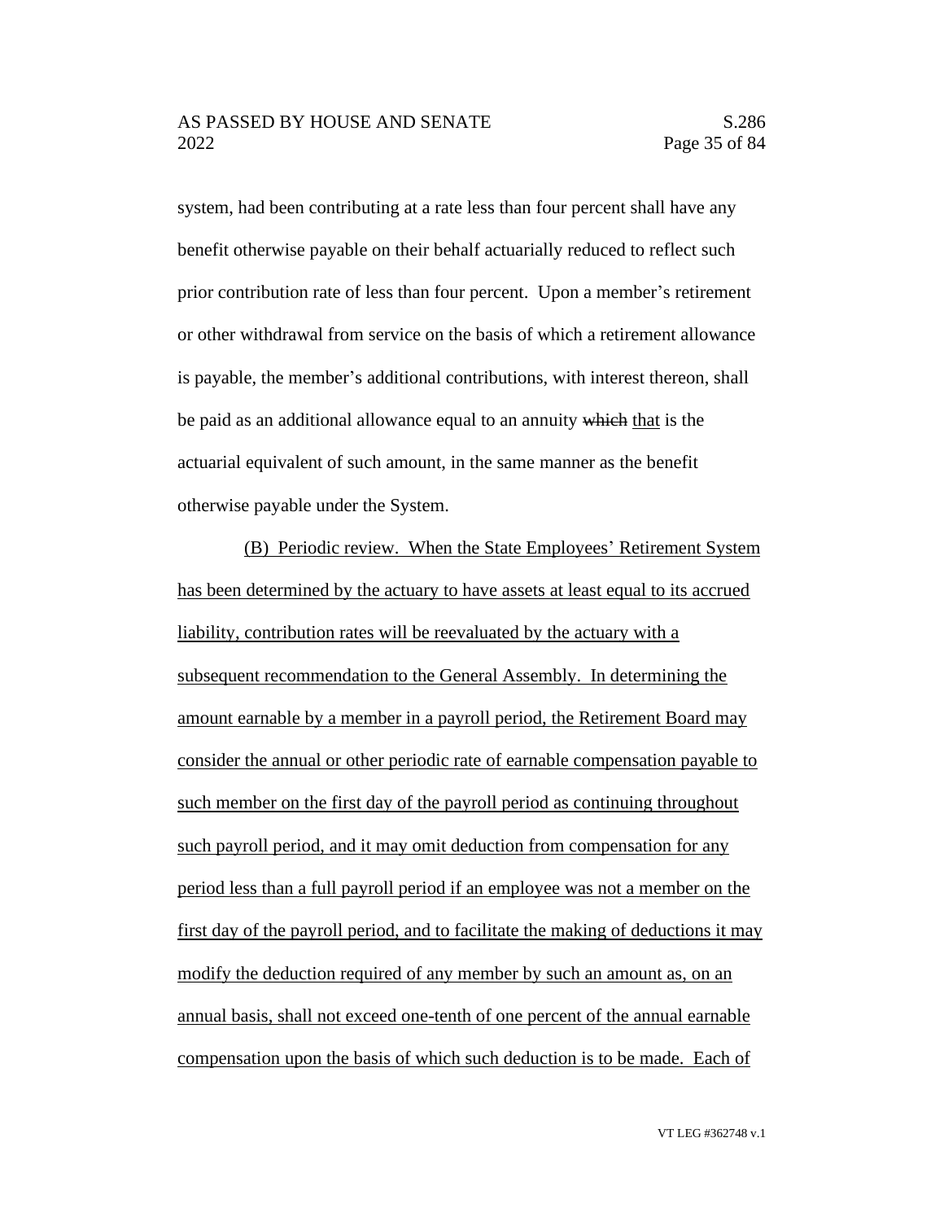system, had been contributing at a rate less than four percent shall have any benefit otherwise payable on their behalf actuarially reduced to reflect such prior contribution rate of less than four percent. Upon a member's retirement or other withdrawal from service on the basis of which a retirement allowance is payable, the member's additional contributions, with interest thereon, shall be paid as an additional allowance equal to an annuity ~~which~~ <u>that</u> is the actuarial equivalent of such amount, in the same manner as the benefit otherwise payable under the System.

<u>(B) Periodic review. When the State Employees' Retirement System has been determined by the actuary to have assets at least equal to its accrued liability, contribution rates will be reevaluated by the actuary with a subsequent recommendation to the General Assembly. In determining the amount earnable by a member in a payroll period, the Retirement Board may consider the annual or other periodic rate of earnable compensation payable to such member on the first day of the payroll period as continuing throughout such payroll period, and it may omit deduction from compensation for any period less than a full payroll period if an employee was not a member on the first day of the payroll period, and to facilitate the making of deductions it may modify the deduction required of any member by such an amount as, on an annual basis, shall not exceed one-tenth of one percent of the annual earnable compensation upon the basis of which such deduction is to be made. Each of</u>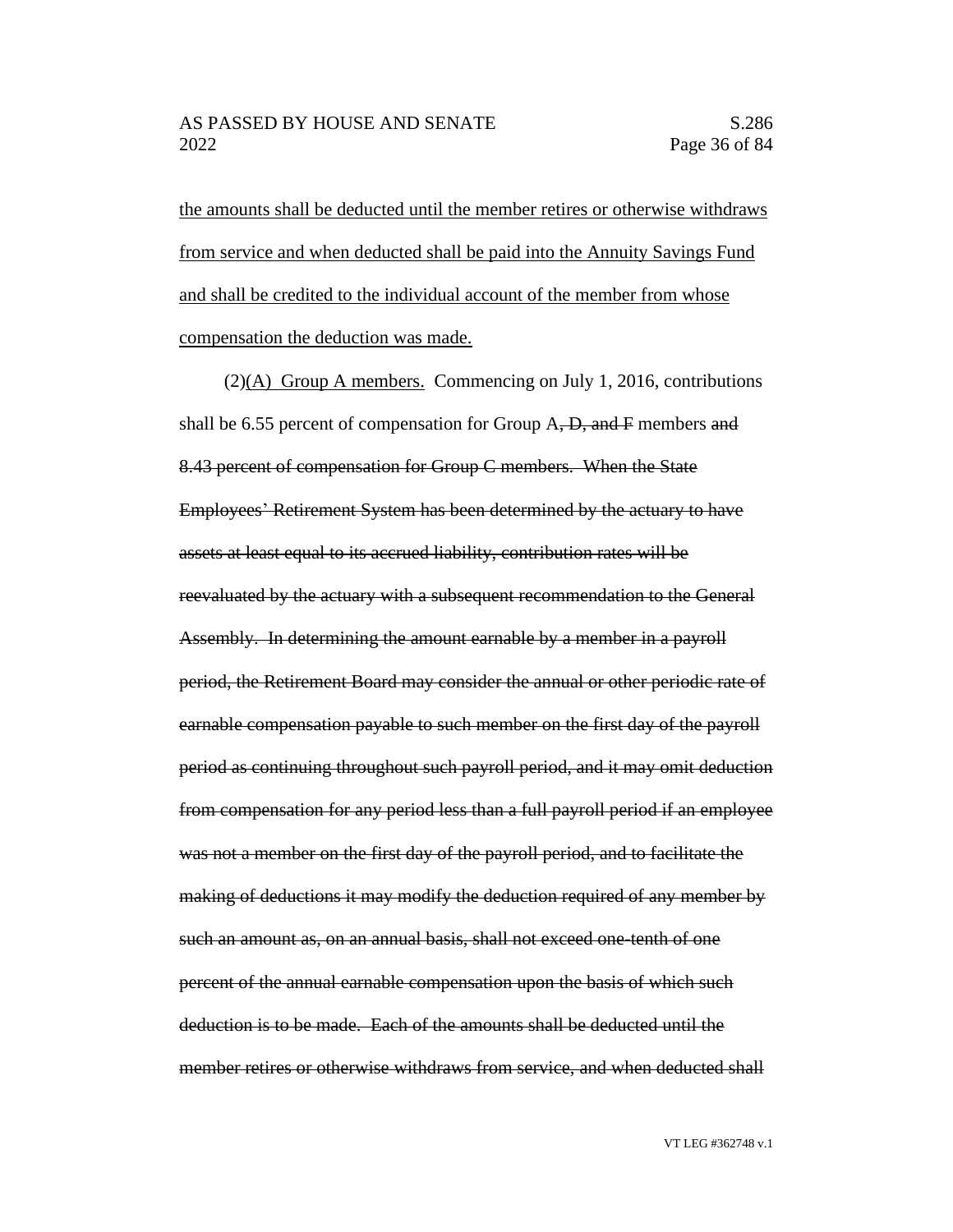<u>the amounts shall be deducted until the member retires or otherwise withdraws from service and when deducted shall be paid into the Annuity Savings Fund and shall be credited to the individual account of the member from whose compensation the deduction was made.</u>

(2)<u>(A) Group A members.</u> Commencing on July 1, 2016, contributions shall be 6.55 percent of compensation for Group A~~, D, and F~~ members ~~and 8.43 percent of compensation for Group C members. When the State Employees' Retirement System has been determined by the actuary to have assets at least equal to its accrued liability, contribution rates will be reevaluated by the actuary with a subsequent recommendation to the General Assembly. In determining the amount earnable by a member in a payroll period, the Retirement Board may consider the annual or other periodic rate of earnable compensation payable to such member on the first day of the payroll period as continuing throughout such payroll period, and it may omit deduction from compensation for any period less than a full payroll period if an employee was not a member on the first day of the payroll period, and to facilitate the making of deductions it may modify the deduction required of any member by such an amount as, on an annual basis, shall not exceed one-tenth of one percent of the annual earnable compensation upon the basis of which such deduction is to be made. Each of the amounts shall be deducted until the member retires or otherwise withdraws from service, and when deducted shall~~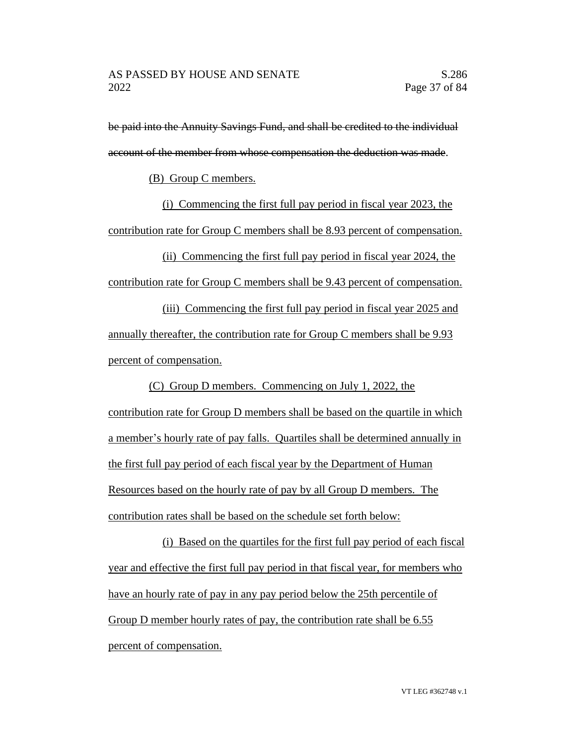~~be paid into the Annuity Savings Fund, and shall be credited to the individual account of the member from whose compensation the deduction was made~~.

(B) Group C members.

(i) Commencing the first full pay period in fiscal year 2023, the contribution rate for Group C members shall be 8.93 percent of compensation.

(ii) Commencing the first full pay period in fiscal year 2024, the contribution rate for Group C members shall be 9.43 percent of compensation.

(iii) Commencing the first full pay period in fiscal year 2025 and annually thereafter, the contribution rate for Group C members shall be 9.93 percent of compensation.

(C) Group D members. Commencing on July 1, 2022, the contribution rate for Group D members shall be based on the quartile in which a member's hourly rate of pay falls. Quartiles shall be determined annually in the first full pay period of each fiscal year by the Department of Human Resources based on the hourly rate of pay by all Group D members. The contribution rates shall be based on the schedule set forth below:

(i) Based on the quartiles for the first full pay period of each fiscal year and effective the first full pay period in that fiscal year, for members who have an hourly rate of pay in any pay period below the 25th percentile of Group D member hourly rates of pay, the contribution rate shall be 6.55 percent of compensation.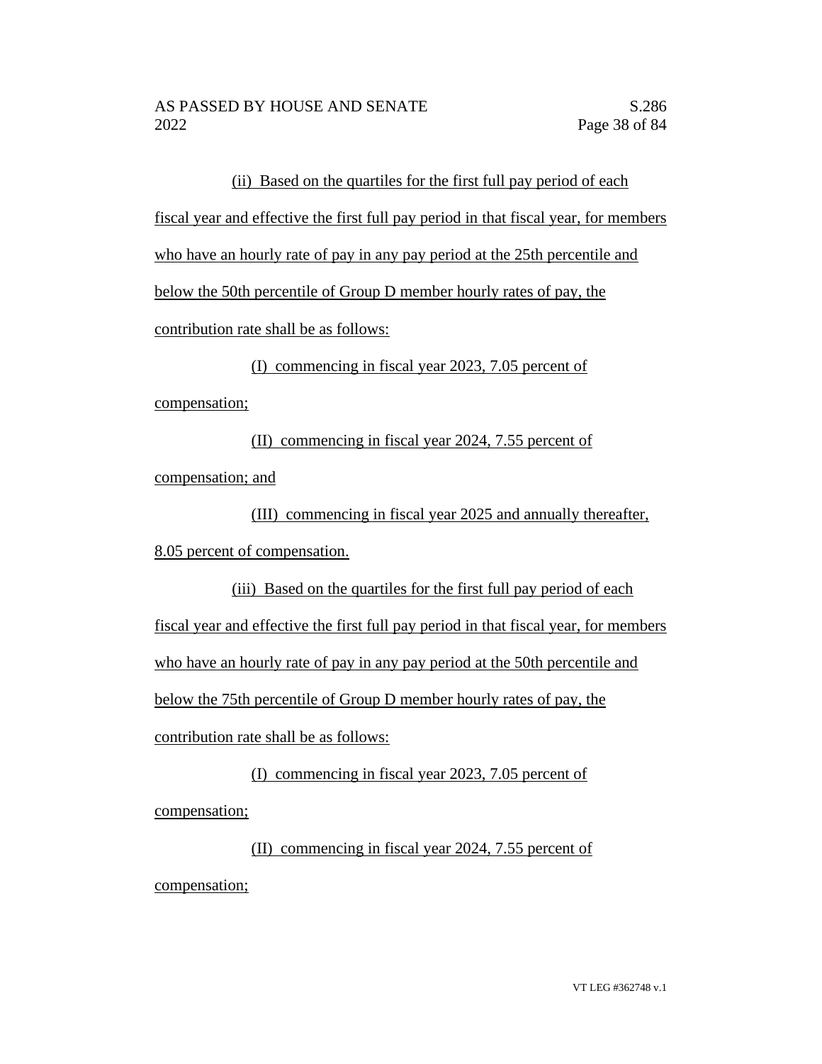(ii) Based on the quartiles for the first full pay period of each fiscal year and effective the first full pay period in that fiscal year, for members who have an hourly rate of pay in any pay period at the 25th percentile and below the 50th percentile of Group D member hourly rates of pay, the contribution rate shall be as follows:

(I) commencing in fiscal year 2023, 7.05 percent of compensation;

(II) commencing in fiscal year 2024, 7.55 percent of compensation; and

(III) commencing in fiscal year 2025 and annually thereafter, 8.05 percent of compensation.

(iii) Based on the quartiles for the first full pay period of each fiscal year and effective the first full pay period in that fiscal year, for members who have an hourly rate of pay in any pay period at the 50th percentile and below the 75th percentile of Group D member hourly rates of pay, the contribution rate shall be as follows:

(I) commencing in fiscal year 2023, 7.05 percent of compensation;

(II) commencing in fiscal year 2024, 7.55 percent of compensation;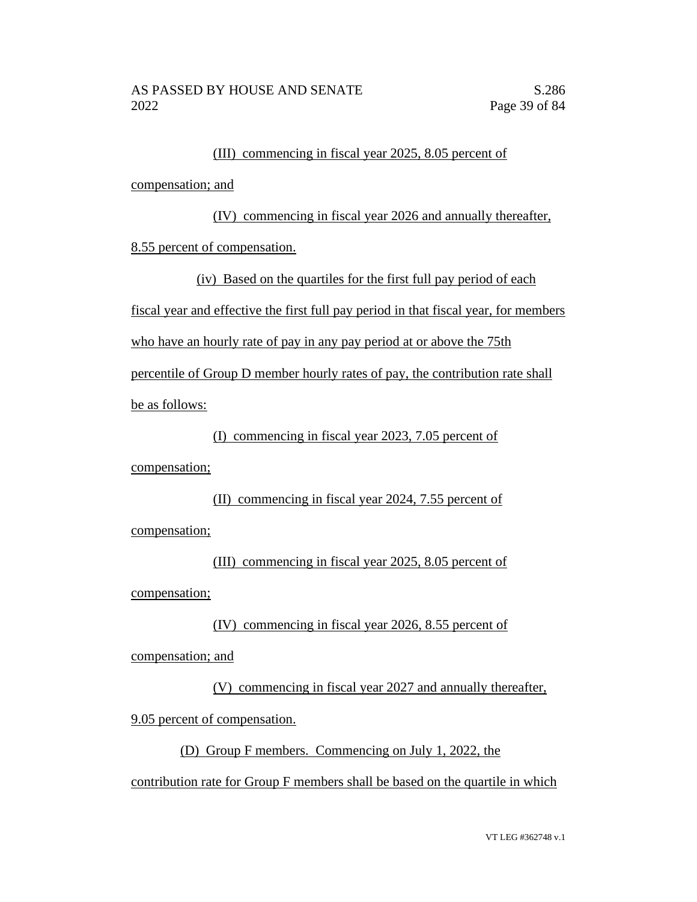(III) commencing in fiscal year 2025, 8.05 percent of compensation; and

(IV) commencing in fiscal year 2026 and annually thereafter, 8.55 percent of compensation.

(iv) Based on the quartiles for the first full pay period of each fiscal year and effective the first full pay period in that fiscal year, for members who have an hourly rate of pay in any pay period at or above the 75th percentile of Group D member hourly rates of pay, the contribution rate shall be as follows:

(I) commencing in fiscal year 2023, 7.05 percent of compensation;

(II) commencing in fiscal year 2024, 7.55 percent of compensation;

(III) commencing in fiscal year 2025, 8.05 percent of compensation;

(IV) commencing in fiscal year 2026, 8.55 percent of compensation; and

(V) commencing in fiscal year 2027 and annually thereafter, 9.05 percent of compensation.

(D) Group F members. Commencing on July 1, 2022, the contribution rate for Group F members shall be based on the quartile in which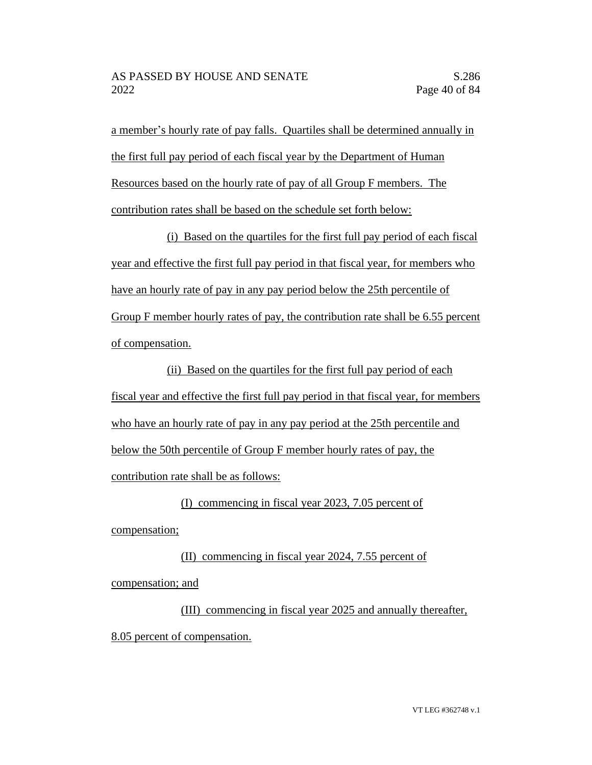a member's hourly rate of pay falls. Quartiles shall be determined annually in the first full pay period of each fiscal year by the Department of Human Resources based on the hourly rate of pay of all Group F members. The contribution rates shall be based on the schedule set forth below:

(i) Based on the quartiles for the first full pay period of each fiscal year and effective the first full pay period in that fiscal year, for members who have an hourly rate of pay in any pay period below the 25th percentile of Group F member hourly rates of pay, the contribution rate shall be 6.55 percent of compensation.

(ii) Based on the quartiles for the first full pay period of each fiscal year and effective the first full pay period in that fiscal year, for members who have an hourly rate of pay in any pay period at the 25th percentile and below the 50th percentile of Group F member hourly rates of pay, the contribution rate shall be as follows:

(I) commencing in fiscal year 2023, 7.05 percent of compensation;

(II) commencing in fiscal year 2024, 7.55 percent of compensation; and

(III) commencing in fiscal year 2025 and annually thereafter, 8.05 percent of compensation.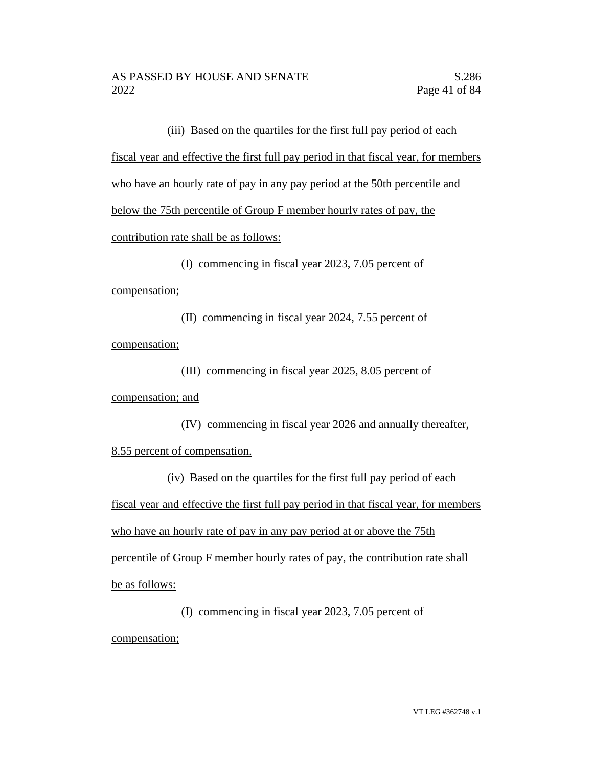(iii) Based on the quartiles for the first full pay period of each fiscal year and effective the first full pay period in that fiscal year, for members who have an hourly rate of pay in any pay period at the 50th percentile and below the 75th percentile of Group F member hourly rates of pay, the contribution rate shall be as follows:

(I) commencing in fiscal year 2023, 7.05 percent of compensation;

(II) commencing in fiscal year 2024, 7.55 percent of compensation;

(III) commencing in fiscal year 2025, 8.05 percent of compensation; and

(IV) commencing in fiscal year 2026 and annually thereafter, 8.55 percent of compensation.

(iv) Based on the quartiles for the first full pay period of each fiscal year and effective the first full pay period in that fiscal year, for members who have an hourly rate of pay in any pay period at or above the 75th percentile of Group F member hourly rates of pay, the contribution rate shall be as follows:

(I) commencing in fiscal year 2023, 7.05 percent of compensation;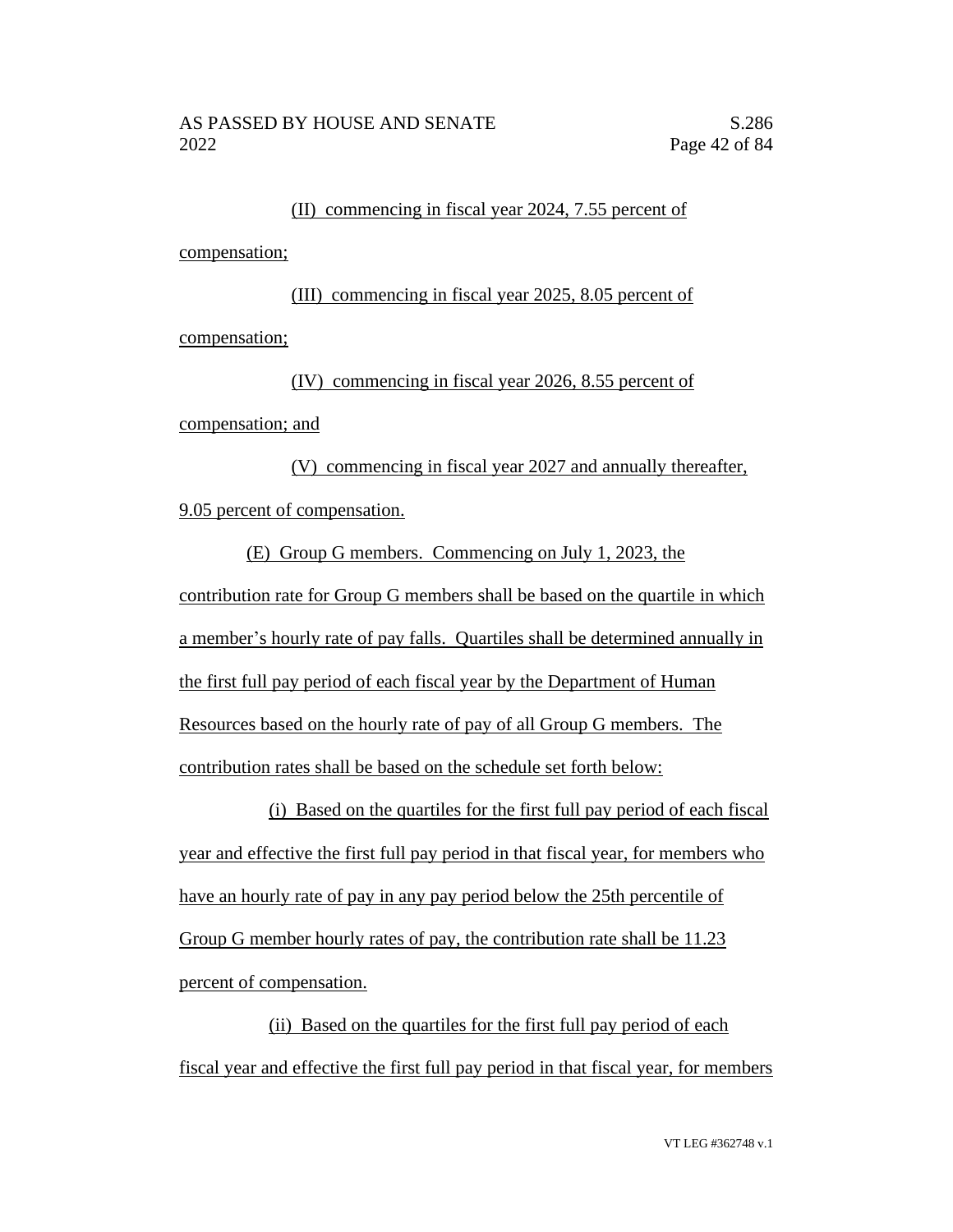(II) commencing in fiscal year 2024, 7.55 percent of compensation;

(III) commencing in fiscal year 2025, 8.05 percent of compensation;

(IV) commencing in fiscal year 2026, 8.55 percent of compensation; and

(V) commencing in fiscal year 2027 and annually thereafter, 9.05 percent of compensation.

(E) Group G members. Commencing on July 1, 2023, the contribution rate for Group G members shall be based on the quartile in which a member's hourly rate of pay falls. Quartiles shall be determined annually in the first full pay period of each fiscal year by the Department of Human Resources based on the hourly rate of pay of all Group G members. The contribution rates shall be based on the schedule set forth below:

(i) Based on the quartiles for the first full pay period of each fiscal year and effective the first full pay period in that fiscal year, for members who have an hourly rate of pay in any pay period below the 25th percentile of Group G member hourly rates of pay, the contribution rate shall be 11.23 percent of compensation.

(ii) Based on the quartiles for the first full pay period of each fiscal year and effective the first full pay period in that fiscal year, for members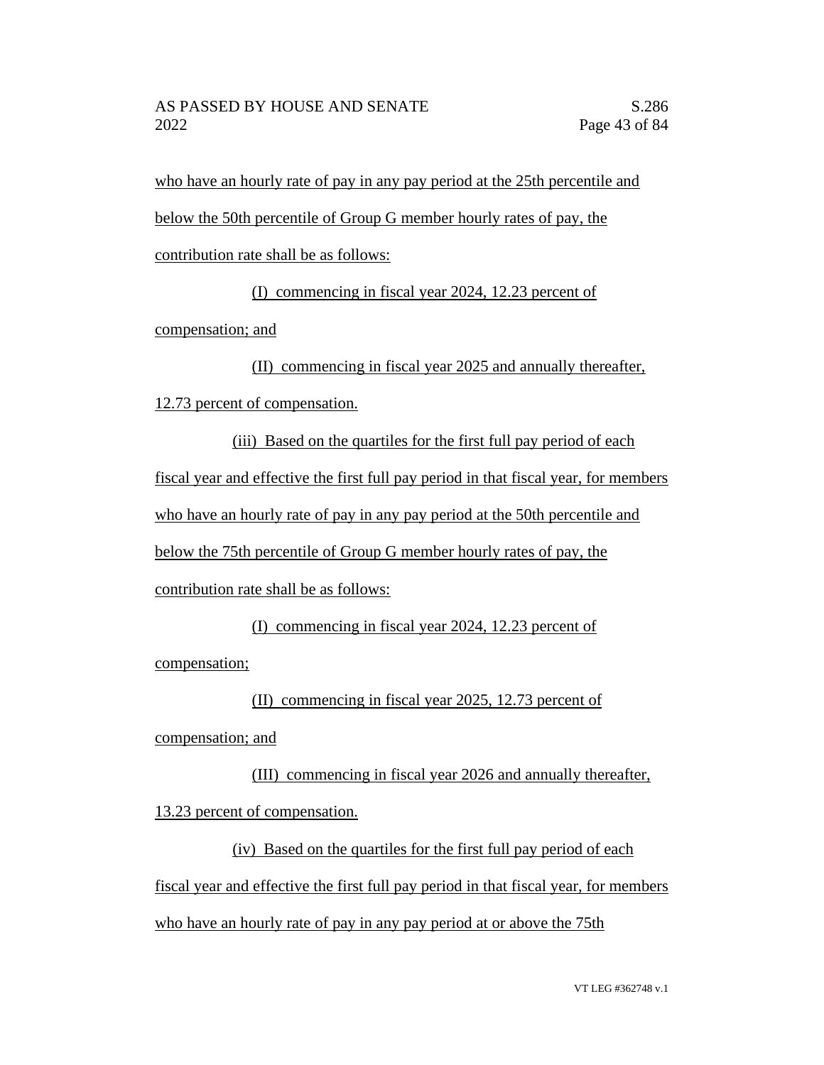who have an hourly rate of pay in any pay period at the 25th percentile and below the 50th percentile of Group G member hourly rates of pay, the contribution rate shall be as follows:

(I) commencing in fiscal year 2024, 12.23 percent of compensation; and

(II) commencing in fiscal year 2025 and annually thereafter, 12.73 percent of compensation.

(iii) Based on the quartiles for the first full pay period of each fiscal year and effective the first full pay period in that fiscal year, for members who have an hourly rate of pay in any pay period at the 50th percentile and below the 75th percentile of Group G member hourly rates of pay, the contribution rate shall be as follows:

(I) commencing in fiscal year 2024, 12.23 percent of compensation;

(II) commencing in fiscal year 2025, 12.73 percent of compensation; and

(III) commencing in fiscal year 2026 and annually thereafter, 13.23 percent of compensation.

(iv) Based on the quartiles for the first full pay period of each fiscal year and effective the first full pay period in that fiscal year, for members who have an hourly rate of pay in any pay period at or above the 75th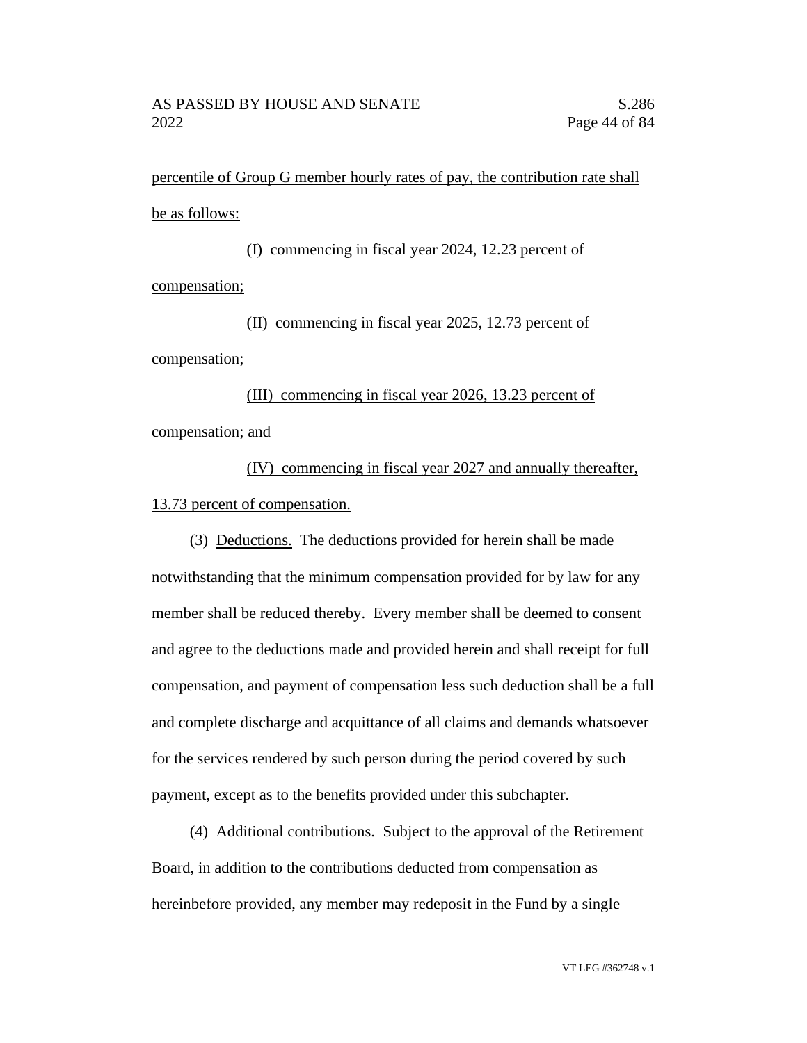percentile of Group G member hourly rates of pay, the contribution rate shall be as follows:

(I) commencing in fiscal year 2024, 12.23 percent of compensation;

(II) commencing in fiscal year 2025, 12.73 percent of compensation;

(III) commencing in fiscal year 2026, 13.23 percent of compensation; and

(IV) commencing in fiscal year 2027 and annually thereafter, 13.73 percent of compensation.

(3) Deductions. The deductions provided for herein shall be made notwithstanding that the minimum compensation provided for by law for any member shall be reduced thereby. Every member shall be deemed to consent and agree to the deductions made and provided herein and shall receipt for full compensation, and payment of compensation less such deduction shall be a full and complete discharge and acquittance of all claims and demands whatsoever for the services rendered by such person during the period covered by such payment, except as to the benefits provided under this subchapter.

(4) Additional contributions. Subject to the approval of the Retirement Board, in addition to the contributions deducted from compensation as hereinbefore provided, any member may redeposit in the Fund by a single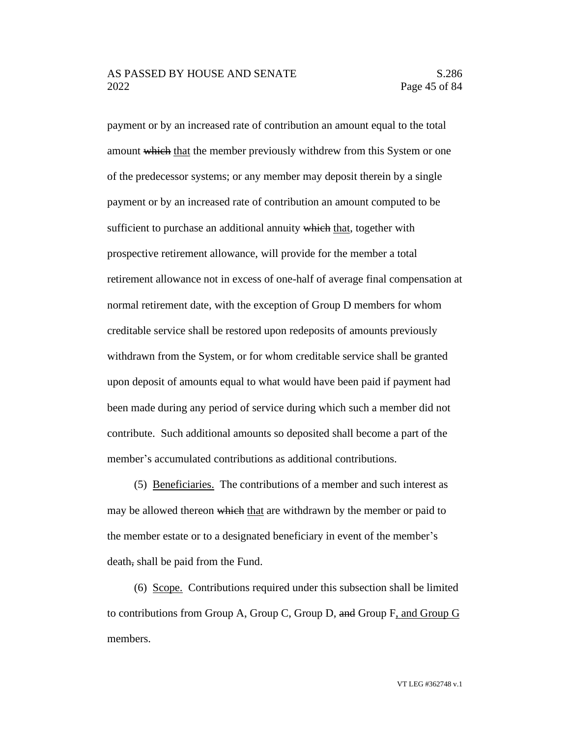payment or by an increased rate of contribution an amount equal to the total amount ~~which~~ <u>that</u> the member previously withdrew from this System or one of the predecessor systems; or any member may deposit therein by a single payment or by an increased rate of contribution an amount computed to be sufficient to purchase an additional annuity ~~which~~ <u>that</u>, together with prospective retirement allowance, will provide for the member a total retirement allowance not in excess of one-half of average final compensation at normal retirement date, with the exception of Group D members for whom creditable service shall be restored upon redeposits of amounts previously withdrawn from the System, or for whom creditable service shall be granted upon deposit of amounts equal to what would have been paid if payment had been made during any period of service during which such a member did not contribute. Such additional amounts so deposited shall become a part of the member's accumulated contributions as additional contributions.

(5) <u>Beneficiaries.</u> The contributions of a member and such interest as may be allowed thereon ~~which~~ <u>that</u> are withdrawn by the member or paid to the member estate or to a designated beneficiary in event of the member's death~~,~~ shall be paid from the Fund.

(6) <u>Scope.</u> Contributions required under this subsection shall be limited to contributions from Group A, Group C, Group D, ~~and~~ Group F<u>, and Group G</u> members.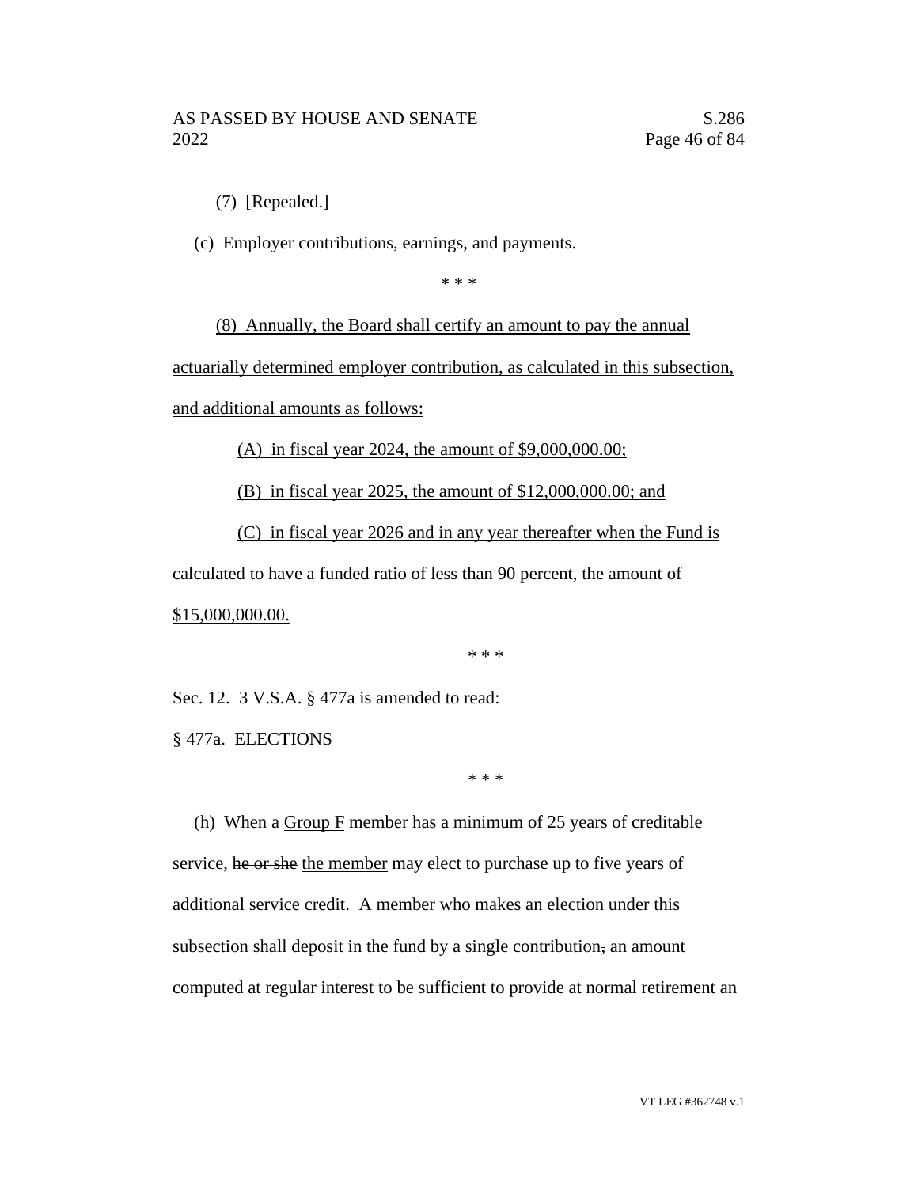(7) [Repealed.]

(c) Employer contributions, earnings, and payments.

\* \* \*

<u>(8) Annually, the Board shall certify an amount to pay the annual actuarially determined employer contribution, as calculated in this subsection, and additional amounts as follows:</u>

<u>(A) in fiscal year 2024, the amount of $9,000,000.00;</u>

<u>(B) in fiscal year 2025, the amount of $12,000,000.00; and</u>

<u>(C) in fiscal year 2026 and in any year thereafter when the Fund is calculated to have a funded ratio of less than 90 percent, the amount of $15,000,000.00.</u>

\* \* \*

Sec. 12. 3 V.S.A. § 477a is amended to read:

§ 477a. ELECTIONS

\* \* \*

(h) When a <u>Group F</u> member has a minimum of 25 years of creditable service, ~~he or she~~ <u>the member</u> may elect to purchase up to five years of additional service credit. A member who makes an election under this subsection shall deposit in the fund by a single contribution~~,~~ an amount computed at regular interest to be sufficient to provide at normal retirement an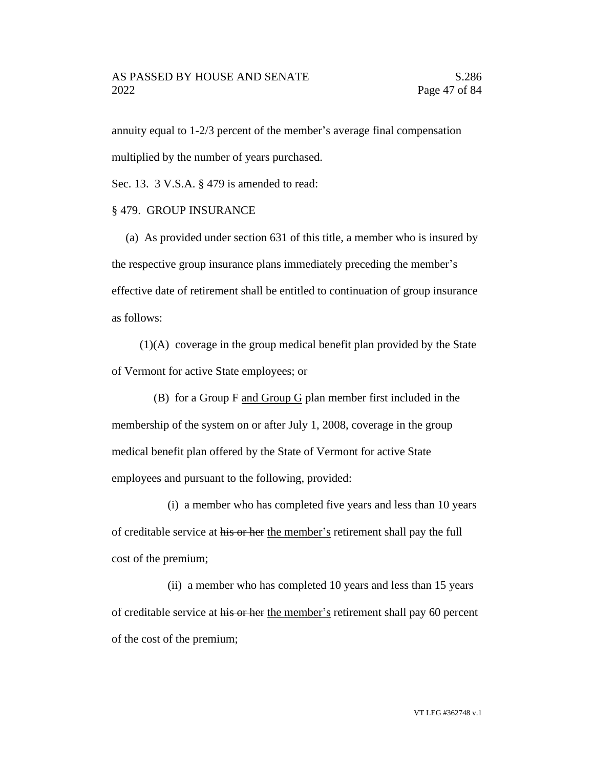annuity equal to 1-2/3 percent of the member's average final compensation multiplied by the number of years purchased.

Sec. 13. 3 V.S.A. § 479 is amended to read:

§ 479. GROUP INSURANCE

(a) As provided under section 631 of this title, a member who is insured by the respective group insurance plans immediately preceding the member's effective date of retirement shall be entitled to continuation of group insurance as follows:

(1)(A) coverage in the group medical benefit plan provided by the State of Vermont for active State employees; or

(B) for a Group F <u>and Group G</u> plan member first included in the membership of the system on or after July 1, 2008, coverage in the group medical benefit plan offered by the State of Vermont for active State employees and pursuant to the following, provided:

(i) a member who has completed five years and less than 10 years of creditable service at ~~his or her~~ <u>the member's</u> retirement shall pay the full cost of the premium;

(ii) a member who has completed 10 years and less than 15 years of creditable service at ~~his or her~~ <u>the member's</u> retirement shall pay 60 percent of the cost of the premium;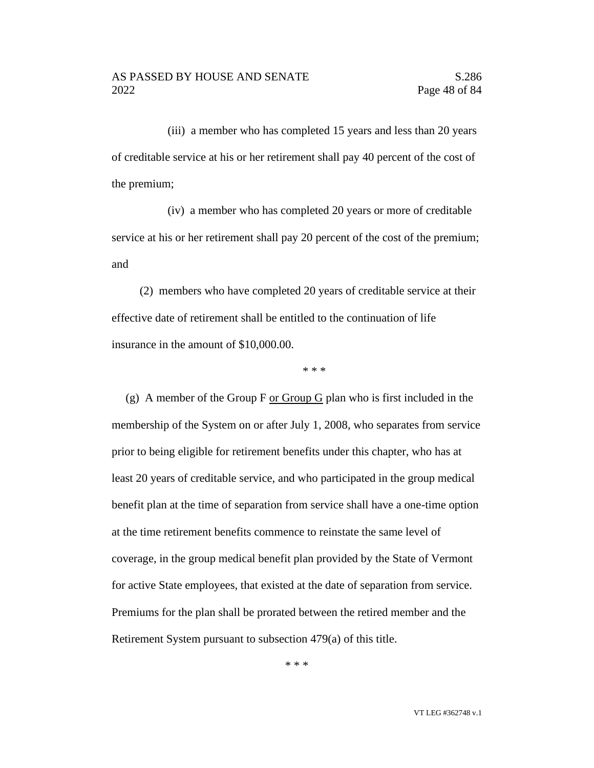(iii) a member who has completed 15 years and less than 20 years of creditable service at his or her retirement shall pay 40 percent of the cost of the premium;

(iv) a member who has completed 20 years or more of creditable service at his or her retirement shall pay 20 percent of the cost of the premium; and

(2) members who have completed 20 years of creditable service at their effective date of retirement shall be entitled to the continuation of life insurance in the amount of $10,000.00.

* * *

(g) A member of the Group F <u>or Group G</u> plan who is first included in the membership of the System on or after July 1, 2008, who separates from service prior to being eligible for retirement benefits under this chapter, who has at least 20 years of creditable service, and who participated in the group medical benefit plan at the time of separation from service shall have a one-time option at the time retirement benefits commence to reinstate the same level of coverage, in the group medical benefit plan provided by the State of Vermont for active State employees, that existed at the date of separation from service. Premiums for the plan shall be prorated between the retired member and the Retirement System pursuant to subsection 479(a) of this title.

* * *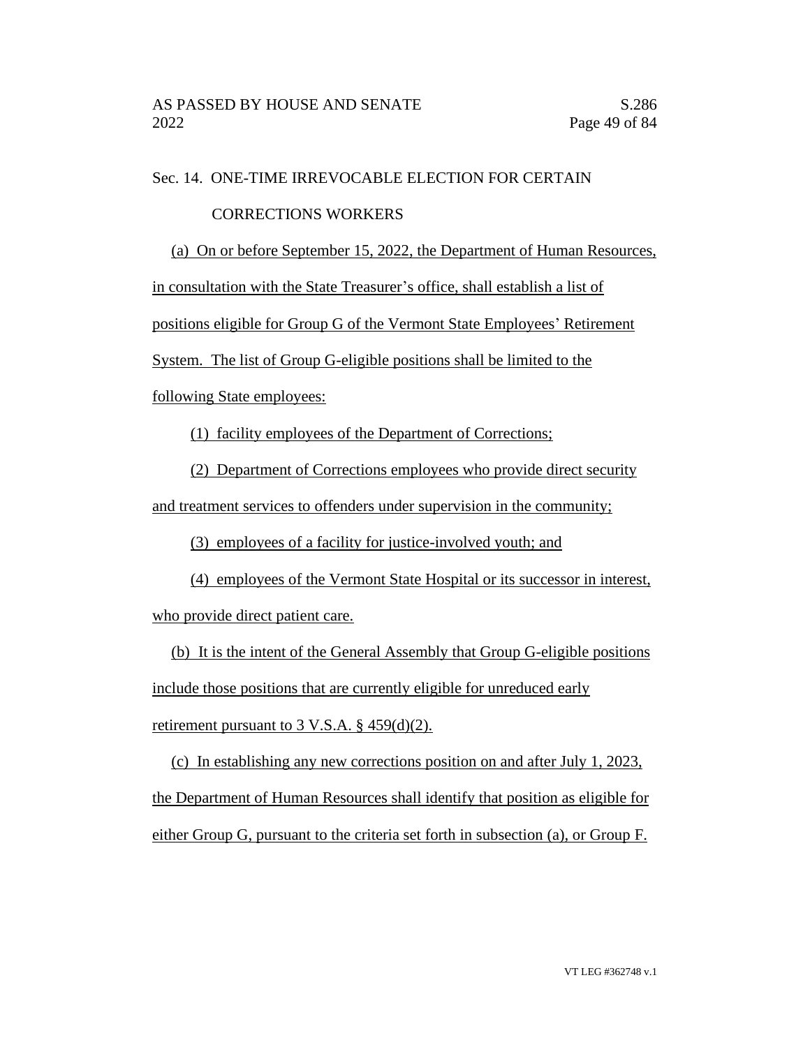Sec. 14. ONE-TIME IRREVOCABLE ELECTION FOR CERTAIN CORRECTIONS WORKERS

(a) On or before September 15, 2022, the Department of Human Resources, in consultation with the State Treasurer's office, shall establish a list of positions eligible for Group G of the Vermont State Employees' Retirement System. The list of Group G-eligible positions shall be limited to the following State employees:

(1) facility employees of the Department of Corrections;

(2) Department of Corrections employees who provide direct security and treatment services to offenders under supervision in the community;

(3) employees of a facility for justice-involved youth; and

(4) employees of the Vermont State Hospital or its successor in interest, who provide direct patient care.

(b) It is the intent of the General Assembly that Group G-eligible positions include those positions that are currently eligible for unreduced early retirement pursuant to 3 V.S.A. § 459(d)(2).

(c) In establishing any new corrections position on and after July 1, 2023, the Department of Human Resources shall identify that position as eligible for either Group G, pursuant to the criteria set forth in subsection (a), or Group F.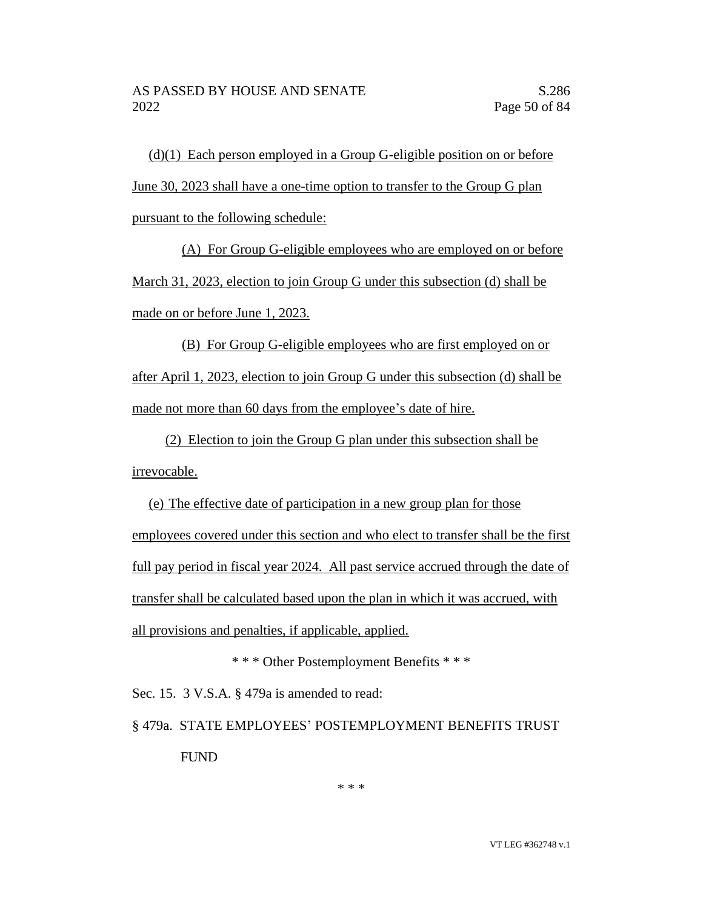(d)(1) Each person employed in a Group G-eligible position on or before June 30, 2023 shall have a one-time option to transfer to the Group G plan pursuant to the following schedule:

(A) For Group G-eligible employees who are employed on or before March 31, 2023, election to join Group G under this subsection (d) shall be made on or before June 1, 2023.

(B) For Group G-eligible employees who are first employed on or after April 1, 2023, election to join Group G under this subsection (d) shall be made not more than 60 days from the employee's date of hire.

(2) Election to join the Group G plan under this subsection shall be irrevocable.

(e) The effective date of participation in a new group plan for those employees covered under this section and who elect to transfer shall be the first full pay period in fiscal year 2024. All past service accrued through the date of transfer shall be calculated based upon the plan in which it was accrued, with all provisions and penalties, if applicable, applied.

\* \* \* Other Postemployment Benefits \* \* \*

Sec. 15. 3 V.S.A. § 479a is amended to read:

§ 479a. STATE EMPLOYEES' POSTEMPLOYMENT BENEFITS TRUST FUND

\* \* \*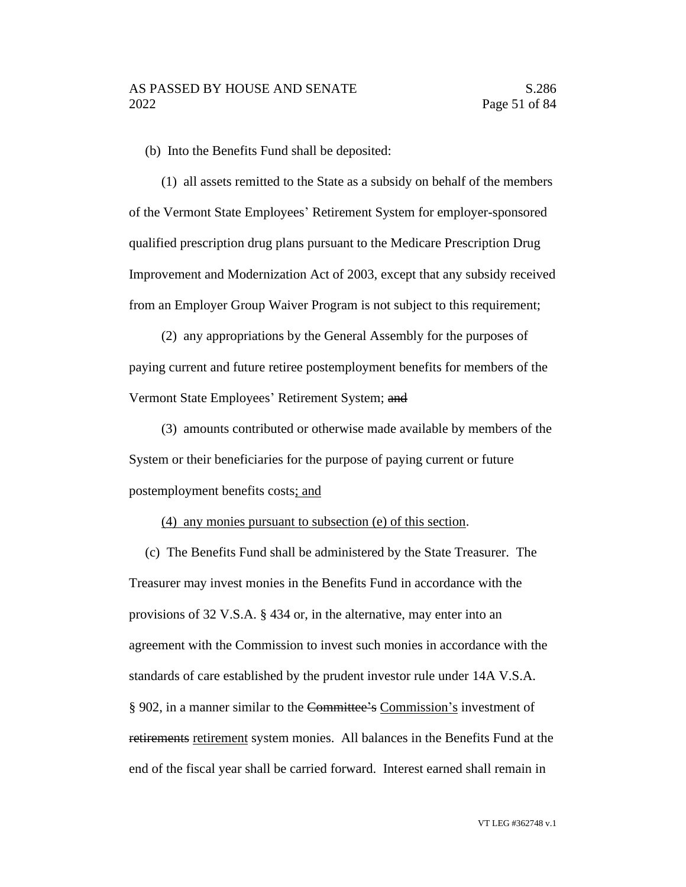(b) Into the Benefits Fund shall be deposited:

(1) all assets remitted to the State as a subsidy on behalf of the members of the Vermont State Employees' Retirement System for employer-sponsored qualified prescription drug plans pursuant to the Medicare Prescription Drug Improvement and Modernization Act of 2003, except that any subsidy received from an Employer Group Waiver Program is not subject to this requirement;

(2) any appropriations by the General Assembly for the purposes of paying current and future retiree postemployment benefits for members of the Vermont State Employees' Retirement System; ~~and~~

(3) amounts contributed or otherwise made available by members of the System or their beneficiaries for the purpose of paying current or future postemployment benefits costs<u>; and</u>

<u>(4) any monies pursuant to subsection (e) of this section</u>.

(c) The Benefits Fund shall be administered by the State Treasurer. The Treasurer may invest monies in the Benefits Fund in accordance with the provisions of 32 V.S.A. § 434 or, in the alternative, may enter into an agreement with the Commission to invest such monies in accordance with the standards of care established by the prudent investor rule under 14A V.S.A. § 902, in a manner similar to the ~~Committee's~~ <u>Commission's</u> investment of ~~retirements~~ <u>retirement</u> system monies. All balances in the Benefits Fund at the end of the fiscal year shall be carried forward. Interest earned shall remain in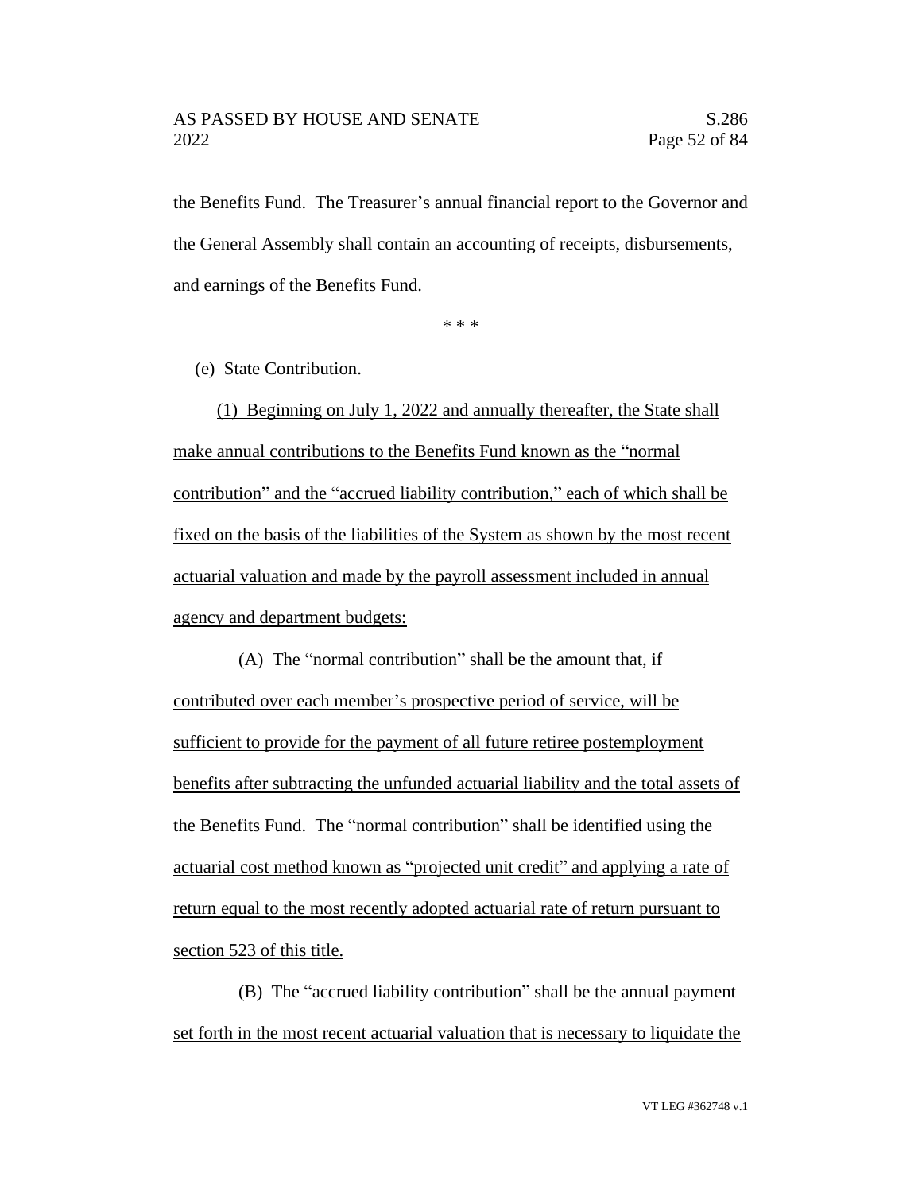the Benefits Fund. The Treasurer's annual financial report to the Governor and the General Assembly shall contain an accounting of receipts, disbursements, and earnings of the Benefits Fund.

\* \* \*

(e) State Contribution.

(1) Beginning on July 1, 2022 and annually thereafter, the State shall make annual contributions to the Benefits Fund known as the "normal contribution" and the "accrued liability contribution," each of which shall be fixed on the basis of the liabilities of the System as shown by the most recent actuarial valuation and made by the payroll assessment included in annual agency and department budgets:

(A) The "normal contribution" shall be the amount that, if contributed over each member's prospective period of service, will be sufficient to provide for the payment of all future retiree postemployment benefits after subtracting the unfunded actuarial liability and the total assets of the Benefits Fund. The "normal contribution" shall be identified using the actuarial cost method known as "projected unit credit" and applying a rate of return equal to the most recently adopted actuarial rate of return pursuant to section 523 of this title.

(B) The "accrued liability contribution" shall be the annual payment set forth in the most recent actuarial valuation that is necessary to liquidate the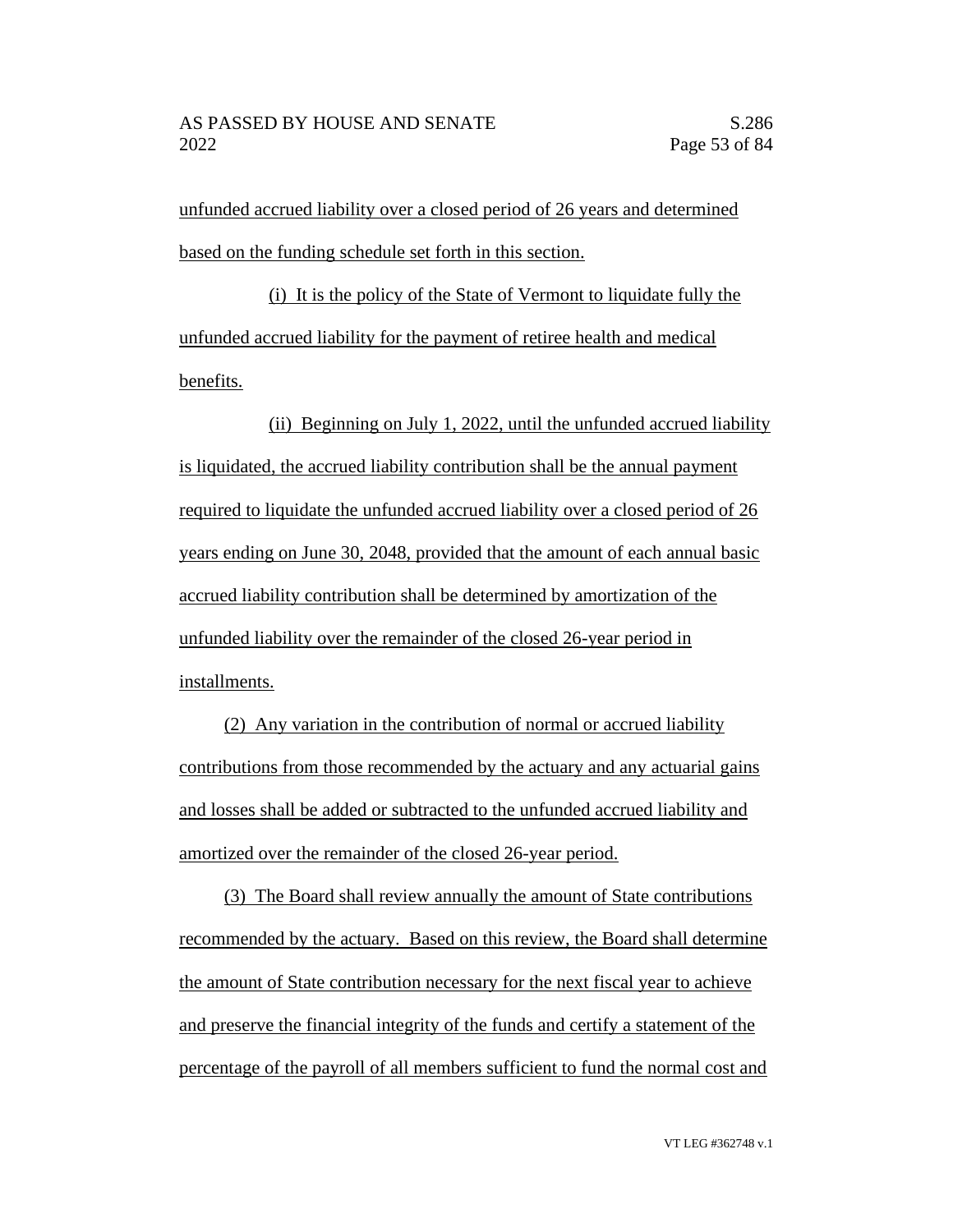unfunded accrued liability over a closed period of 26 years and determined based on the funding schedule set forth in this section.

(i) It is the policy of the State of Vermont to liquidate fully the unfunded accrued liability for the payment of retiree health and medical benefits.

(ii) Beginning on July 1, 2022, until the unfunded accrued liability is liquidated, the accrued liability contribution shall be the annual payment required to liquidate the unfunded accrued liability over a closed period of 26 years ending on June 30, 2048, provided that the amount of each annual basic accrued liability contribution shall be determined by amortization of the unfunded liability over the remainder of the closed 26-year period in installments.

(2) Any variation in the contribution of normal or accrued liability contributions from those recommended by the actuary and any actuarial gains and losses shall be added or subtracted to the unfunded accrued liability and amortized over the remainder of the closed 26-year period.

(3) The Board shall review annually the amount of State contributions recommended by the actuary. Based on this review, the Board shall determine the amount of State contribution necessary for the next fiscal year to achieve and preserve the financial integrity of the funds and certify a statement of the percentage of the payroll of all members sufficient to fund the normal cost and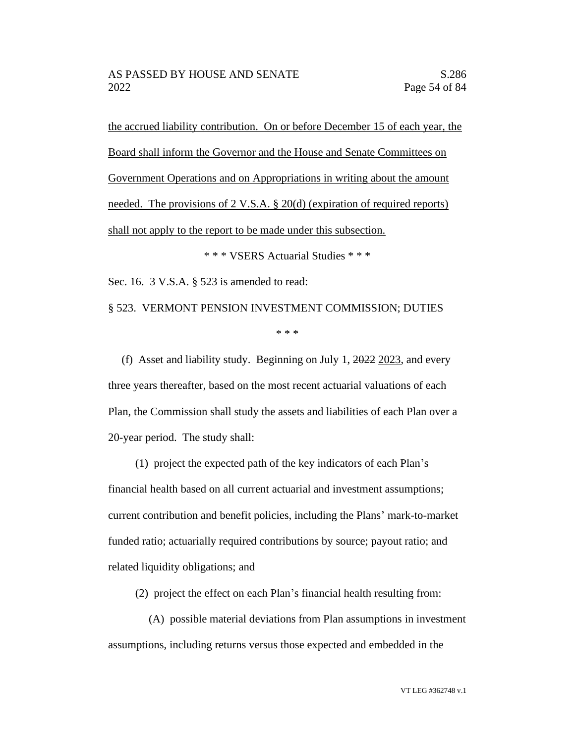<u>the accrued liability contribution. On or before December 15 of each year, the Board shall inform the Governor and the House and Senate Committees on Government Operations and on Appropriations in writing about the amount needed. The provisions of 2 V.S.A. § 20(d) (expiration of required reports) shall not apply to the report to be made under this subsection.</u>

\* \* \* VSERS Actuarial Studies \* \* \*

Sec. 16. 3 V.S.A. § 523 is amended to read:

§ 523. VERMONT PENSION INVESTMENT COMMISSION; DUTIES

\* \* \*

(f) Asset and liability study. Beginning on July 1, ~~2022~~ <u>2023</u>, and every three years thereafter, based on the most recent actuarial valuations of each Plan, the Commission shall study the assets and liabilities of each Plan over a 20-year period. The study shall:

(1) project the expected path of the key indicators of each Plan's financial health based on all current actuarial and investment assumptions; current contribution and benefit policies, including the Plans' mark-to-market funded ratio; actuarially required contributions by source; payout ratio; and related liquidity obligations; and

(2) project the effect on each Plan's financial health resulting from:

(A) possible material deviations from Plan assumptions in investment assumptions, including returns versus those expected and embedded in the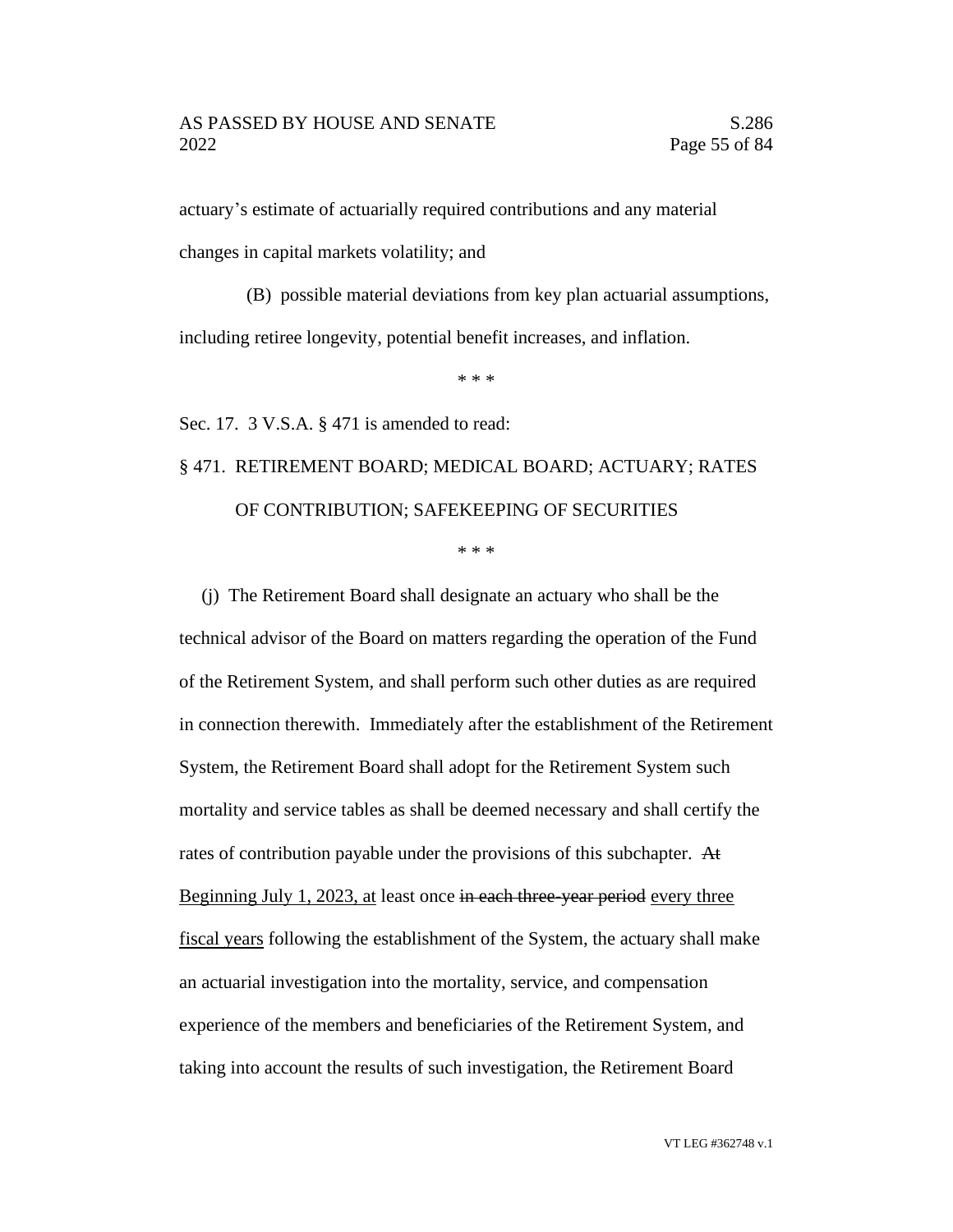actuary's estimate of actuarially required contributions and any material changes in capital markets volatility; and

(B) possible material deviations from key plan actuarial assumptions, including retiree longevity, potential benefit increases, and inflation.

\* \* \*

Sec. 17. 3 V.S.A. § 471 is amended to read:

§ 471. RETIREMENT BOARD; MEDICAL BOARD; ACTUARY; RATES OF CONTRIBUTION; SAFEKEEPING OF SECURITIES

\* \* \*

(j) The Retirement Board shall designate an actuary who shall be the technical advisor of the Board on matters regarding the operation of the Fund of the Retirement System, and shall perform such other duties as are required in connection therewith. Immediately after the establishment of the Retirement System, the Retirement Board shall adopt for the Retirement System such mortality and service tables as shall be deemed necessary and shall certify the rates of contribution payable under the provisions of this subchapter. ~~At~~ <u>Beginning July 1, 2023, at</u> least once ~~in each three-year period~~ <u>every three fiscal years</u> following the establishment of the System, the actuary shall make an actuarial investigation into the mortality, service, and compensation experience of the members and beneficiaries of the Retirement System, and taking into account the results of such investigation, the Retirement Board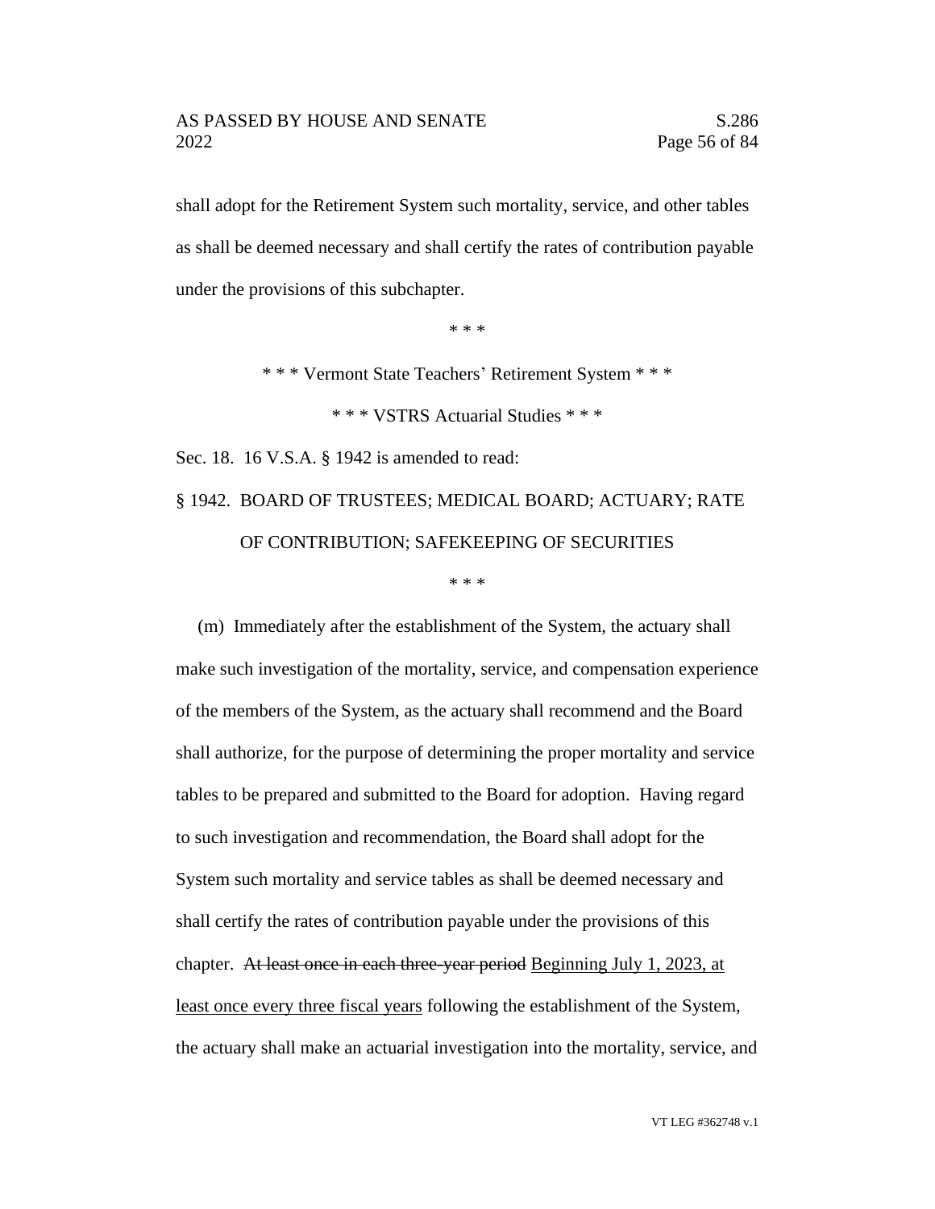shall adopt for the Retirement System such mortality, service, and other tables as shall be deemed necessary and shall certify the rates of contribution payable under the provisions of this subchapter.

\* \* \*

\* \* \* Vermont State Teachers' Retirement System \* \* \*

\* \* \* VSTRS Actuarial Studies \* \* \*

Sec. 18. 16 V.S.A. § 1942 is amended to read:

§ 1942. BOARD OF TRUSTEES; MEDICAL BOARD; ACTUARY; RATE OF CONTRIBUTION; SAFEKEEPING OF SECURITIES

\* \* \*

(m) Immediately after the establishment of the System, the actuary shall make such investigation of the mortality, service, and compensation experience of the members of the System, as the actuary shall recommend and the Board shall authorize, for the purpose of determining the proper mortality and service tables to be prepared and submitted to the Board for adoption. Having regard to such investigation and recommendation, the Board shall adopt for the System such mortality and service tables as shall be deemed necessary and shall certify the rates of contribution payable under the provisions of this chapter. ~~At least once in each three-year period~~ <u>Beginning July 1, 2023, at least once every three fiscal years</u> following the establishment of the System, the actuary shall make an actuarial investigation into the mortality, service, and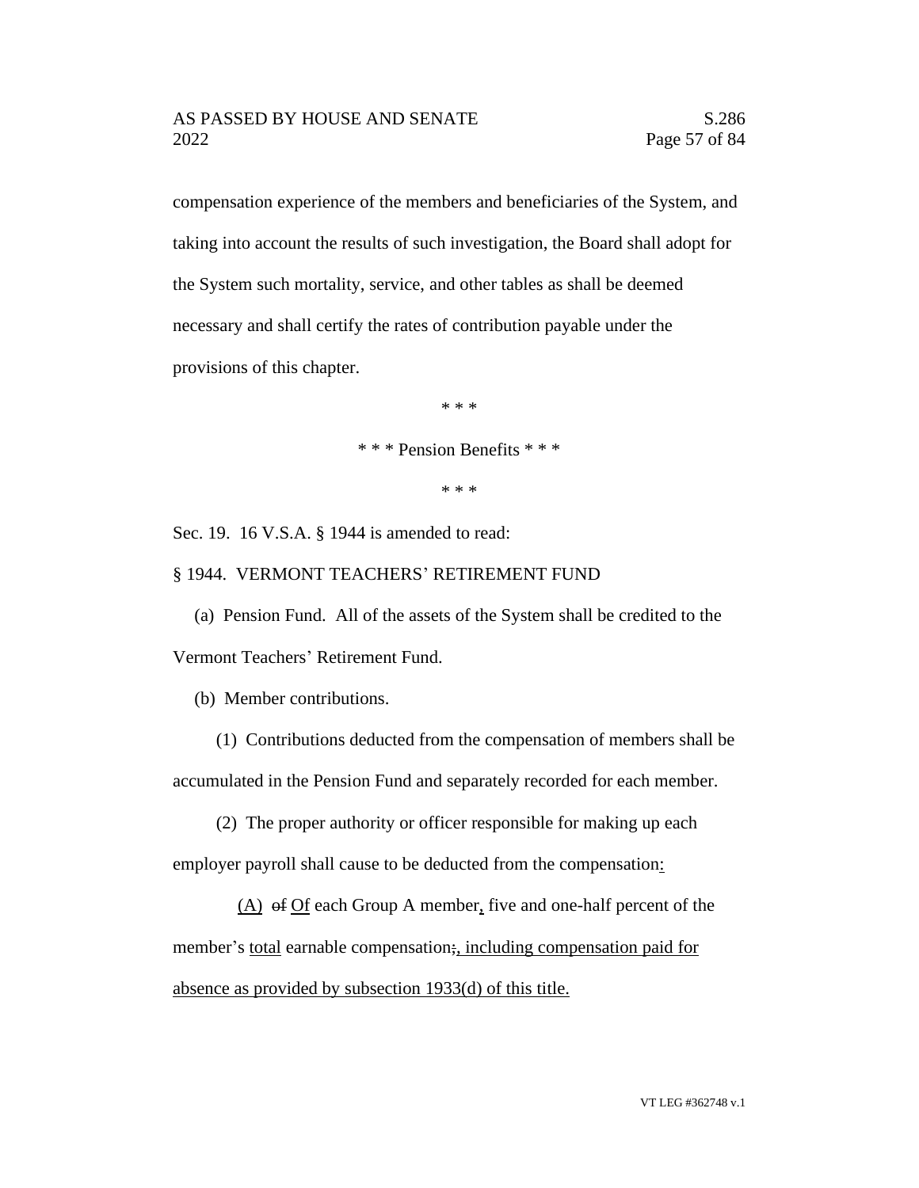compensation experience of the members and beneficiaries of the System, and taking into account the results of such investigation, the Board shall adopt for the System such mortality, service, and other tables as shall be deemed necessary and shall certify the rates of contribution payable under the provisions of this chapter.

\* \* \*

\* \* \* Pension Benefits \* \* \*

\* \* \*

Sec. 19. 16 V.S.A. § 1944 is amended to read:

§ 1944. VERMONT TEACHERS' RETIREMENT FUND

(a) Pension Fund. All of the assets of the System shall be credited to the Vermont Teachers' Retirement Fund.

(b) Member contributions.

(1) Contributions deducted from the compensation of members shall be accumulated in the Pension Fund and separately recorded for each member.

(2) The proper authority or officer responsible for making up each employer payroll shall cause to be deducted from the compensation<u>:</u>

<u>(A)</u> ~~of~~ <u>Of</u> each Group A member<u>,</u> five and one-half percent of the member's <u>total</u> earnable compensation~~;~~<u>, including compensation paid for absence as provided by subsection 1933(d) of this title.</u>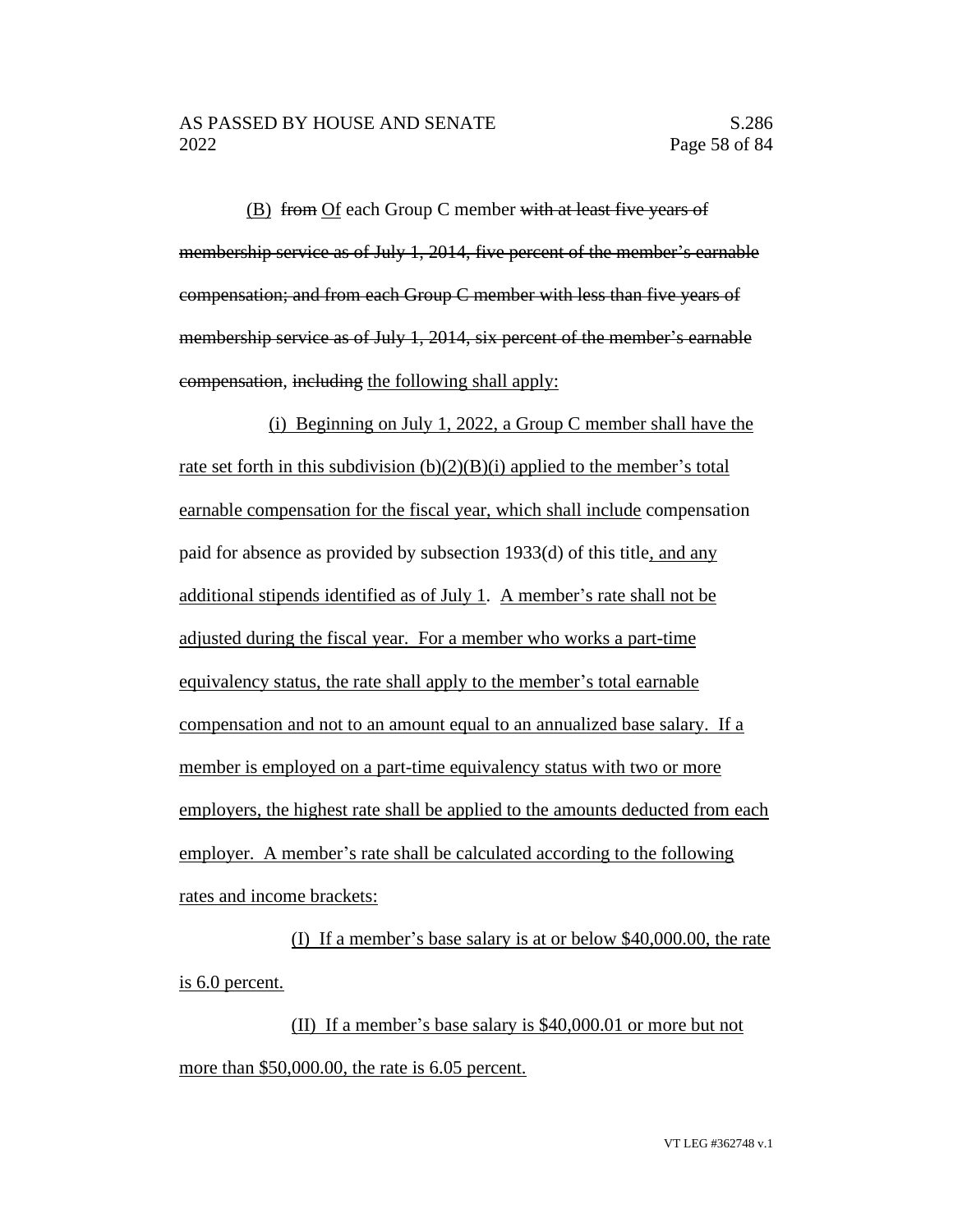(B) ~~from~~ Of each Group C member ~~with at least five years of membership service as of July 1, 2014, five percent of the member's earnable compensation; and from each Group C member with less than five years of membership service as of July 1, 2014, six percent of the member's earnable compensation~~, ~~including~~ the following shall apply:

(i) Beginning on July 1, 2022, a Group C member shall have the rate set forth in this subdivision (b)(2)(B)(i) applied to the member's total earnable compensation for the fiscal year, which shall include compensation paid for absence as provided by subsection 1933(d) of this title, and any additional stipends identified as of July 1. A member's rate shall not be adjusted during the fiscal year. For a member who works a part-time equivalency status, the rate shall apply to the member's total earnable compensation and not to an amount equal to an annualized base salary. If a member is employed on a part-time equivalency status with two or more employers, the highest rate shall be applied to the amounts deducted from each employer. A member's rate shall be calculated according to the following rates and income brackets:

(I) If a member's base salary is at or below $40,000.00, the rate is 6.0 percent.

(II) If a member's base salary is $40,000.01 or more but not more than $50,000.00, the rate is 6.05 percent.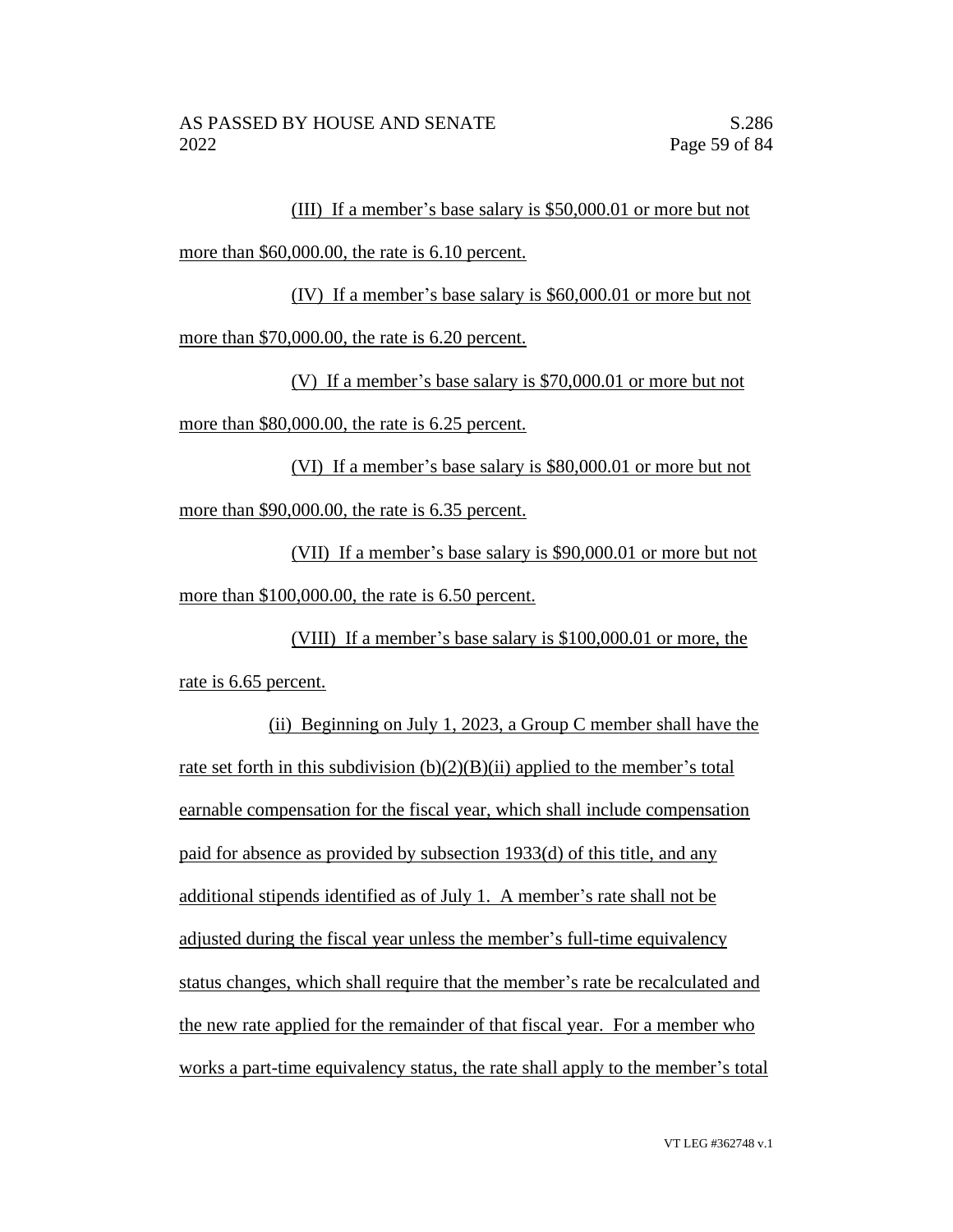(III) If a member's base salary is $50,000.01 or more but not more than $60,000.00, the rate is 6.10 percent.

(IV) If a member's base salary is $60,000.01 or more but not more than $70,000.00, the rate is 6.20 percent.

(V) If a member's base salary is $70,000.01 or more but not more than $80,000.00, the rate is 6.25 percent.

(VI) If a member's base salary is $80,000.01 or more but not more than $90,000.00, the rate is 6.35 percent.

(VII) If a member's base salary is $90,000.01 or more but not more than $100,000.00, the rate is 6.50 percent.

(VIII) If a member's base salary is $100,000.01 or more, the rate is 6.65 percent.

(ii) Beginning on July 1, 2023, a Group C member shall have the rate set forth in this subdivision (b)(2)(B)(ii) applied to the member's total earnable compensation for the fiscal year, which shall include compensation paid for absence as provided by subsection 1933(d) of this title, and any additional stipends identified as of July 1. A member's rate shall not be adjusted during the fiscal year unless the member's full-time equivalency status changes, which shall require that the member's rate be recalculated and the new rate applied for the remainder of that fiscal year. For a member who works a part-time equivalency status, the rate shall apply to the member's total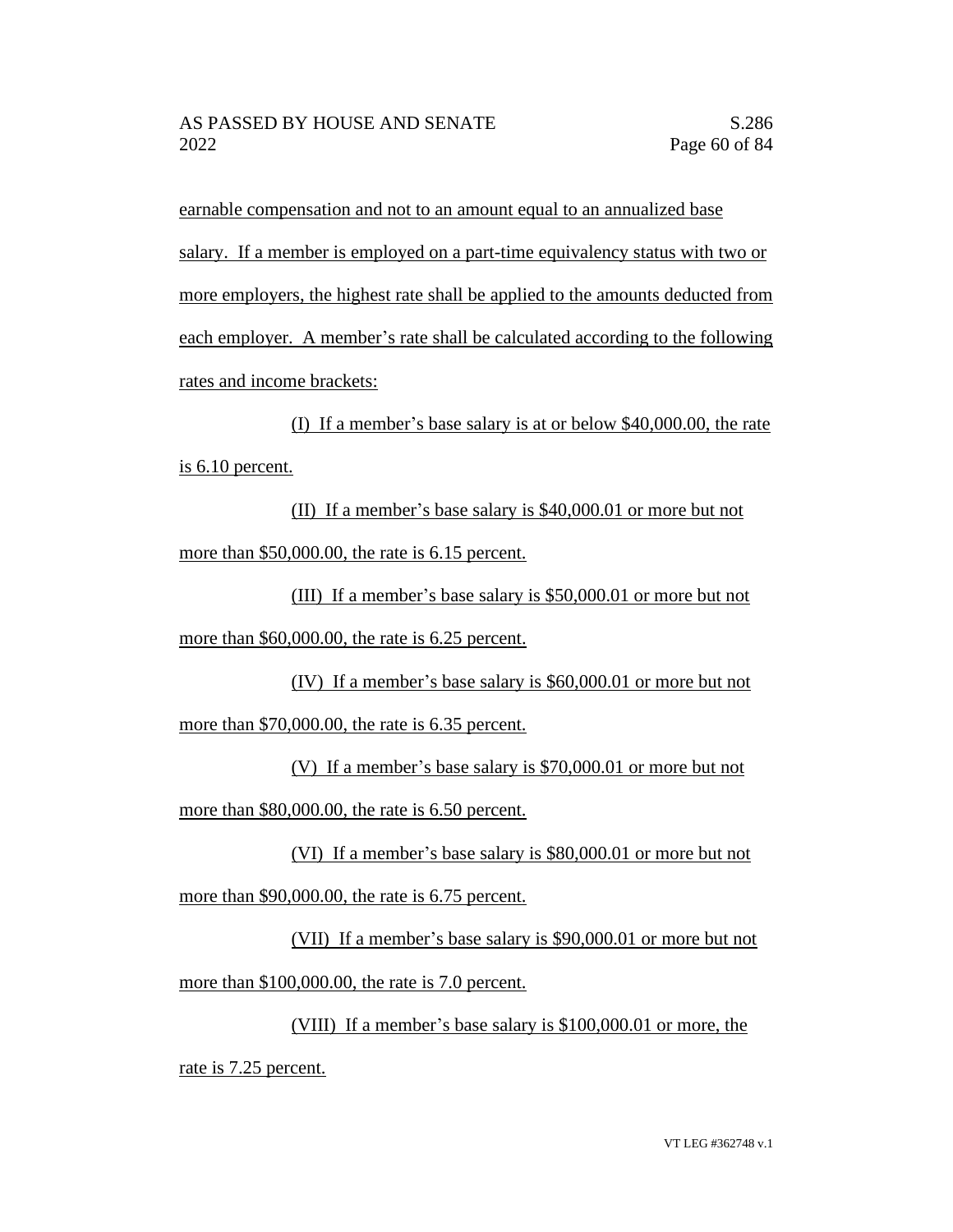earnable compensation and not to an amount equal to an annualized base salary. If a member is employed on a part-time equivalency status with two or more employers, the highest rate shall be applied to the amounts deducted from each employer. A member's rate shall be calculated according to the following rates and income brackets:

(I) If a member's base salary is at or below $40,000.00, the rate is 6.10 percent.

(II) If a member's base salary is $40,000.01 or more but not more than $50,000.00, the rate is 6.15 percent.

(III) If a member's base salary is $50,000.01 or more but not more than $60,000.00, the rate is 6.25 percent.

(IV) If a member's base salary is $60,000.01 or more but not more than $70,000.00, the rate is 6.35 percent.

(V) If a member's base salary is $70,000.01 or more but not more than $80,000.00, the rate is 6.50 percent.

(VI) If a member's base salary is $80,000.01 or more but not more than $90,000.00, the rate is 6.75 percent.

(VII) If a member's base salary is $90,000.01 or more but not more than $100,000.00, the rate is 7.0 percent.

(VIII) If a member's base salary is $100,000.01 or more, the rate is 7.25 percent.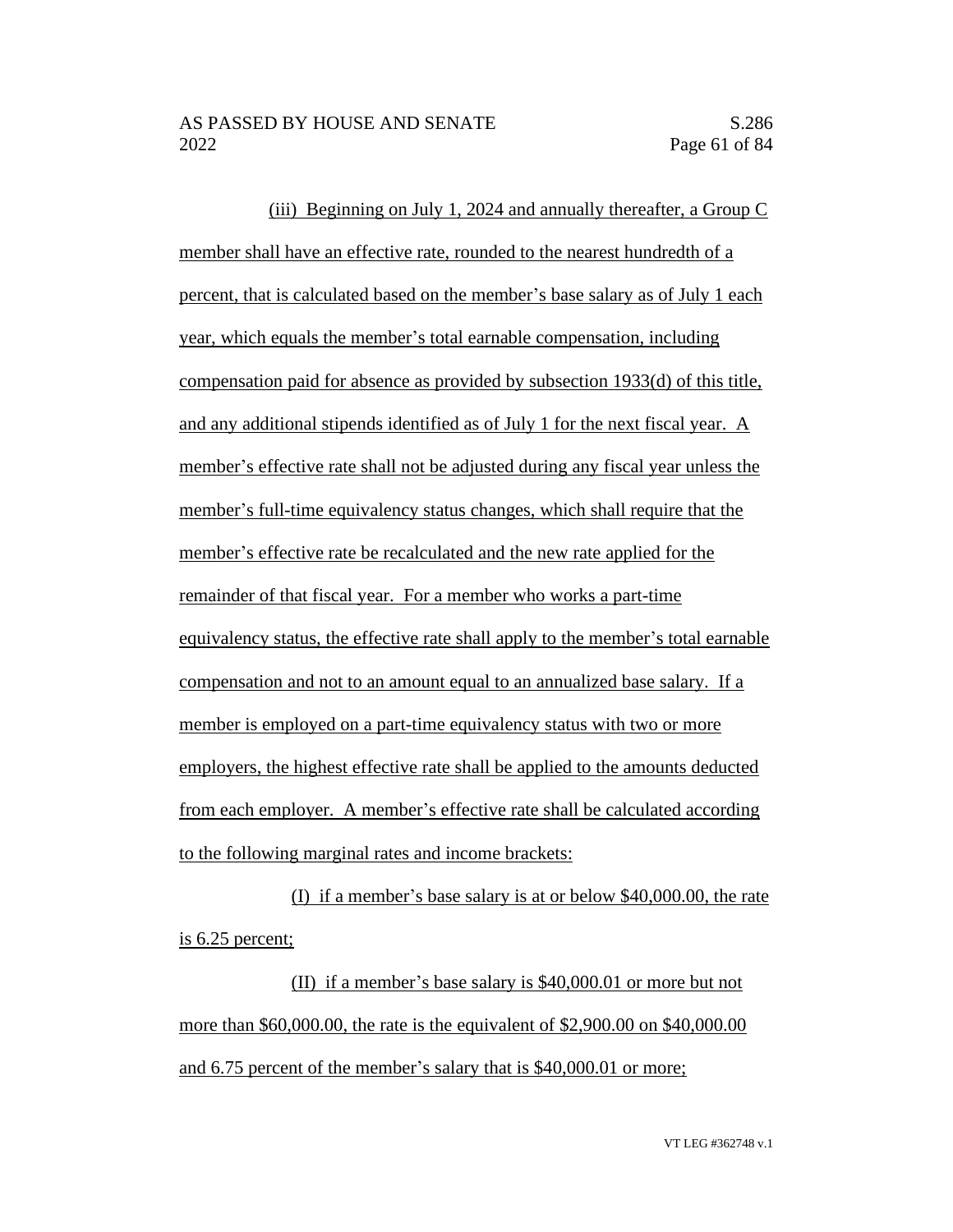(iii) Beginning on July 1, 2024 and annually thereafter, a Group C member shall have an effective rate, rounded to the nearest hundredth of a percent, that is calculated based on the member's base salary as of July 1 each year, which equals the member's total earnable compensation, including compensation paid for absence as provided by subsection 1933(d) of this title, and any additional stipends identified as of July 1 for the next fiscal year. A member's effective rate shall not be adjusted during any fiscal year unless the member's full-time equivalency status changes, which shall require that the member's effective rate be recalculated and the new rate applied for the remainder of that fiscal year. For a member who works a part-time equivalency status, the effective rate shall apply to the member's total earnable compensation and not to an amount equal to an annualized base salary. If a member is employed on a part-time equivalency status with two or more employers, the highest effective rate shall be applied to the amounts deducted from each employer. A member's effective rate shall be calculated according to the following marginal rates and income brackets:

(I) if a member's base salary is at or below $40,000.00, the rate is 6.25 percent;

(II) if a member's base salary is $40,000.01 or more but not more than $60,000.00, the rate is the equivalent of $2,900.00 on $40,000.00 and 6.75 percent of the member's salary that is $40,000.01 or more;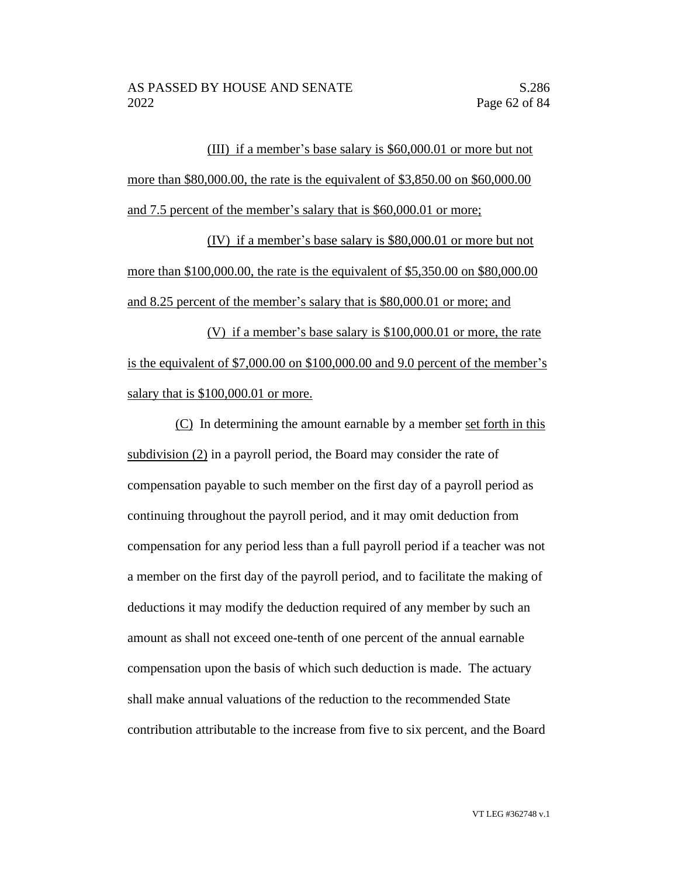(III) if a member's base salary is $60,000.01 or more but not more than $80,000.00, the rate is the equivalent of $3,850.00 on $60,000.00 and 7.5 percent of the member's salary that is $60,000.01 or more;

(IV) if a member's base salary is $80,000.01 or more but not more than $100,000.00, the rate is the equivalent of $5,350.00 on $80,000.00 and 8.25 percent of the member's salary that is $80,000.01 or more; and

(V) if a member's base salary is $100,000.01 or more, the rate is the equivalent of $7,000.00 on $100,000.00 and 9.0 percent of the member's salary that is $100,000.01 or more.

(C) In determining the amount earnable by a member set forth in this subdivision (2) in a payroll period, the Board may consider the rate of compensation payable to such member on the first day of a payroll period as continuing throughout the payroll period, and it may omit deduction from compensation for any period less than a full payroll period if a teacher was not a member on the first day of the payroll period, and to facilitate the making of deductions it may modify the deduction required of any member by such an amount as shall not exceed one-tenth of one percent of the annual earnable compensation upon the basis of which such deduction is made. The actuary shall make annual valuations of the reduction to the recommended State contribution attributable to the increase from five to six percent, and the Board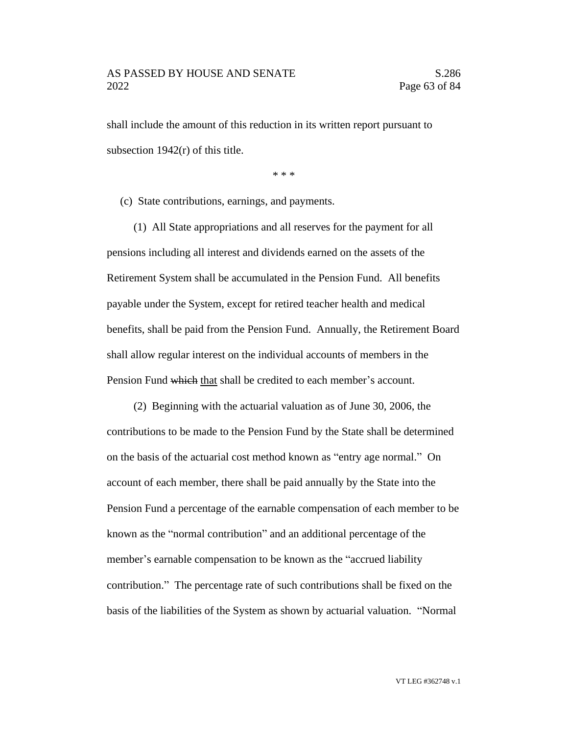shall include the amount of this reduction in its written report pursuant to subsection 1942(r) of this title.

\* \* \*

(c) State contributions, earnings, and payments.

(1) All State appropriations and all reserves for the payment for all pensions including all interest and dividends earned on the assets of the Retirement System shall be accumulated in the Pension Fund. All benefits payable under the System, except for retired teacher health and medical benefits, shall be paid from the Pension Fund. Annually, the Retirement Board shall allow regular interest on the individual accounts of members in the Pension Fund ~~which~~ <u>that</u> shall be credited to each member's account.

(2) Beginning with the actuarial valuation as of June 30, 2006, the contributions to be made to the Pension Fund by the State shall be determined on the basis of the actuarial cost method known as "entry age normal." On account of each member, there shall be paid annually by the State into the Pension Fund a percentage of the earnable compensation of each member to be known as the "normal contribution" and an additional percentage of the member's earnable compensation to be known as the "accrued liability contribution." The percentage rate of such contributions shall be fixed on the basis of the liabilities of the System as shown by actuarial valuation. "Normal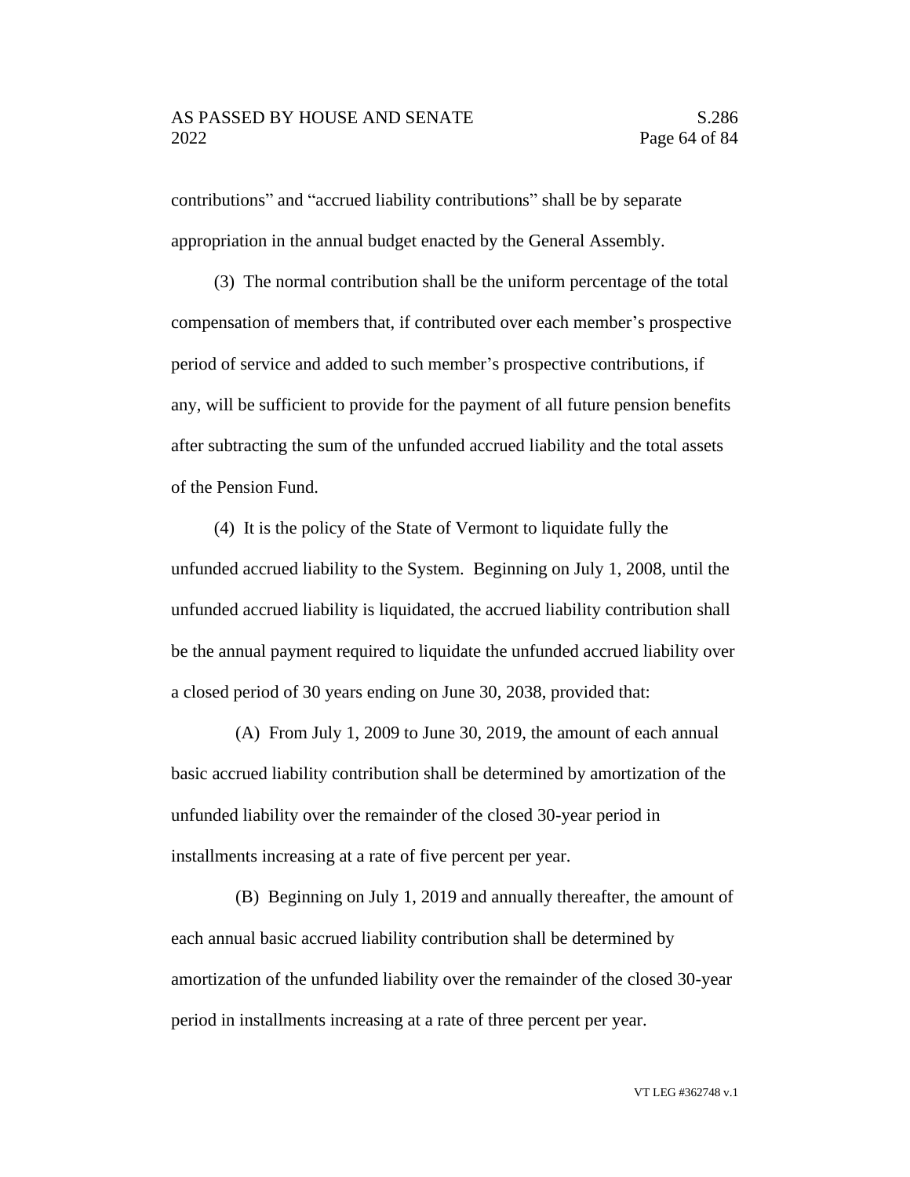contributions" and "accrued liability contributions" shall be by separate appropriation in the annual budget enacted by the General Assembly.

(3) The normal contribution shall be the uniform percentage of the total compensation of members that, if contributed over each member's prospective period of service and added to such member's prospective contributions, if any, will be sufficient to provide for the payment of all future pension benefits after subtracting the sum of the unfunded accrued liability and the total assets of the Pension Fund.

(4) It is the policy of the State of Vermont to liquidate fully the unfunded accrued liability to the System. Beginning on July 1, 2008, until the unfunded accrued liability is liquidated, the accrued liability contribution shall be the annual payment required to liquidate the unfunded accrued liability over a closed period of 30 years ending on June 30, 2038, provided that:

(A) From July 1, 2009 to June 30, 2019, the amount of each annual basic accrued liability contribution shall be determined by amortization of the unfunded liability over the remainder of the closed 30-year period in installments increasing at a rate of five percent per year.

(B) Beginning on July 1, 2019 and annually thereafter, the amount of each annual basic accrued liability contribution shall be determined by amortization of the unfunded liability over the remainder of the closed 30-year period in installments increasing at a rate of three percent per year.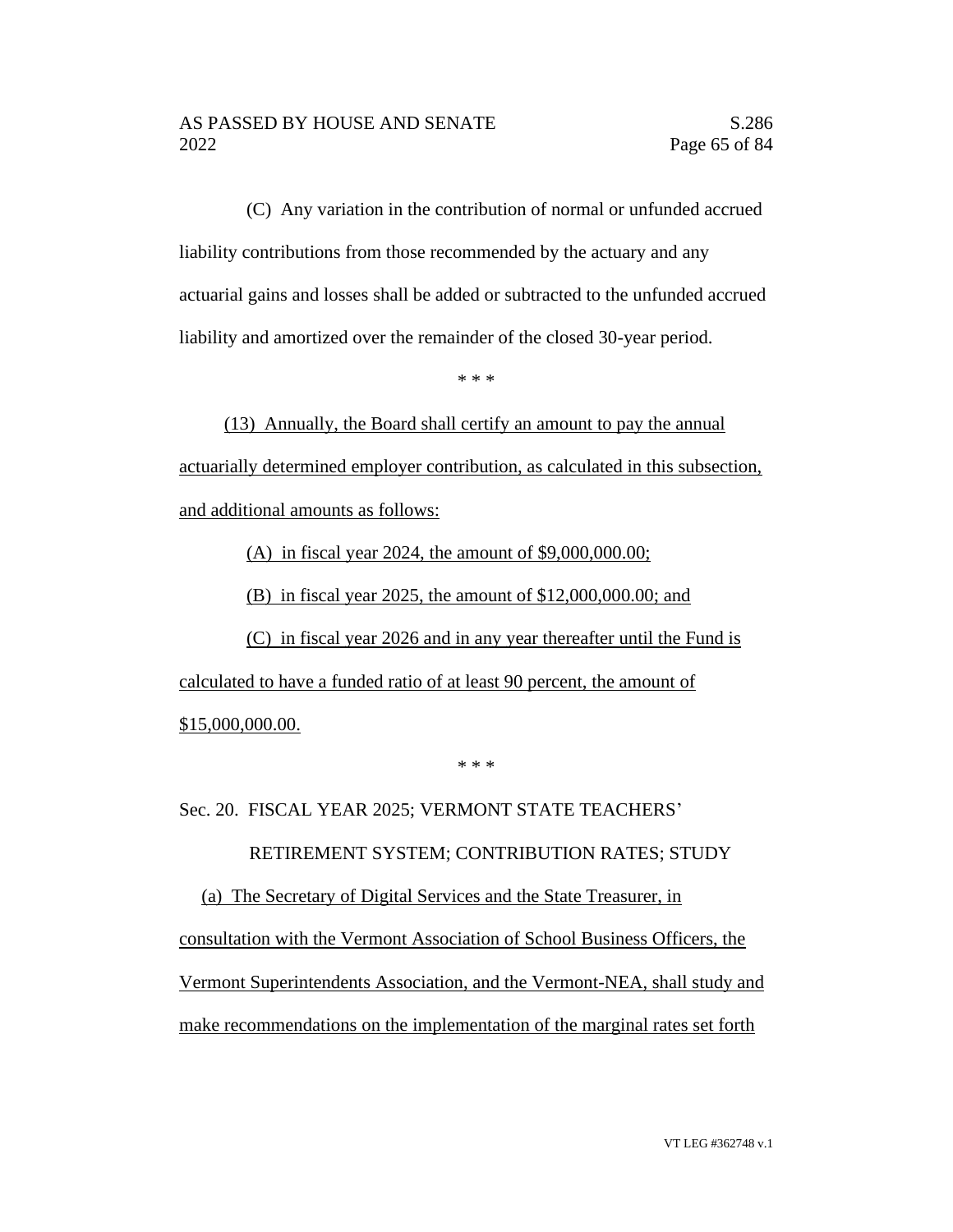(C) Any variation in the contribution of normal or unfunded accrued liability contributions from those recommended by the actuary and any actuarial gains and losses shall be added or subtracted to the unfunded accrued liability and amortized over the remainder of the closed 30-year period.

\* \* \*

<u>(13) Annually, the Board shall certify an amount to pay the annual actuarially determined employer contribution, as calculated in this subsection, and additional amounts as follows:</u>

<u>(A) in fiscal year 2024, the amount of $9,000,000.00;</u>

<u>(B) in fiscal year 2025, the amount of $12,000,000.00; and</u>

<u>(C) in fiscal year 2026 and in any year thereafter until the Fund is calculated to have a funded ratio of at least 90 percent, the amount of $15,000,000.00.</u>

\* \* \*

Sec. 20. FISCAL YEAR 2025; VERMONT STATE TEACHERS' RETIREMENT SYSTEM; CONTRIBUTION RATES; STUDY

<u>(a) The Secretary of Digital Services and the State Treasurer, in consultation with the Vermont Association of School Business Officers, the Vermont Superintendents Association, and the Vermont-NEA, shall study and make recommendations on the implementation of the marginal rates set forth</u>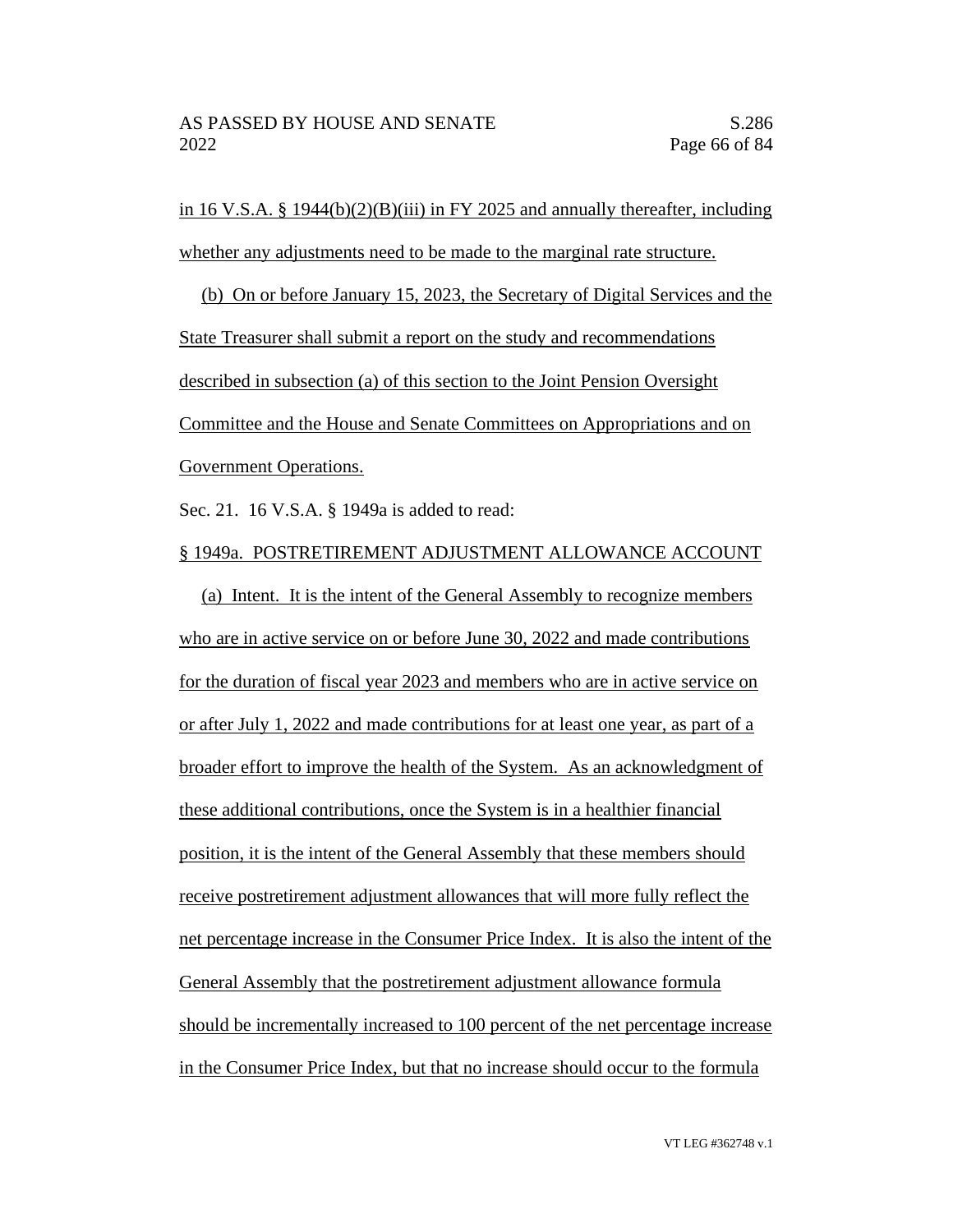in 16 V.S.A. § 1944(b)(2)(B)(iii) in FY 2025 and annually thereafter, including whether any adjustments need to be made to the marginal rate structure.

(b) On or before January 15, 2023, the Secretary of Digital Services and the State Treasurer shall submit a report on the study and recommendations described in subsection (a) of this section to the Joint Pension Oversight Committee and the House and Senate Committees on Appropriations and on Government Operations.

Sec. 21. 16 V.S.A. § 1949a is added to read:

§ 1949a. POSTRETIREMENT ADJUSTMENT ALLOWANCE ACCOUNT

(a) Intent. It is the intent of the General Assembly to recognize members who are in active service on or before June 30, 2022 and made contributions for the duration of fiscal year 2023 and members who are in active service on or after July 1, 2022 and made contributions for at least one year, as part of a broader effort to improve the health of the System. As an acknowledgment of these additional contributions, once the System is in a healthier financial position, it is the intent of the General Assembly that these members should receive postretirement adjustment allowances that will more fully reflect the net percentage increase in the Consumer Price Index. It is also the intent of the General Assembly that the postretirement adjustment allowance formula should be incrementally increased to 100 percent of the net percentage increase in the Consumer Price Index, but that no increase should occur to the formula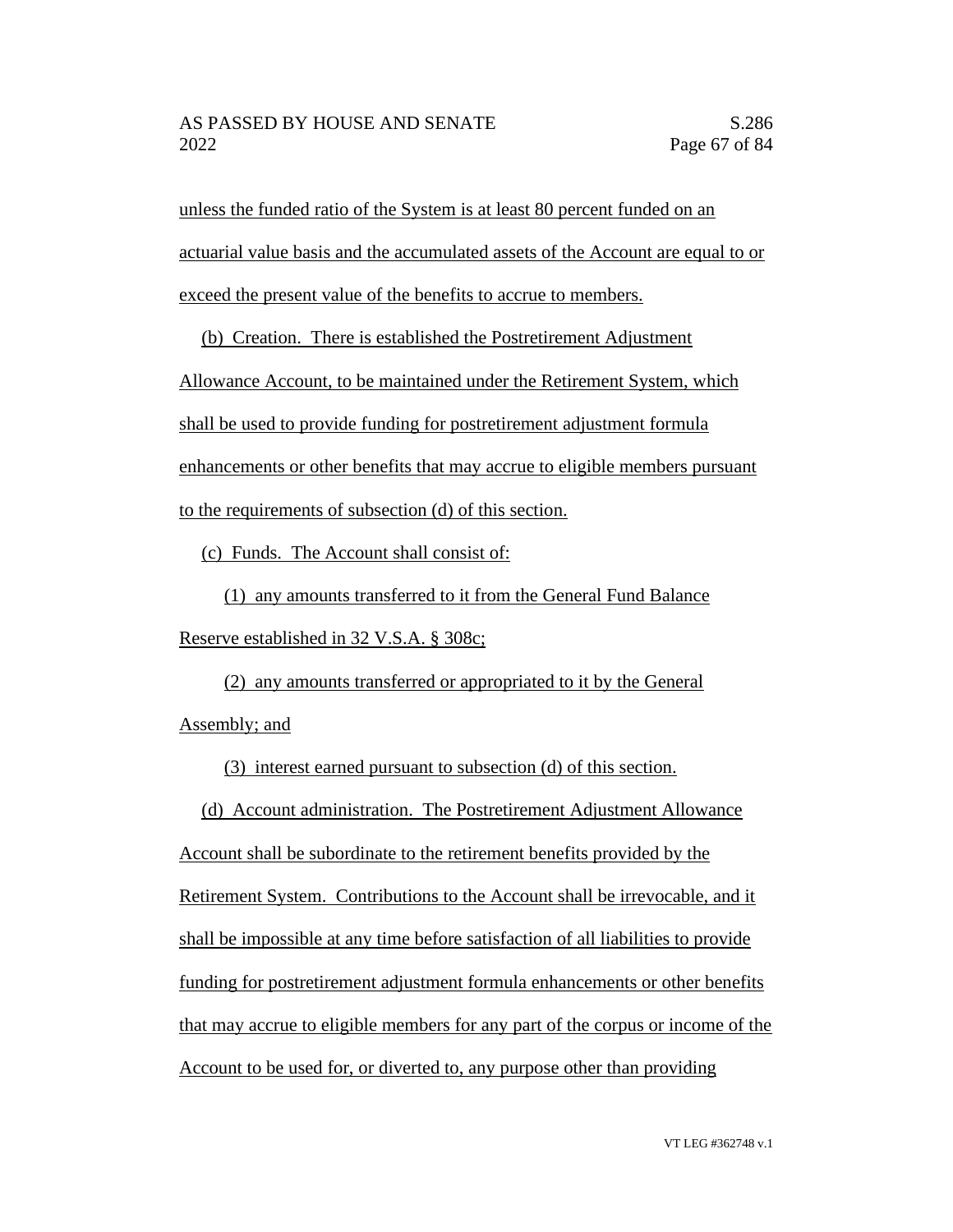unless the funded ratio of the System is at least 80 percent funded on an actuarial value basis and the accumulated assets of the Account are equal to or exceed the present value of the benefits to accrue to members.

(b) Creation. There is established the Postretirement Adjustment Allowance Account, to be maintained under the Retirement System, which shall be used to provide funding for postretirement adjustment formula enhancements or other benefits that may accrue to eligible members pursuant to the requirements of subsection (d) of this section.

(c) Funds. The Account shall consist of:

(1) any amounts transferred to it from the General Fund Balance Reserve established in 32 V.S.A. § 308c;

(2) any amounts transferred or appropriated to it by the General Assembly; and

(3) interest earned pursuant to subsection (d) of this section.

(d) Account administration. The Postretirement Adjustment Allowance Account shall be subordinate to the retirement benefits provided by the Retirement System. Contributions to the Account shall be irrevocable, and it shall be impossible at any time before satisfaction of all liabilities to provide funding for postretirement adjustment formula enhancements or other benefits that may accrue to eligible members for any part of the corpus or income of the Account to be used for, or diverted to, any purpose other than providing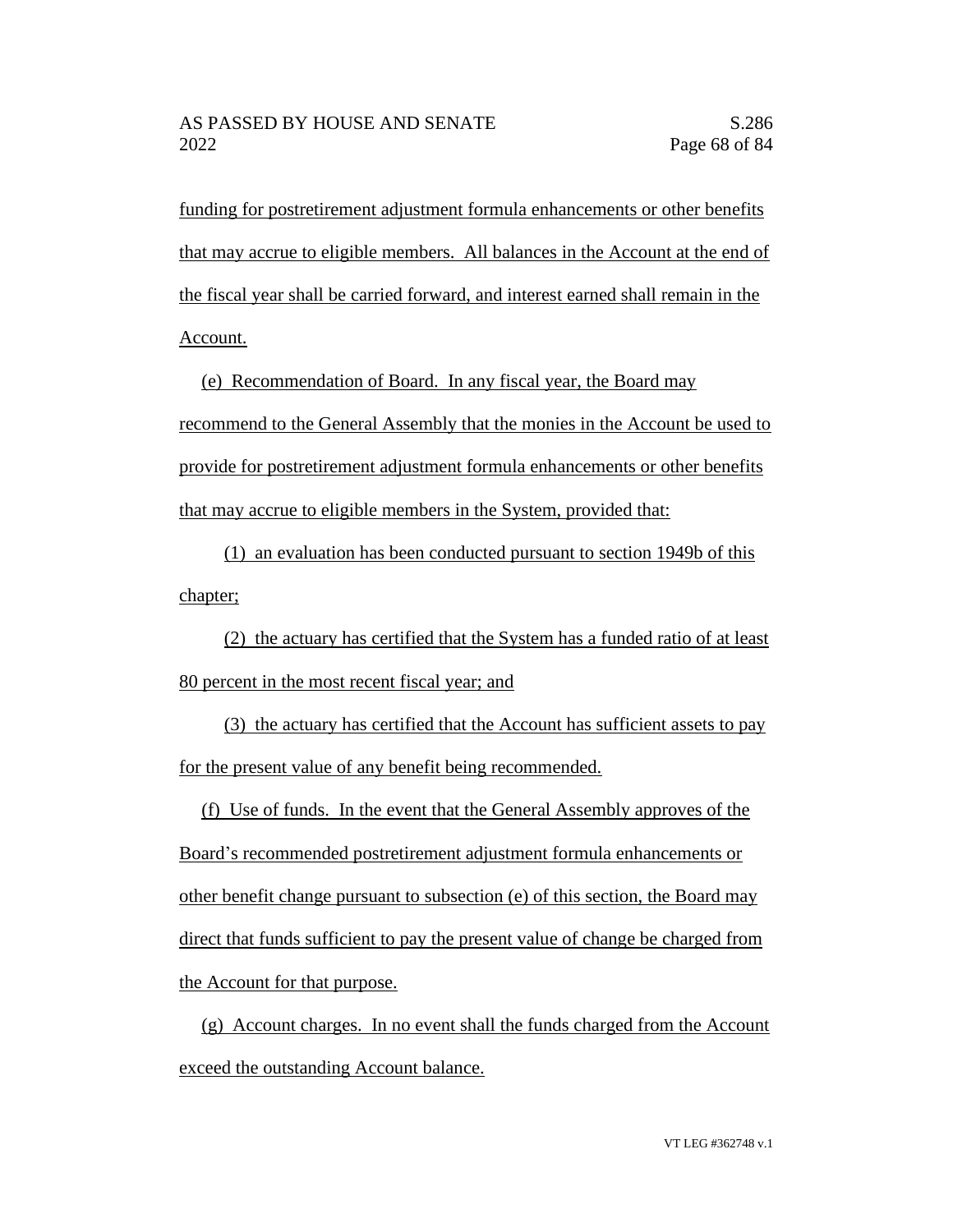funding for postretirement adjustment formula enhancements or other benefits that may accrue to eligible members. All balances in the Account at the end of the fiscal year shall be carried forward, and interest earned shall remain in the Account.

(e) Recommendation of Board. In any fiscal year, the Board may recommend to the General Assembly that the monies in the Account be used to provide for postretirement adjustment formula enhancements or other benefits that may accrue to eligible members in the System, provided that:

(1) an evaluation has been conducted pursuant to section 1949b of this chapter;

(2) the actuary has certified that the System has a funded ratio of at least 80 percent in the most recent fiscal year; and

(3) the actuary has certified that the Account has sufficient assets to pay for the present value of any benefit being recommended.

(f) Use of funds. In the event that the General Assembly approves of the Board's recommended postretirement adjustment formula enhancements or other benefit change pursuant to subsection (e) of this section, the Board may direct that funds sufficient to pay the present value of change be charged from the Account for that purpose.

(g) Account charges. In no event shall the funds charged from the Account exceed the outstanding Account balance.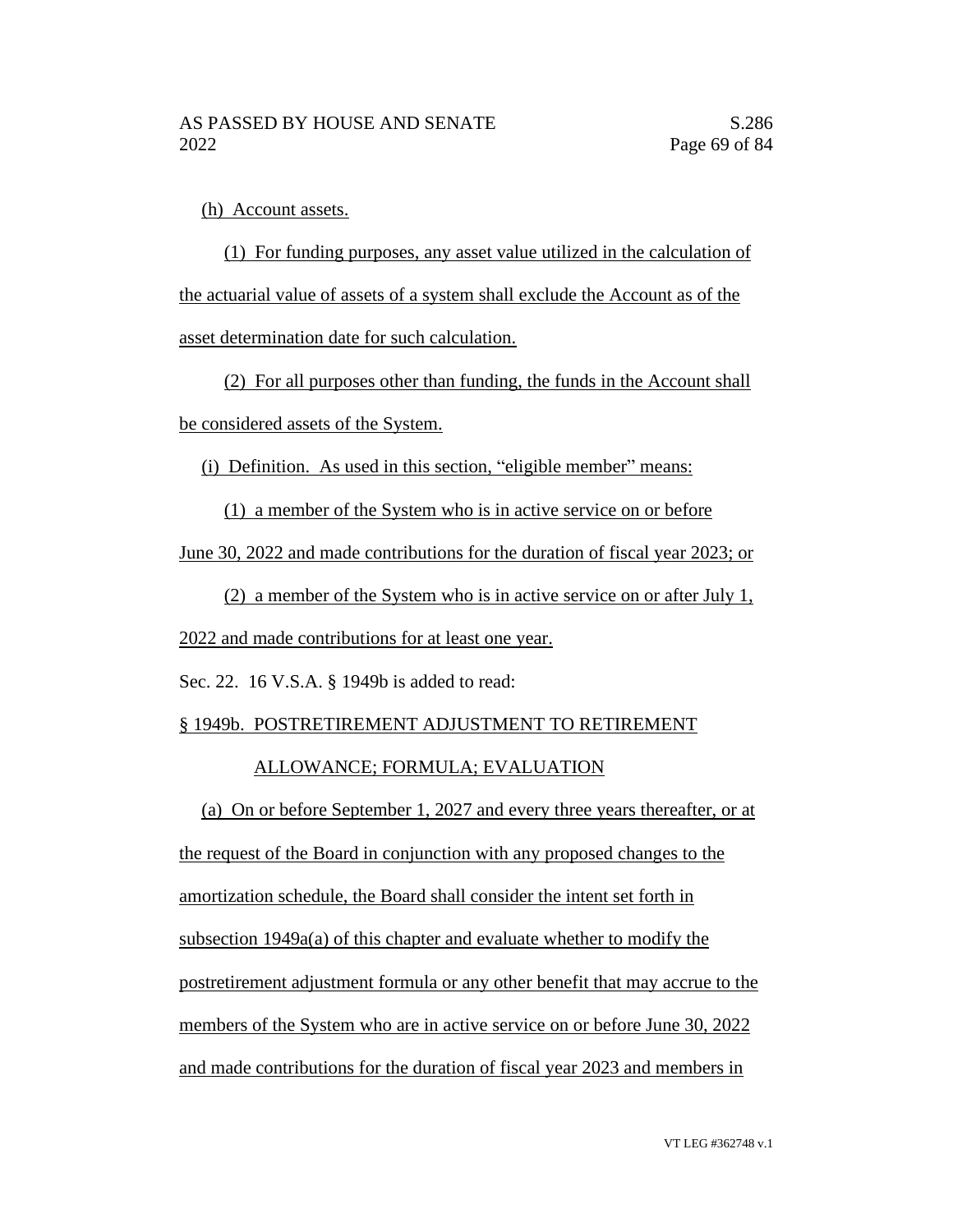(h) Account assets.

(1) For funding purposes, any asset value utilized in the calculation of the actuarial value of assets of a system shall exclude the Account as of the asset determination date for such calculation.

(2) For all purposes other than funding, the funds in the Account shall be considered assets of the System.

(i) Definition. As used in this section, "eligible member" means:

(1) a member of the System who is in active service on or before June 30, 2022 and made contributions for the duration of fiscal year 2023; or

(2) a member of the System who is in active service on or after July 1, 2022 and made contributions for at least one year.

Sec. 22. 16 V.S.A. § 1949b is added to read:

§ 1949b. POSTRETIREMENT ADJUSTMENT TO RETIREMENT ALLOWANCE; FORMULA; EVALUATION

(a) On or before September 1, 2027 and every three years thereafter, or at the request of the Board in conjunction with any proposed changes to the amortization schedule, the Board shall consider the intent set forth in subsection 1949a(a) of this chapter and evaluate whether to modify the postretirement adjustment formula or any other benefit that may accrue to the members of the System who are in active service on or before June 30, 2022 and made contributions for the duration of fiscal year 2023 and members in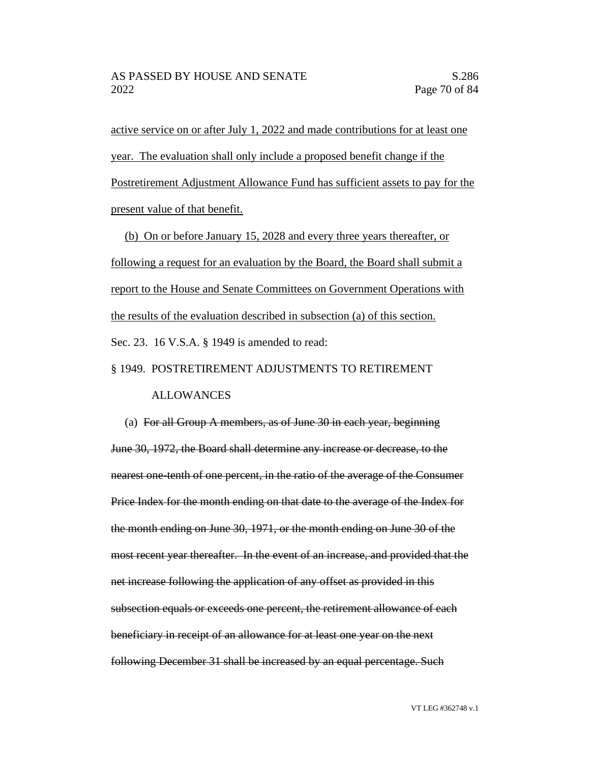active service on or after July 1, 2022 and made contributions for at least one year. The evaluation shall only include a proposed benefit change if the Postretirement Adjustment Allowance Fund has sufficient assets to pay for the present value of that benefit.

(b) On or before January 15, 2028 and every three years thereafter, or following a request for an evaluation by the Board, the Board shall submit a report to the House and Senate Committees on Government Operations with the results of the evaluation described in subsection (a) of this section.

Sec. 23. 16 V.S.A. § 1949 is amended to read:

§ 1949. POSTRETIREMENT ADJUSTMENTS TO RETIREMENT ALLOWANCES

(a) ~~For all Group A members, as of June 30 in each year, beginning June 30, 1972, the Board shall determine any increase or decrease, to the nearest one-tenth of one percent, in the ratio of the average of the Consumer Price Index for the month ending on that date to the average of the Index for the month ending on June 30, 1971, or the month ending on June 30 of the most recent year thereafter. In the event of an increase, and provided that the net increase following the application of any offset as provided in this subsection equals or exceeds one percent, the retirement allowance of each beneficiary in receipt of an allowance for at least one year on the next following December 31 shall be increased by an equal percentage. Such~~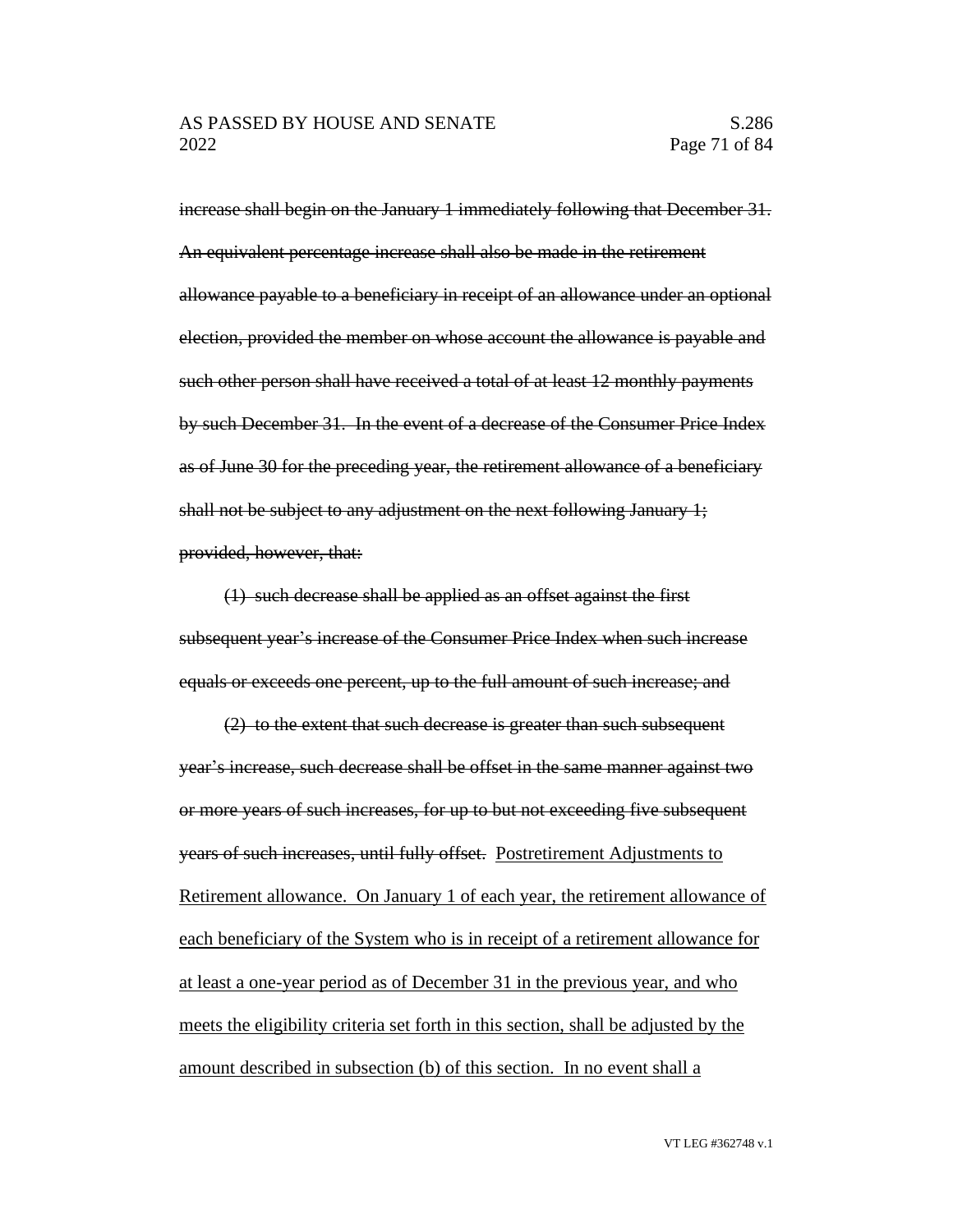~~increase shall begin on the January 1 immediately following that December 31. An equivalent percentage increase shall also be made in the retirement allowance payable to a beneficiary in receipt of an allowance under an optional election, provided the member on whose account the allowance is payable and such other person shall have received a total of at least 12 monthly payments by such December 31. In the event of a decrease of the Consumer Price Index as of June 30 for the preceding year, the retirement allowance of a beneficiary shall not be subject to any adjustment on the next following January 1; provided, however, that:~~

~~(1) such decrease shall be applied as an offset against the first subsequent year's increase of the Consumer Price Index when such increase equals or exceeds one percent, up to the full amount of such increase; and~~

~~(2) to the extent that such decrease is greater than such subsequent year's increase, such decrease shall be offset in the same manner against two or more years of such increases, for up to but not exceeding five subsequent years of such increases, until fully offset.~~ <u>Postretirement Adjustments to Retirement allowance. On January 1 of each year, the retirement allowance of each beneficiary of the System who is in receipt of a retirement allowance for at least a one-year period as of December 31 in the previous year, and who meets the eligibility criteria set forth in this section, shall be adjusted by the amount described in subsection (b) of this section. In no event shall a</u>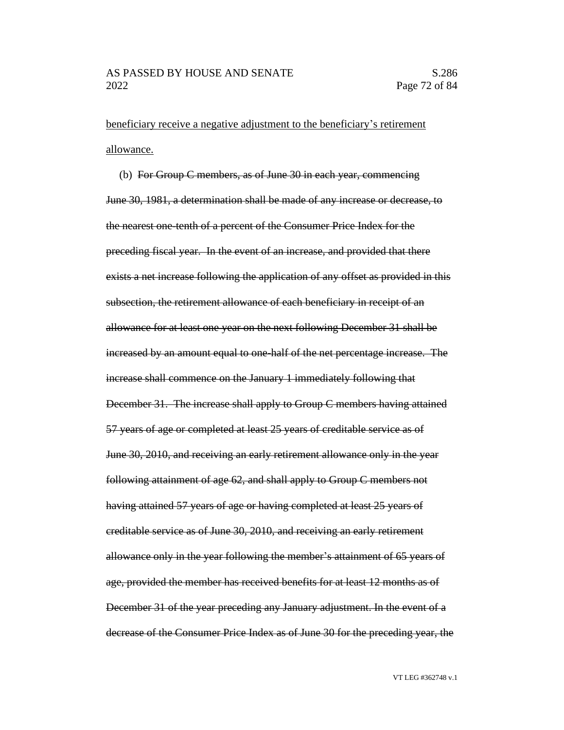<u>beneficiary receive a negative adjustment to the beneficiary's retirement allowance.</u>

(b) ~~For Group C members, as of June 30 in each year, commencing June 30, 1981, a determination shall be made of any increase or decrease, to the nearest one-tenth of a percent of the Consumer Price Index for the preceding fiscal year. In the event of an increase, and provided that there exists a net increase following the application of any offset as provided in this subsection, the retirement allowance of each beneficiary in receipt of an allowance for at least one year on the next following December 31 shall be increased by an amount equal to one-half of the net percentage increase. The increase shall commence on the January 1 immediately following that December 31. The increase shall apply to Group C members having attained 57 years of age or completed at least 25 years of creditable service as of June 30, 2010, and receiving an early retirement allowance only in the year following attainment of age 62, and shall apply to Group C members not having attained 57 years of age or having completed at least 25 years of creditable service as of June 30, 2010, and receiving an early retirement allowance only in the year following the member's attainment of 65 years of age, provided the member has received benefits for at least 12 months as of December 31 of the year preceding any January adjustment. In the event of a decrease of the Consumer Price Index as of June 30 for the preceding year, the~~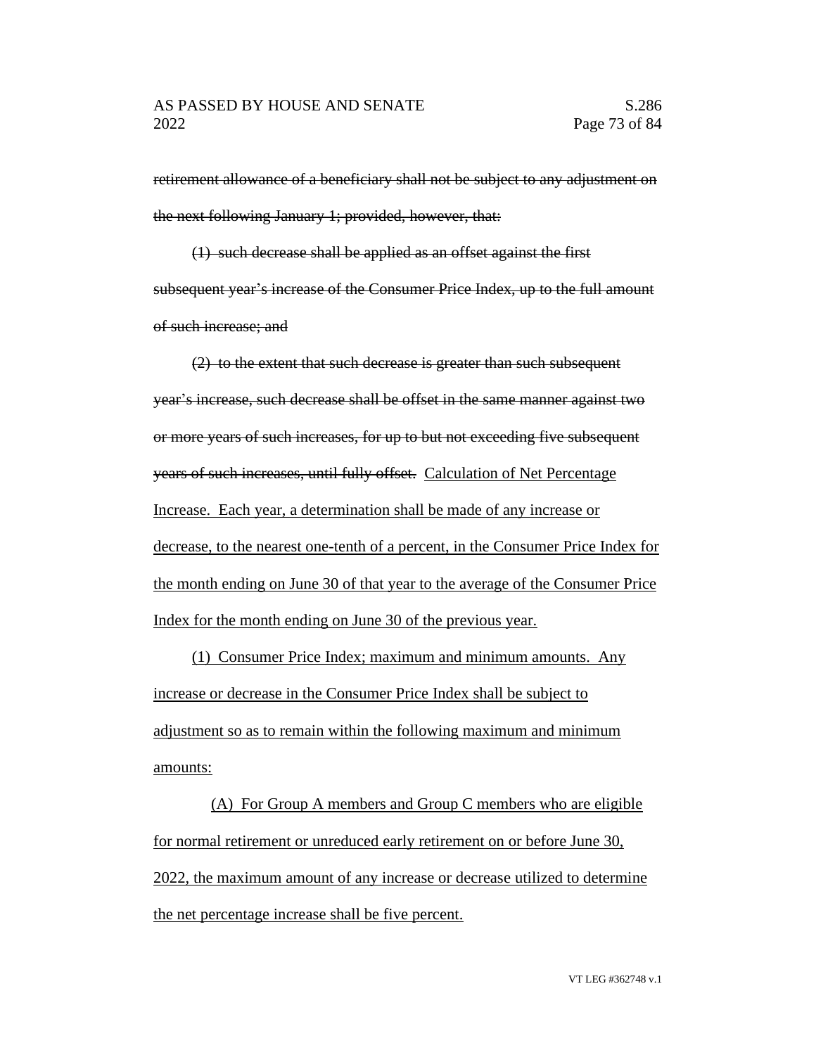~~retirement allowance of a beneficiary shall not be subject to any adjustment on the next following January 1; provided, however, that:~~

~~(1) such decrease shall be applied as an offset against the first subsequent year's increase of the Consumer Price Index, up to the full amount of such increase; and~~

~~(2) to the extent that such decrease is greater than such subsequent year's increase, such decrease shall be offset in the same manner against two or more years of such increases, for up to but not exceeding five subsequent years of such increases, until fully offset.~~ <u>Calculation of Net Percentage Increase. Each year, a determination shall be made of any increase or decrease, to the nearest one-tenth of a percent, in the Consumer Price Index for the month ending on June 30 of that year to the average of the Consumer Price Index for the month ending on June 30 of the previous year.</u>

<u>(1) Consumer Price Index; maximum and minimum amounts. Any increase or decrease in the Consumer Price Index shall be subject to adjustment so as to remain within the following maximum and minimum amounts:</u>

<u>(A) For Group A members and Group C members who are eligible for normal retirement or unreduced early retirement on or before June 30, 2022, the maximum amount of any increase or decrease utilized to determine the net percentage increase shall be five percent.</u>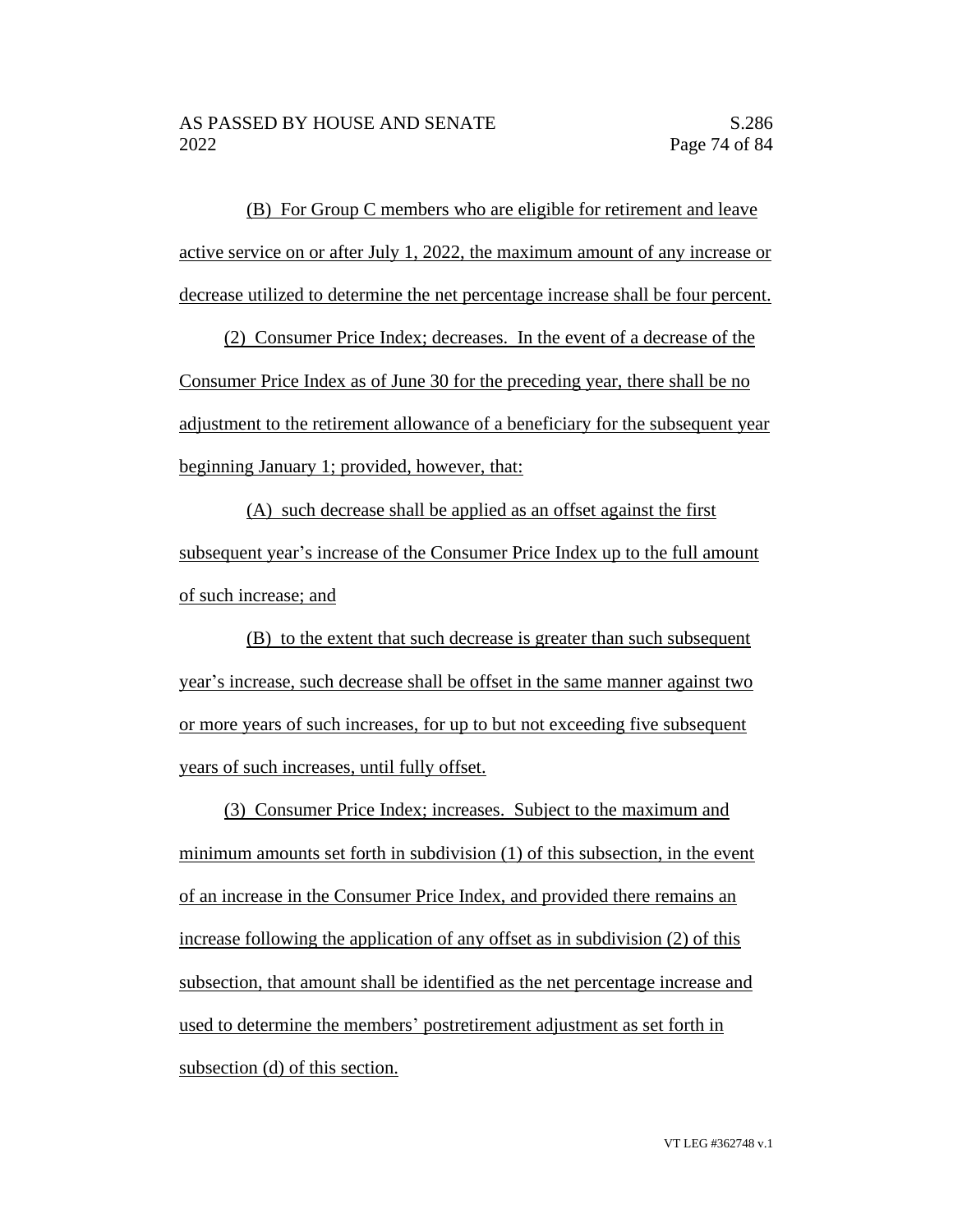(B) For Group C members who are eligible for retirement and leave active service on or after July 1, 2022, the maximum amount of any increase or decrease utilized to determine the net percentage increase shall be four percent.

(2) Consumer Price Index; decreases. In the event of a decrease of the Consumer Price Index as of June 30 for the preceding year, there shall be no adjustment to the retirement allowance of a beneficiary for the subsequent year beginning January 1; provided, however, that:

(A) such decrease shall be applied as an offset against the first subsequent year's increase of the Consumer Price Index up to the full amount of such increase; and

(B) to the extent that such decrease is greater than such subsequent year's increase, such decrease shall be offset in the same manner against two or more years of such increases, for up to but not exceeding five subsequent years of such increases, until fully offset.

(3) Consumer Price Index; increases. Subject to the maximum and minimum amounts set forth in subdivision (1) of this subsection, in the event of an increase in the Consumer Price Index, and provided there remains an increase following the application of any offset as in subdivision (2) of this subsection, that amount shall be identified as the net percentage increase and used to determine the members' postretirement adjustment as set forth in subsection (d) of this section.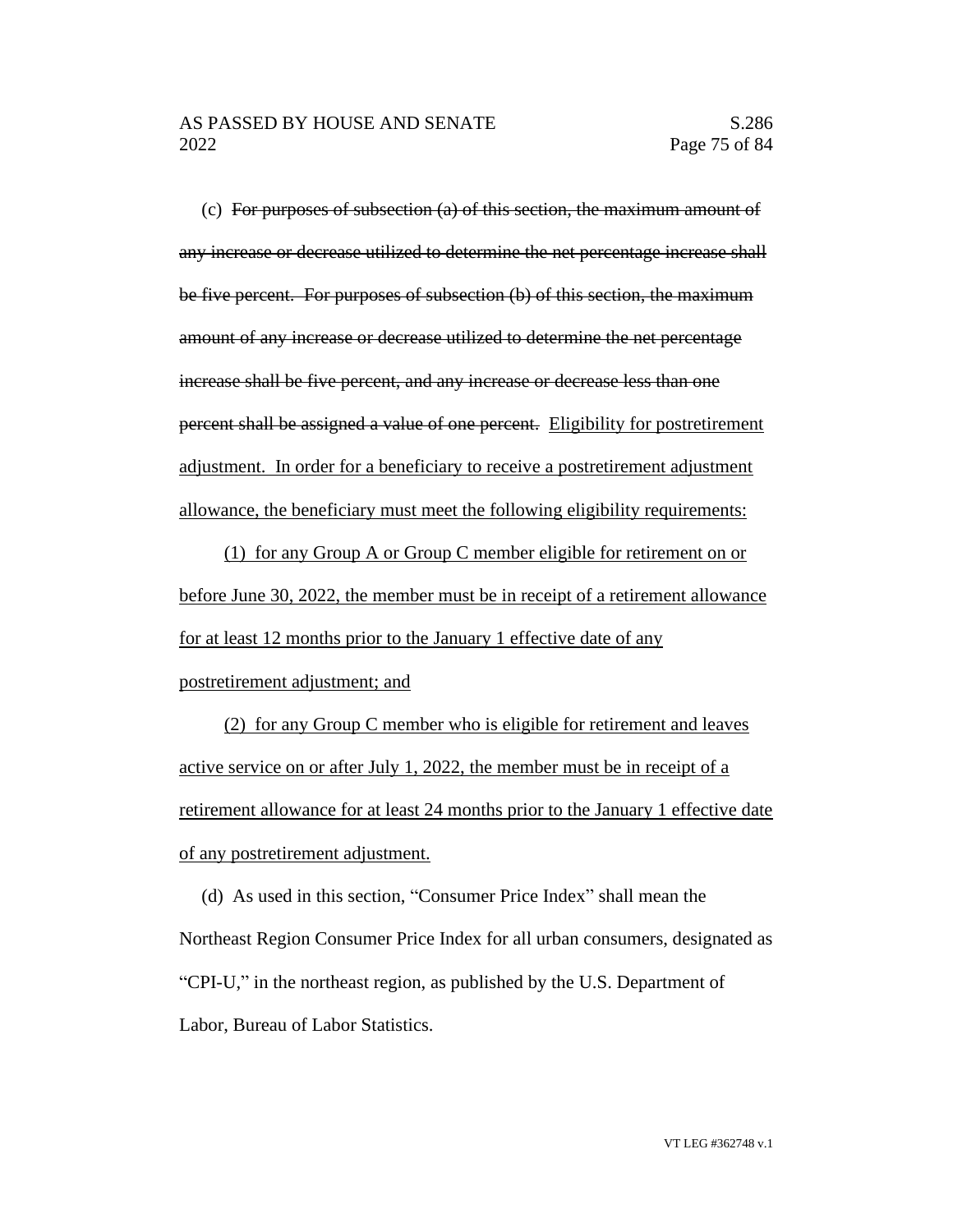(c) ~~For purposes of subsection (a) of this section, the maximum amount of any increase or decrease utilized to determine the net percentage increase shall be five percent. For purposes of subsection (b) of this section, the maximum amount of any increase or decrease utilized to determine the net percentage increase shall be five percent, and any increase or decrease less than one percent shall be assigned a value of one percent.~~ <u>Eligibility for postretirement adjustment. In order for a beneficiary to receive a postretirement adjustment allowance, the beneficiary must meet the following eligibility requirements:</u>

<u>(1) for any Group A or Group C member eligible for retirement on or before June 30, 2022, the member must be in receipt of a retirement allowance for at least 12 months prior to the January 1 effective date of any postretirement adjustment; and</u>

<u>(2) for any Group C member who is eligible for retirement and leaves active service on or after July 1, 2022, the member must be in receipt of a retirement allowance for at least 24 months prior to the January 1 effective date of any postretirement adjustment.</u>

(d) As used in this section, "Consumer Price Index" shall mean the Northeast Region Consumer Price Index for all urban consumers, designated as "CPI-U," in the northeast region, as published by the U.S. Department of Labor, Bureau of Labor Statistics.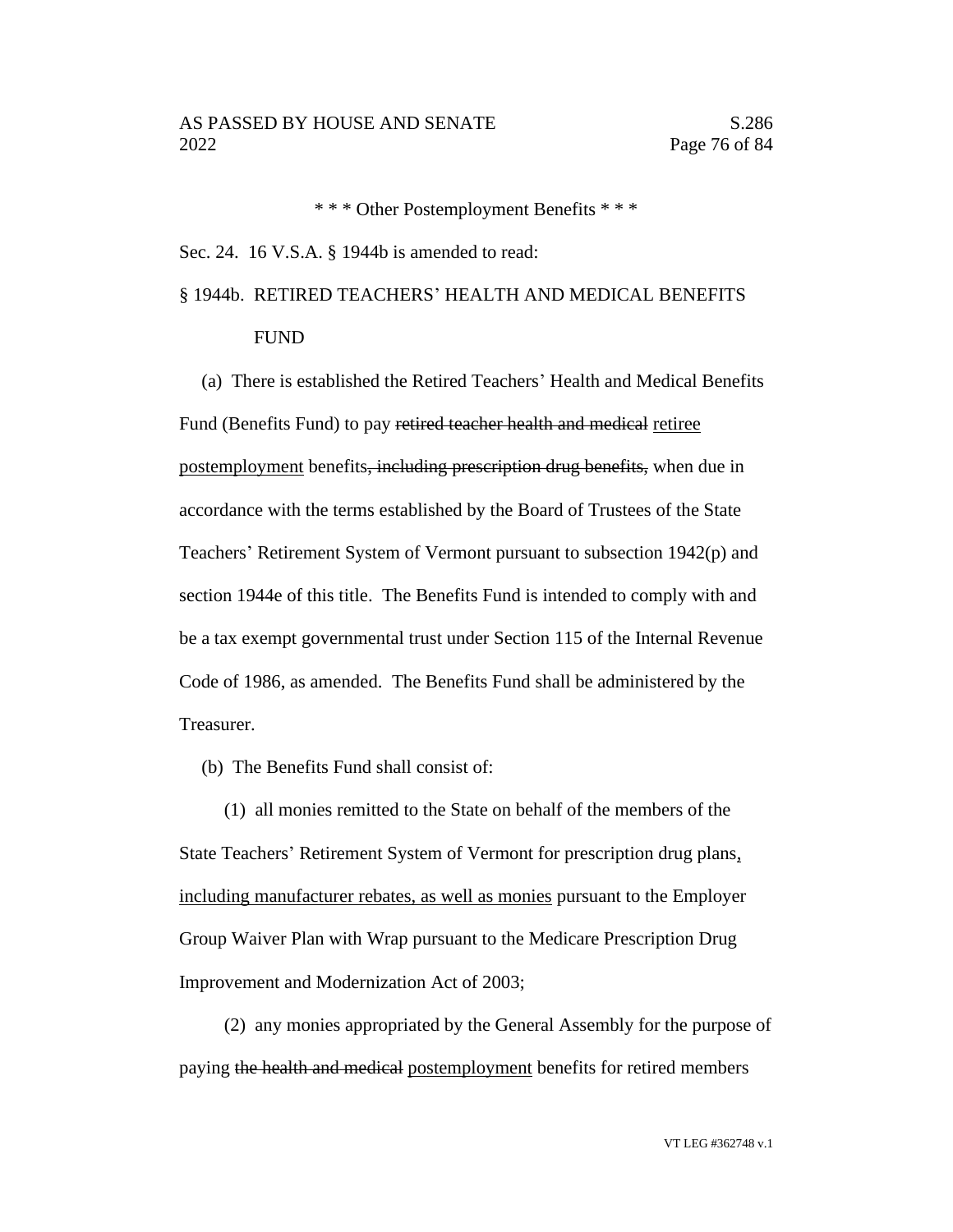\* \* \* Other Postemployment Benefits \* \* \*

Sec. 24. 16 V.S.A. § 1944b is amended to read:

§ 1944b. RETIRED TEACHERS' HEALTH AND MEDICAL BENEFITS FUND

(a) There is established the Retired Teachers' Health and Medical Benefits Fund (Benefits Fund) to pay ~~retired teacher health and medical~~ <u>retiree postemployment</u> benefits~~, including prescription drug benefits,~~ when due in accordance with the terms established by the Board of Trustees of the State Teachers' Retirement System of Vermont pursuant to subsection 1942(p) and section 1944e of this title. The Benefits Fund is intended to comply with and be a tax exempt governmental trust under Section 115 of the Internal Revenue Code of 1986, as amended. The Benefits Fund shall be administered by the Treasurer.

(b) The Benefits Fund shall consist of:

(1) all monies remitted to the State on behalf of the members of the State Teachers' Retirement System of Vermont for prescription drug plans<u>, including manufacturer rebates, as well as monies</u> pursuant to the Employer Group Waiver Plan with Wrap pursuant to the Medicare Prescription Drug Improvement and Modernization Act of 2003;

(2) any monies appropriated by the General Assembly for the purpose of paying ~~the health and medical~~ <u>postemployment</u> benefits for retired members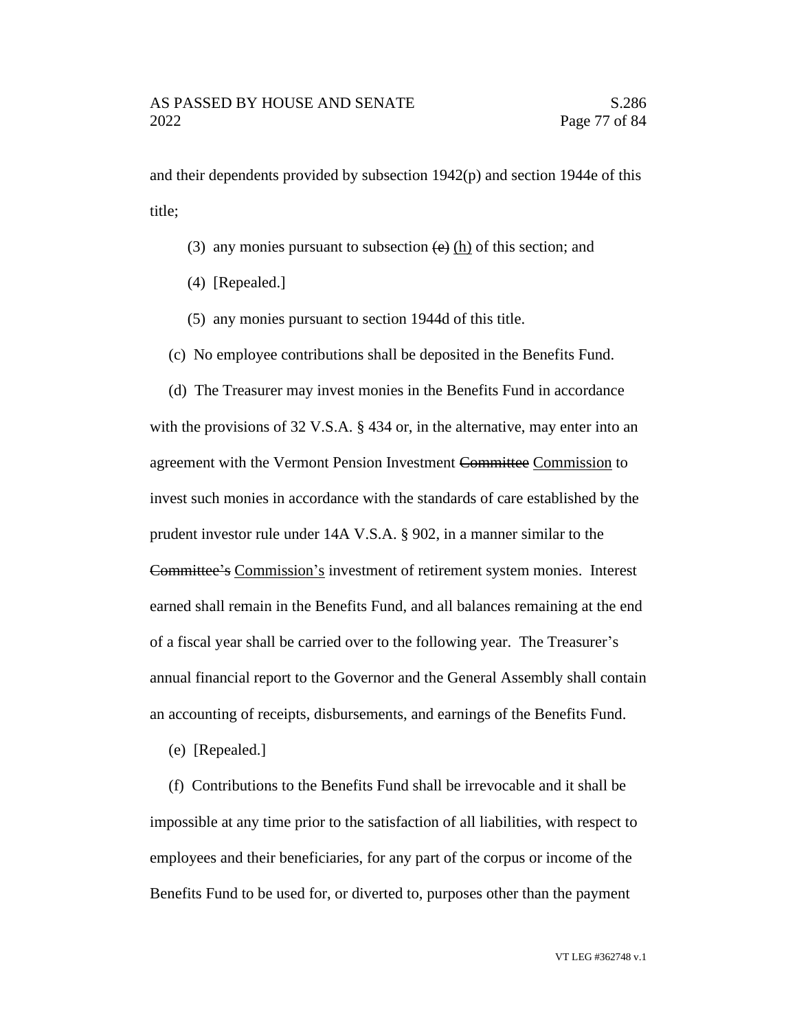and their dependents provided by subsection 1942(p) and section 1944e of this title;

(3) any monies pursuant to subsection ~~(e)~~ <u>(h)</u> of this section; and

(4) [Repealed.]

(5) any monies pursuant to section 1944d of this title.

(c) No employee contributions shall be deposited in the Benefits Fund.

(d) The Treasurer may invest monies in the Benefits Fund in accordance with the provisions of 32 V.S.A. § 434 or, in the alternative, may enter into an agreement with the Vermont Pension Investment ~~Committee~~ <u>Commission</u> to invest such monies in accordance with the standards of care established by the prudent investor rule under 14A V.S.A. § 902, in a manner similar to the ~~Committee's~~ <u>Commission's</u> investment of retirement system monies. Interest earned shall remain in the Benefits Fund, and all balances remaining at the end of a fiscal year shall be carried over to the following year. The Treasurer's annual financial report to the Governor and the General Assembly shall contain an accounting of receipts, disbursements, and earnings of the Benefits Fund.

(e) [Repealed.]

(f) Contributions to the Benefits Fund shall be irrevocable and it shall be impossible at any time prior to the satisfaction of all liabilities, with respect to employees and their beneficiaries, for any part of the corpus or income of the Benefits Fund to be used for, or diverted to, purposes other than the payment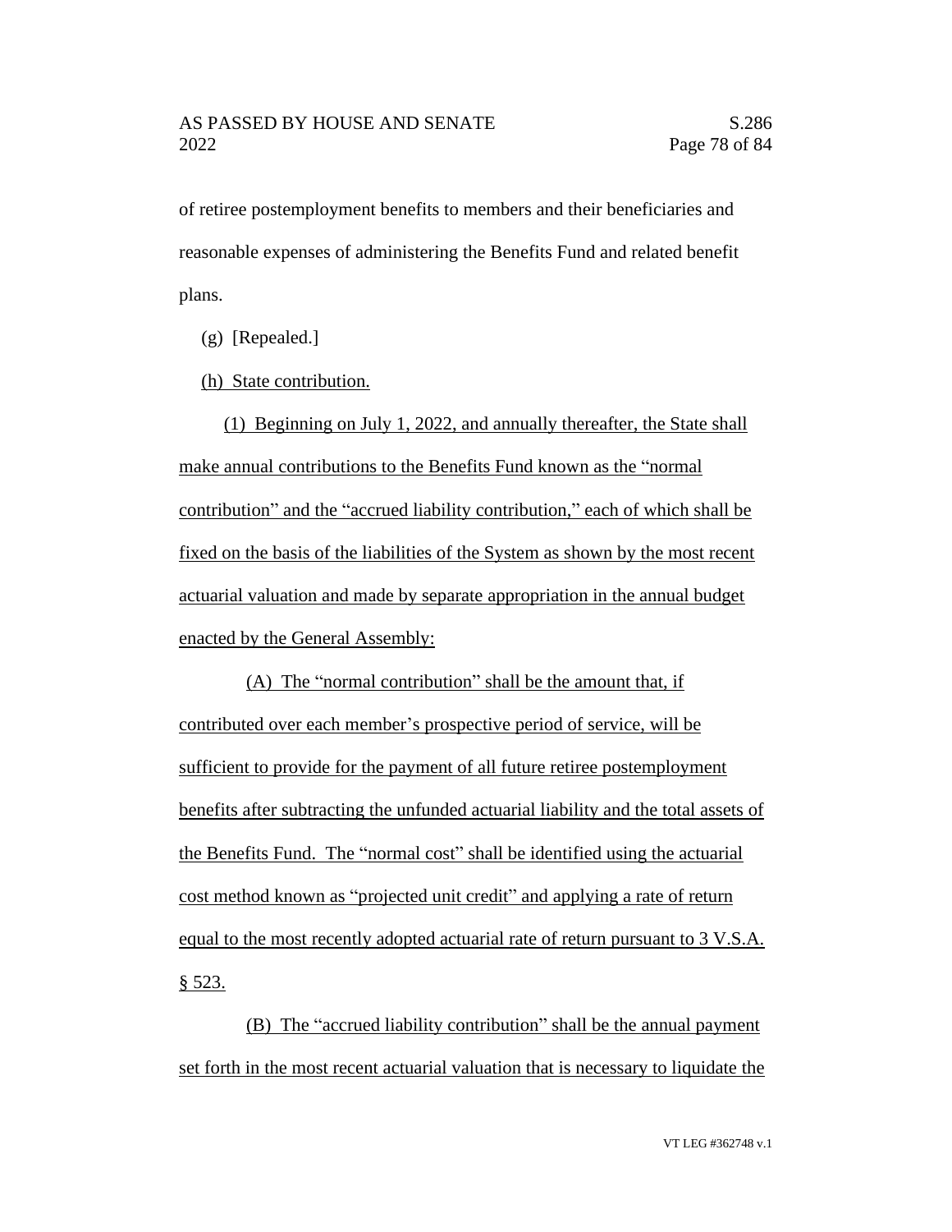of retiree postemployment benefits to members and their beneficiaries and reasonable expenses of administering the Benefits Fund and related benefit plans.

(g) [Repealed.]

<u>(h) State contribution.</u>

<u>(1) Beginning on July 1, 2022, and annually thereafter, the State shall make annual contributions to the Benefits Fund known as the "normal contribution" and the "accrued liability contribution," each of which shall be fixed on the basis of the liabilities of the System as shown by the most recent actuarial valuation and made by separate appropriation in the annual budget enacted by the General Assembly:</u>

<u>(A) The "normal contribution" shall be the amount that, if contributed over each member's prospective period of service, will be sufficient to provide for the payment of all future retiree postemployment benefits after subtracting the unfunded actuarial liability and the total assets of the Benefits Fund. The "normal cost" shall be identified using the actuarial cost method known as "projected unit credit" and applying a rate of return equal to the most recently adopted actuarial rate of return pursuant to 3 V.S.A. § 523.</u>

<u>(B) The "accrued liability contribution" shall be the annual payment set forth in the most recent actuarial valuation that is necessary to liquidate the</u>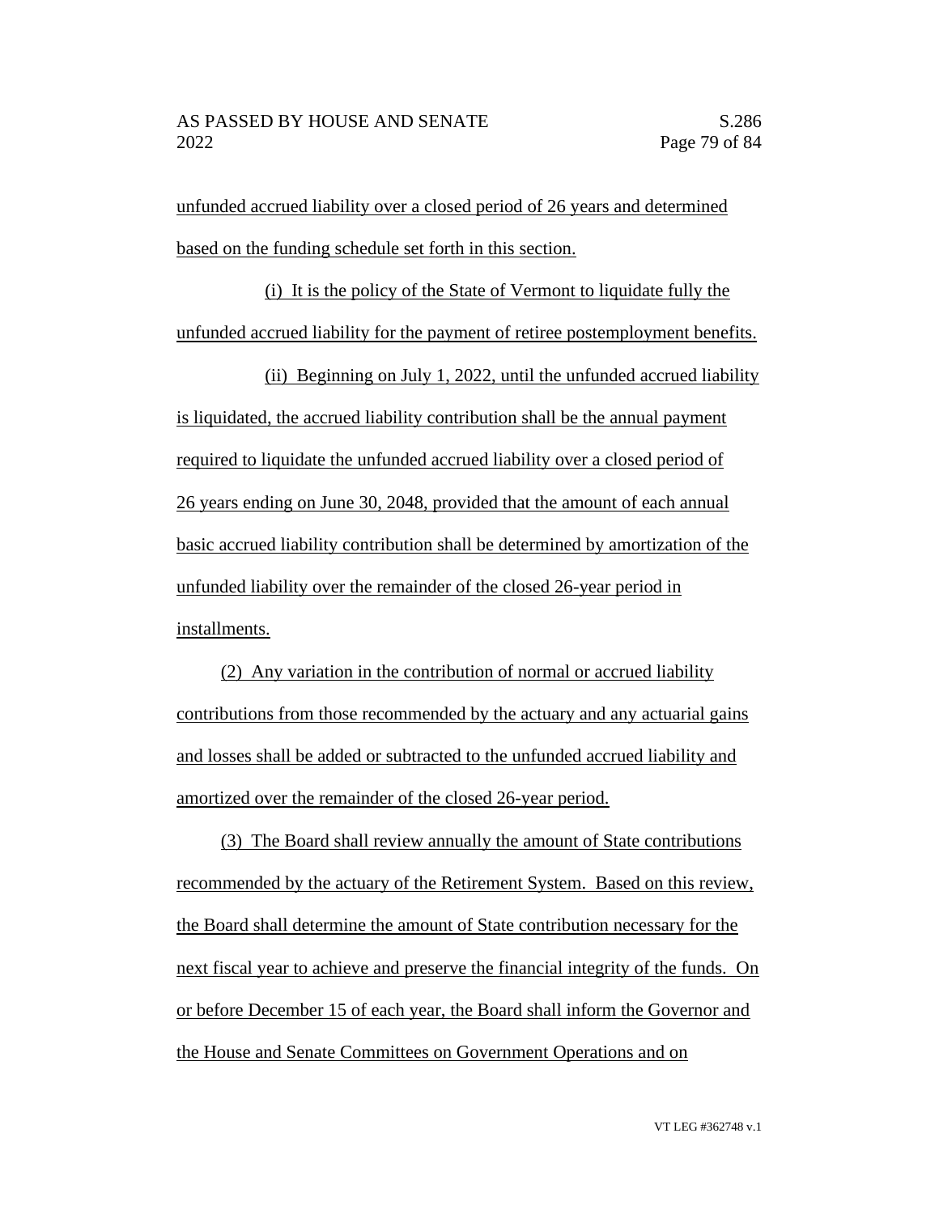unfunded accrued liability over a closed period of 26 years and determined based on the funding schedule set forth in this section.

(i) It is the policy of the State of Vermont to liquidate fully the unfunded accrued liability for the payment of retiree postemployment benefits.

(ii) Beginning on July 1, 2022, until the unfunded accrued liability is liquidated, the accrued liability contribution shall be the annual payment required to liquidate the unfunded accrued liability over a closed period of 26 years ending on June 30, 2048, provided that the amount of each annual basic accrued liability contribution shall be determined by amortization of the unfunded liability over the remainder of the closed 26-year period in installments.

(2) Any variation in the contribution of normal or accrued liability contributions from those recommended by the actuary and any actuarial gains and losses shall be added or subtracted to the unfunded accrued liability and amortized over the remainder of the closed 26-year period.

(3) The Board shall review annually the amount of State contributions recommended by the actuary of the Retirement System. Based on this review, the Board shall determine the amount of State contribution necessary for the next fiscal year to achieve and preserve the financial integrity of the funds. On or before December 15 of each year, the Board shall inform the Governor and the House and Senate Committees on Government Operations and on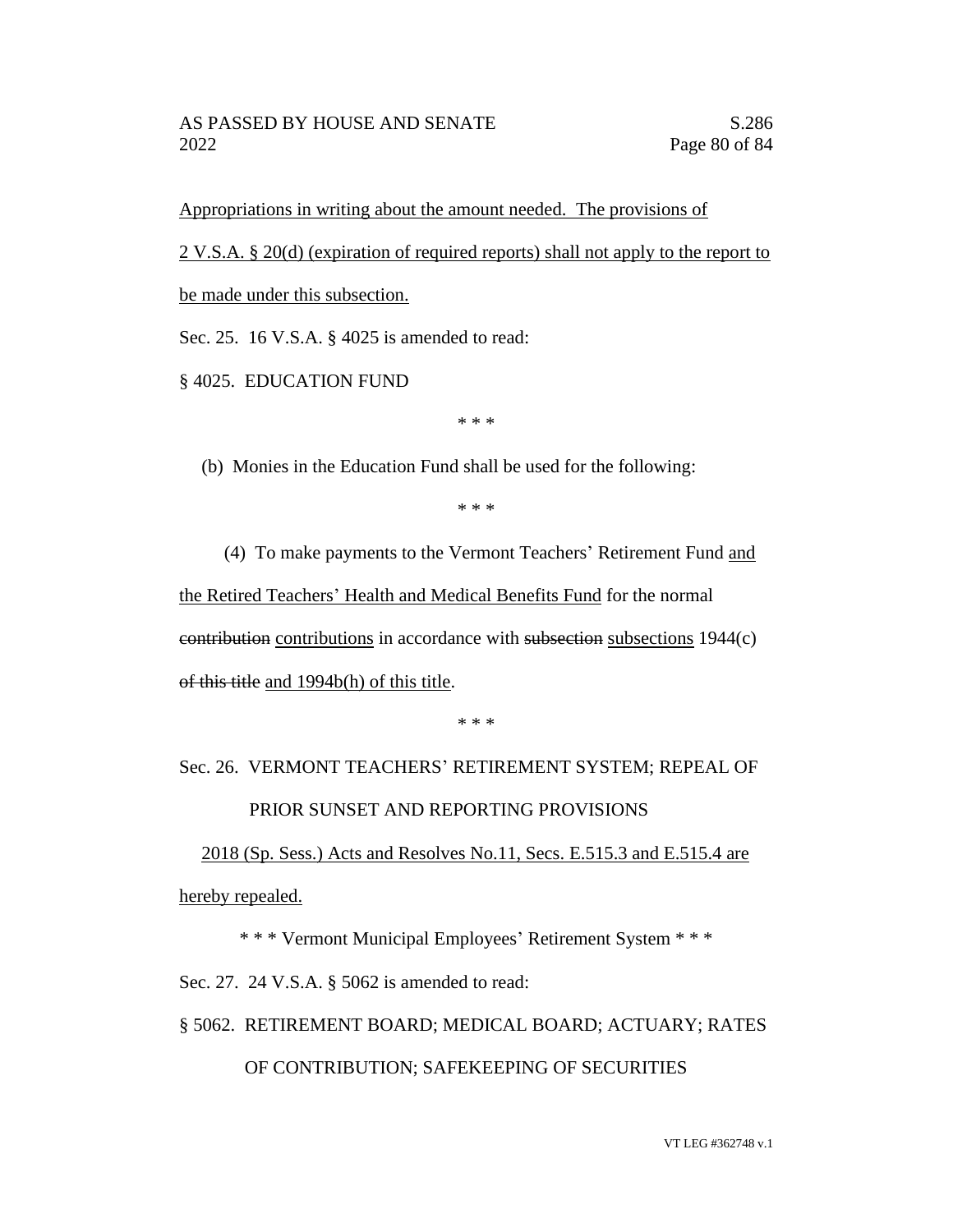Appropriations in writing about the amount needed. The provisions of 2 V.S.A. § 20(d) (expiration of required reports) shall not apply to the report to be made under this subsection.

Sec. 25. 16 V.S.A. § 4025 is amended to read:

§ 4025. EDUCATION FUND

\* \* \*

(b) Monies in the Education Fund shall be used for the following:

\* \* \*

(4) To make payments to the Vermont Teachers' Retirement Fund and the Retired Teachers' Health and Medical Benefits Fund for the normal ~~contribution~~ contributions in accordance with ~~subsection~~ subsections 1944(c) ~~of this title~~ and 1994b(h) of this title.

\* \* \*

Sec. 26. VERMONT TEACHERS' RETIREMENT SYSTEM; REPEAL OF PRIOR SUNSET AND REPORTING PROVISIONS

2018 (Sp. Sess.) Acts and Resolves No.11, Secs. E.515.3 and E.515.4 are hereby repealed.

\* \* \* Vermont Municipal Employees' Retirement System \* \* \*

Sec. 27. 24 V.S.A. § 5062 is amended to read:

§ 5062. RETIREMENT BOARD; MEDICAL BOARD; ACTUARY; RATES OF CONTRIBUTION; SAFEKEEPING OF SECURITIES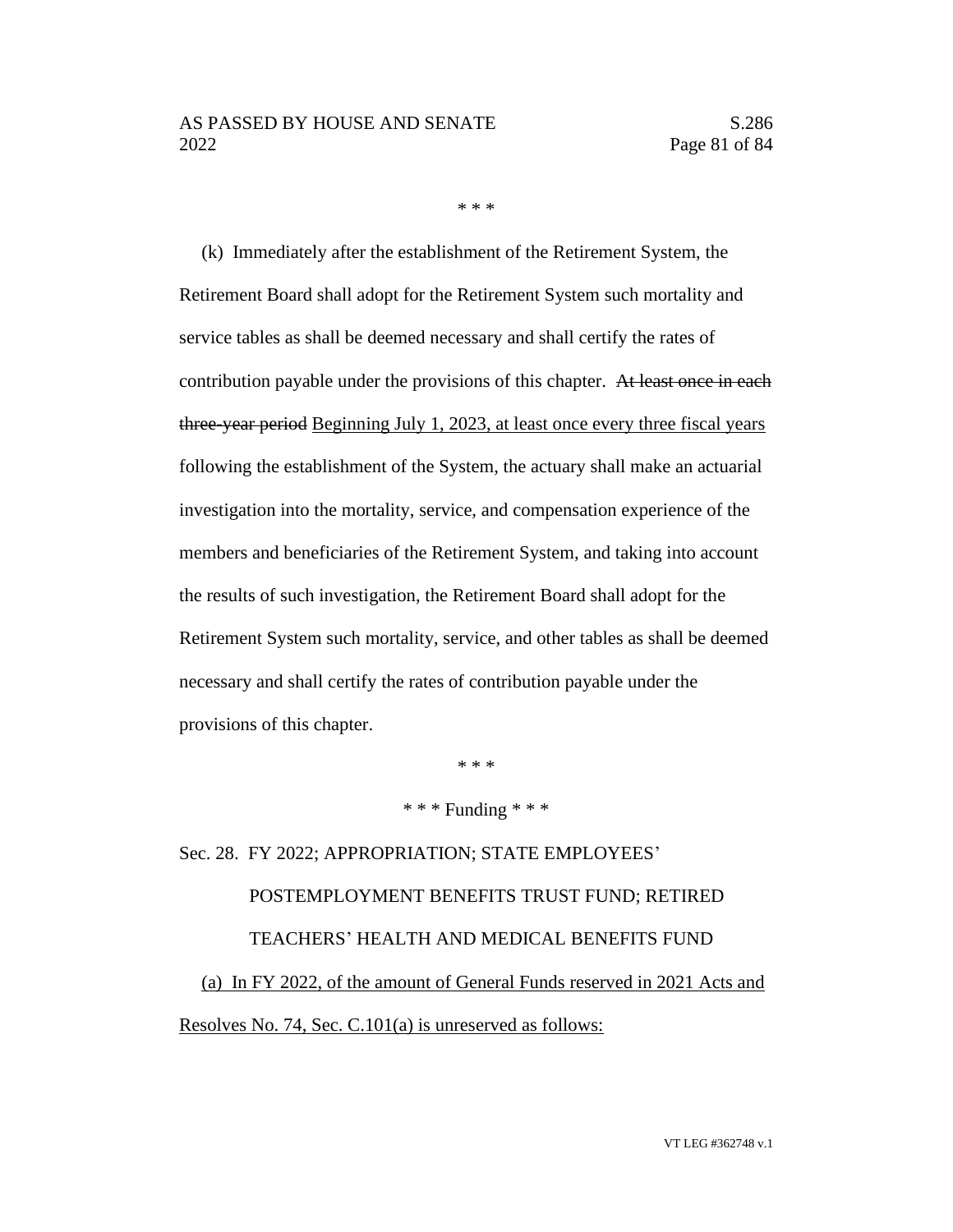\* \* \*

(k) Immediately after the establishment of the Retirement System, the Retirement Board shall adopt for the Retirement System such mortality and service tables as shall be deemed necessary and shall certify the rates of contribution payable under the provisions of this chapter. ~~At least once in each three-year period~~ <u>Beginning July 1, 2023, at least once every three fiscal years</u> following the establishment of the System, the actuary shall make an actuarial investigation into the mortality, service, and compensation experience of the members and beneficiaries of the Retirement System, and taking into account the results of such investigation, the Retirement Board shall adopt for the Retirement System such mortality, service, and other tables as shall be deemed necessary and shall certify the rates of contribution payable under the provisions of this chapter.

\* \* \*

\* \* \* Funding \* \* \*

Sec. 28. FY 2022; APPROPRIATION; STATE EMPLOYEES' POSTEMPLOYMENT BENEFITS TRUST FUND; RETIRED TEACHERS' HEALTH AND MEDICAL BENEFITS FUND

<u>(a) In FY 2022, of the amount of General Funds reserved in 2021 Acts and Resolves No. 74, Sec. C.101(a) is unreserved as follows:</u>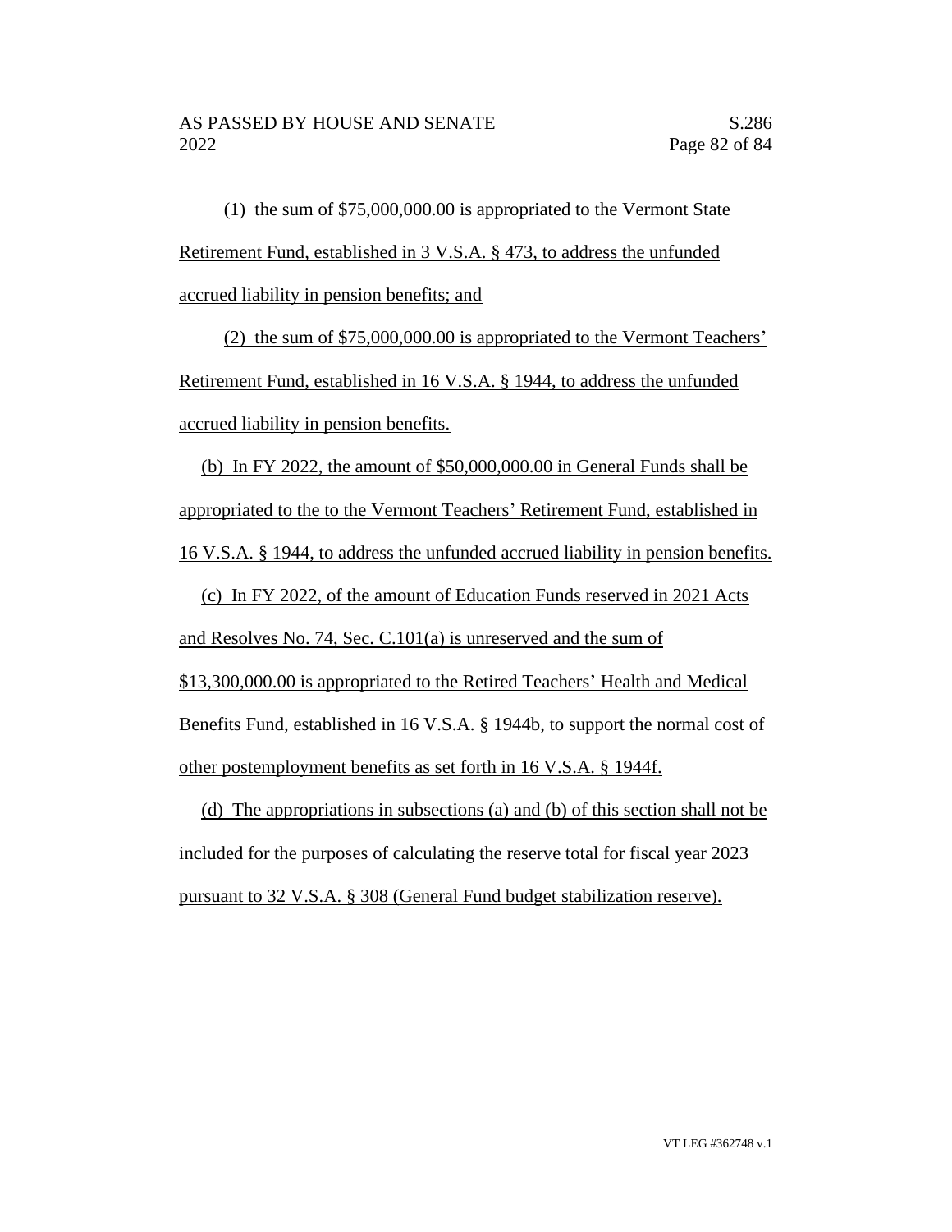(1) the sum of $75,000,000.00 is appropriated to the Vermont State Retirement Fund, established in 3 V.S.A. § 473, to address the unfunded accrued liability in pension benefits; and

(2) the sum of $75,000,000.00 is appropriated to the Vermont Teachers' Retirement Fund, established in 16 V.S.A. § 1944, to address the unfunded accrued liability in pension benefits.

(b) In FY 2022, the amount of $50,000,000.00 in General Funds shall be appropriated to the to the Vermont Teachers' Retirement Fund, established in 16 V.S.A. § 1944, to address the unfunded accrued liability in pension benefits.

(c) In FY 2022, of the amount of Education Funds reserved in 2021 Acts and Resolves No. 74, Sec. C.101(a) is unreserved and the sum of $13,300,000.00 is appropriated to the Retired Teachers' Health and Medical Benefits Fund, established in 16 V.S.A. § 1944b, to support the normal cost of other postemployment benefits as set forth in 16 V.S.A. § 1944f.

(d) The appropriations in subsections (a) and (b) of this section shall not be included for the purposes of calculating the reserve total for fiscal year 2023 pursuant to 32 V.S.A. § 308 (General Fund budget stabilization reserve).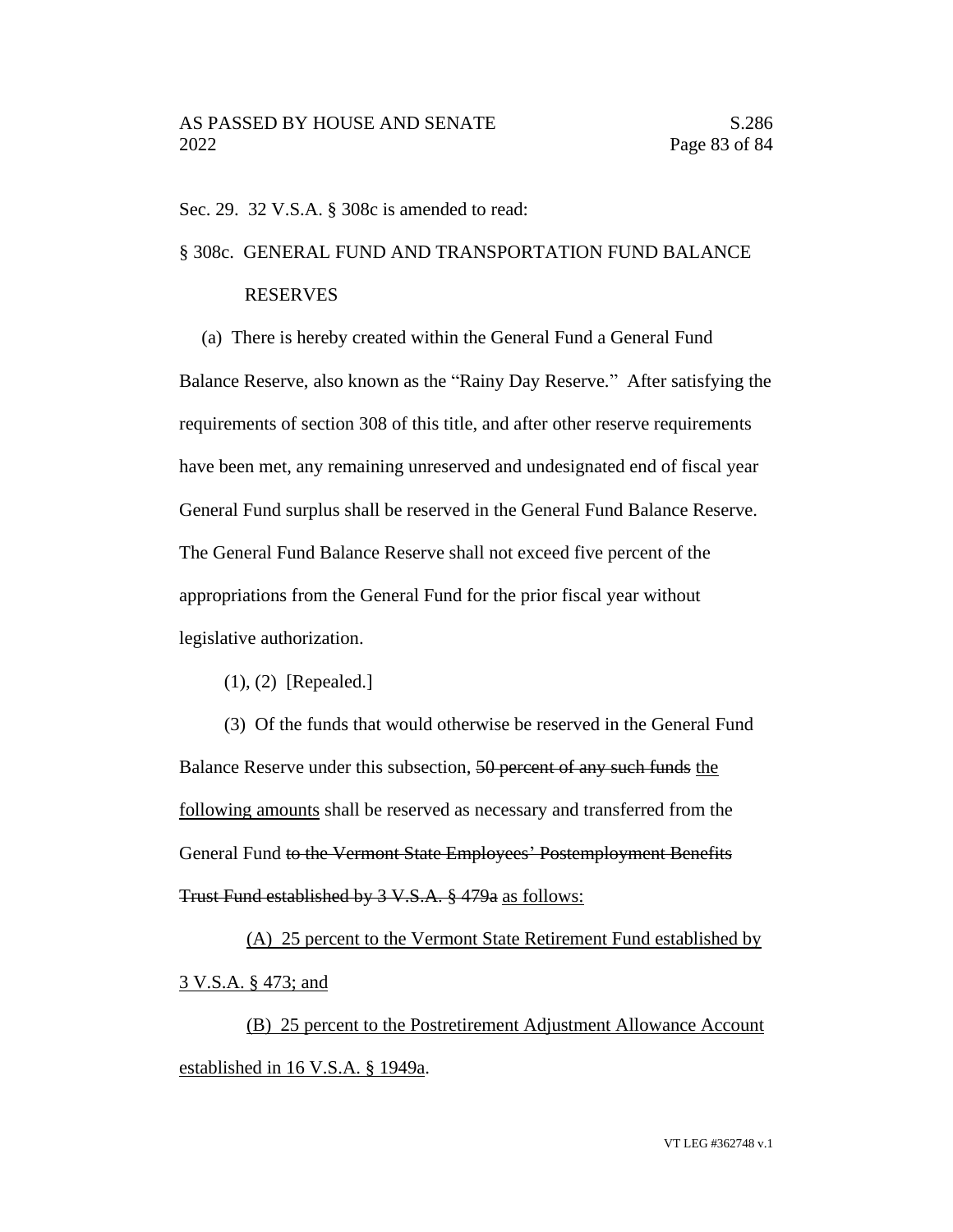Sec. 29. 32 V.S.A. § 308c is amended to read:

§ 308c. GENERAL FUND AND TRANSPORTATION FUND BALANCE RESERVES

(a) There is hereby created within the General Fund a General Fund Balance Reserve, also known as the "Rainy Day Reserve." After satisfying the requirements of section 308 of this title, and after other reserve requirements have been met, any remaining unreserved and undesignated end of fiscal year General Fund surplus shall be reserved in the General Fund Balance Reserve. The General Fund Balance Reserve shall not exceed five percent of the appropriations from the General Fund for the prior fiscal year without legislative authorization.

(1), (2) [Repealed.]

(3) Of the funds that would otherwise be reserved in the General Fund Balance Reserve under this subsection, ~~50 percent of any such funds~~ <u>the following amounts</u> shall be reserved as necessary and transferred from the General Fund ~~to the Vermont State Employees' Postemployment Benefits Trust Fund established by 3 V.S.A. § 479a~~ <u>as follows:</u>

<u>(A) 25 percent to the Vermont State Retirement Fund established by 3 V.S.A. § 473; and</u>

<u>(B) 25 percent to the Postretirement Adjustment Allowance Account established in 16 V.S.A. § 1949a</u>.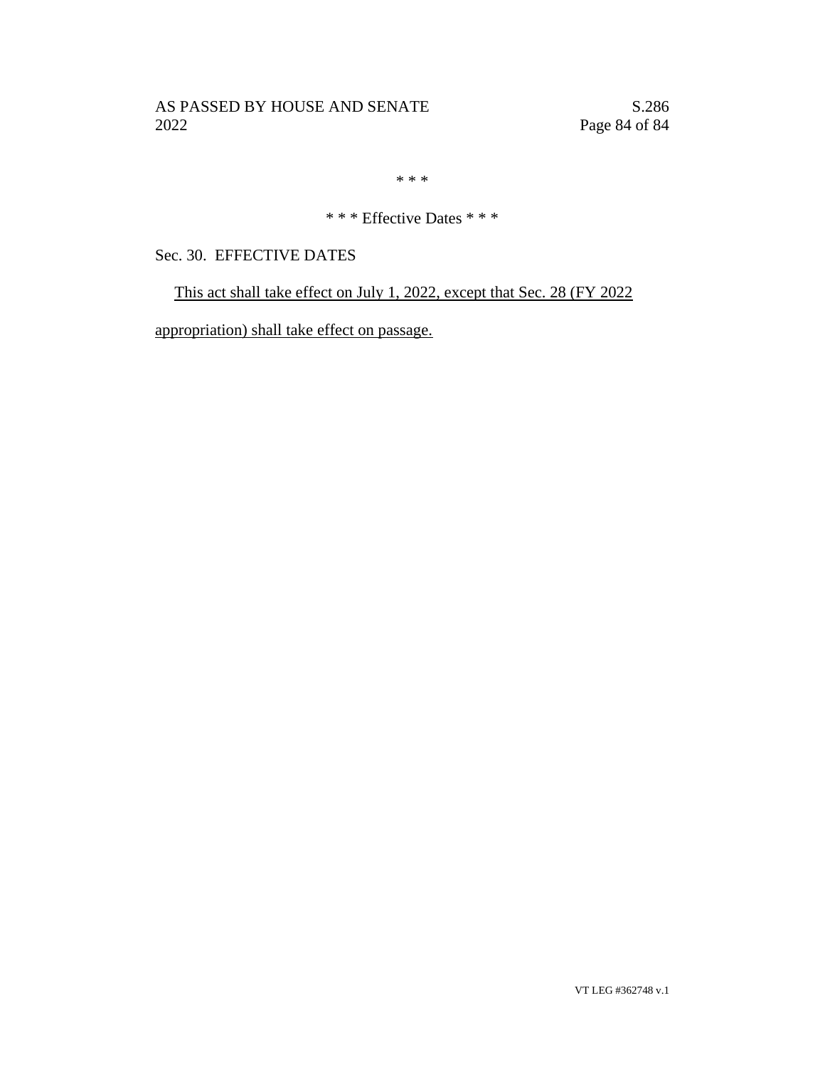\* \* \*

\* \* \* Effective Dates \* \* \*

Sec. 30. EFFECTIVE DATES

This act shall take effect on July 1, 2022, except that Sec. 28 (FY 2022 appropriation) shall take effect on passage.